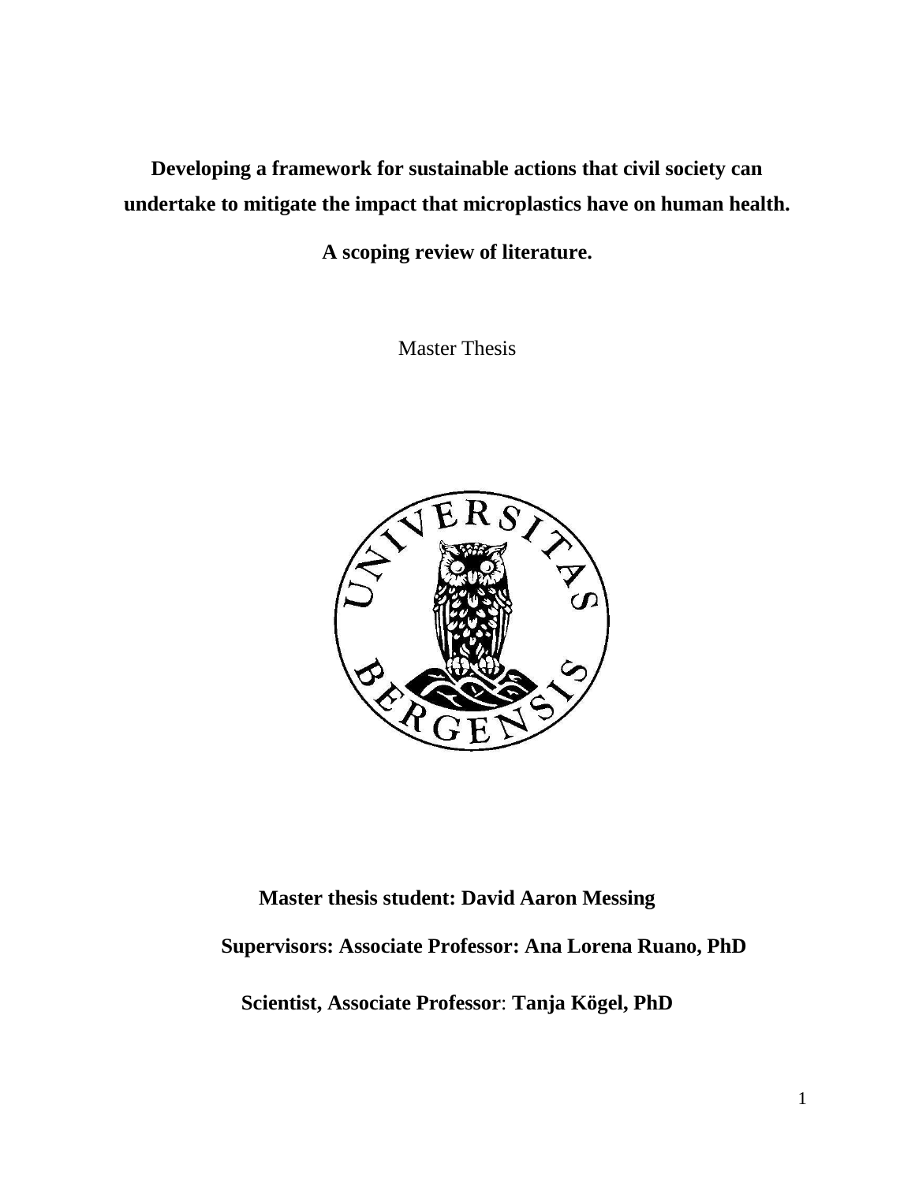# Developing a framework for sustainable actions that civil society can undertake to mitigate the impact that microplastics have on human health.

## A scoping review of literature.

Master Thesis

**Master thesis student: David Aaron Messing**

**Supervisors: Associate Professor: Ana Lorena Ruano, PhD**

**Scientist, Associate Professor: Tanja Kögel, PhD**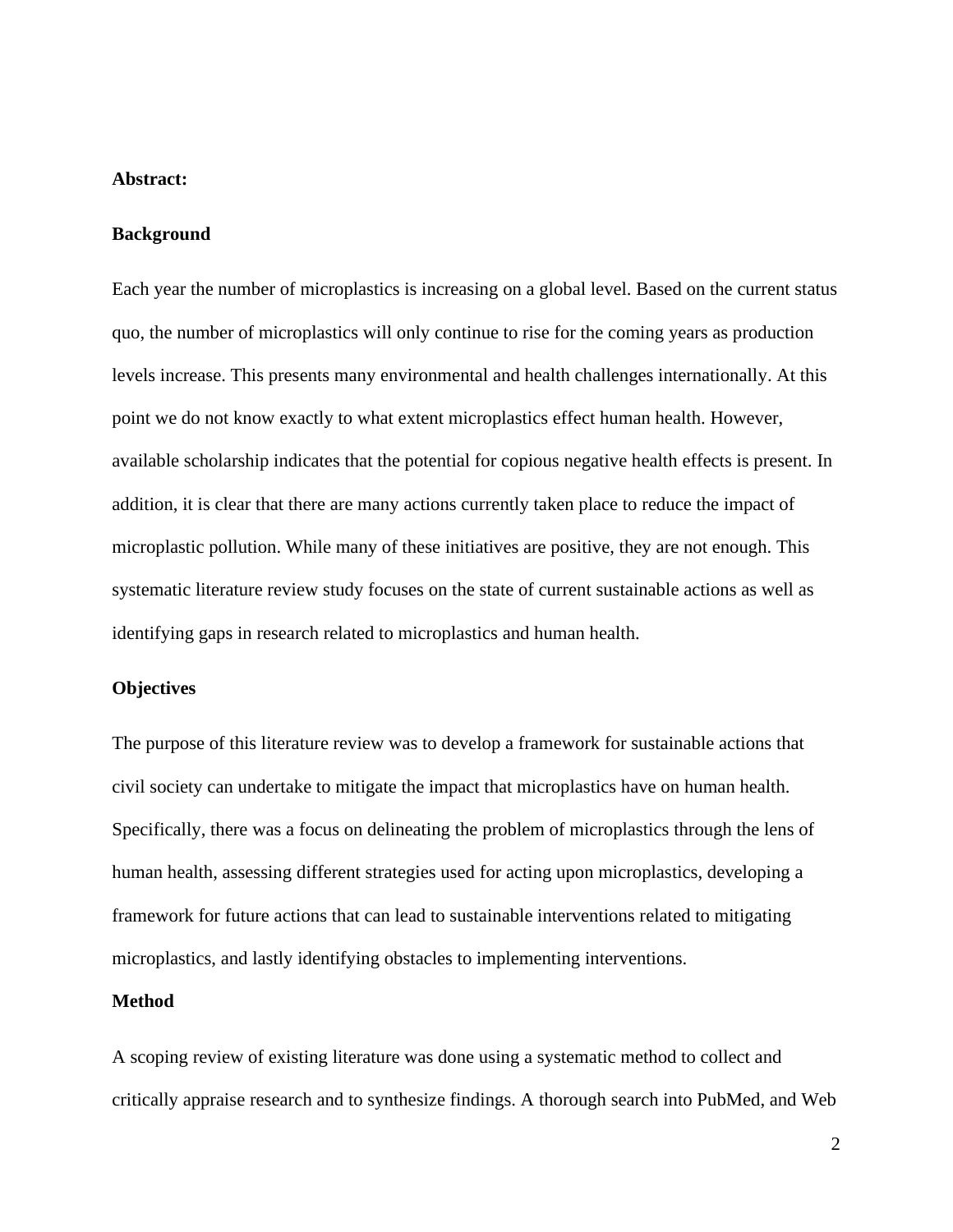**Abstract:**

**Background**

Each year the number of microplastics is increasing on a global level. Based on the current status quo, the number of microplastics will only continue to rise for the coming years as production levels increase. This presents many environmental and health challenges internationally. At this point we do not know exactly to what extent microplastics effect human health. However, available scholarship indicates that the potential for copious negative health effects is present. In addition, it is clear that there are many actions currently taken place to reduce the impact of microplastic pollution. While many of these initiatives are positive, they are not enough. This systematic literature review study focuses on the state of current sustainable actions as well as identifying gaps in research related to microplastics and human health.

**Objectives**

The purpose of this literature review was to develop a framework for sustainable actions that civil society can undertake to mitigate the impact that microplastics have on human health. Specifically, there was a focus on delineating the problem of microplastics through the lens of human health, assessing different strategies used for acting upon microplastics, developing a framework for future actions that can lead to sustainable interventions related to mitigating microplastics, and lastly identifying obstacles to implementing interventions.

**Method**

A scoping review of existing literature was done using a systematic method to collect and critically appraise research and to synthesize findings. A thorough search into PubMed, and Web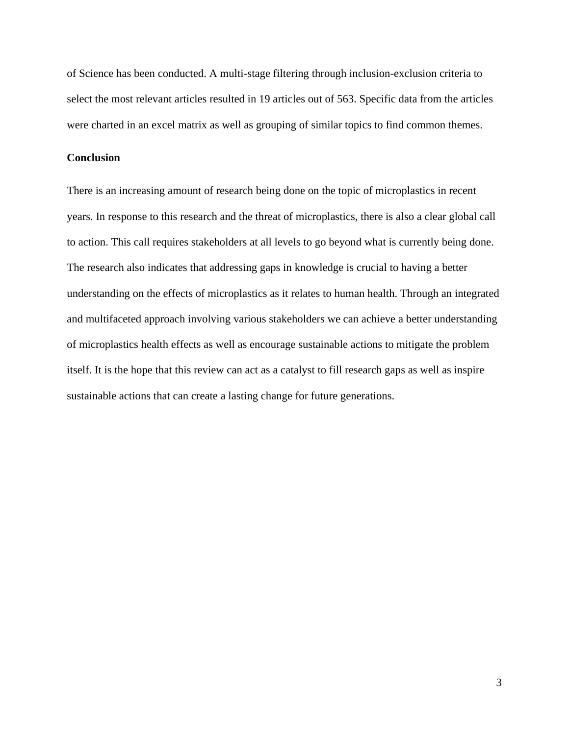of Science has been conducted. A multi-stage filtering through inclusion-exclusion criteria to select the most relevant articles resulted in 19 articles out of 563. Specific data from the articles were charted in an excel matrix as well as grouping of similar topics to find common themes.

**Conclusion**

There is an increasing amount of research being done on the topic of microplastics in recent years. In response to this research and the threat of microplastics, there is also a clear global call to action. This call requires stakeholders at all levels to go beyond what is currently being done. The research also indicates that addressing gaps in knowledge is crucial to having a better understanding on the effects of microplastics as it relates to human health. Through an integrated and multifaceted approach involving various stakeholders we can achieve a better understanding of microplastics health effects as well as encourage sustainable actions to mitigate the problem itself. It is the hope that this review can act as a catalyst to fill research gaps as well as inspire sustainable actions that can create a lasting change for future generations.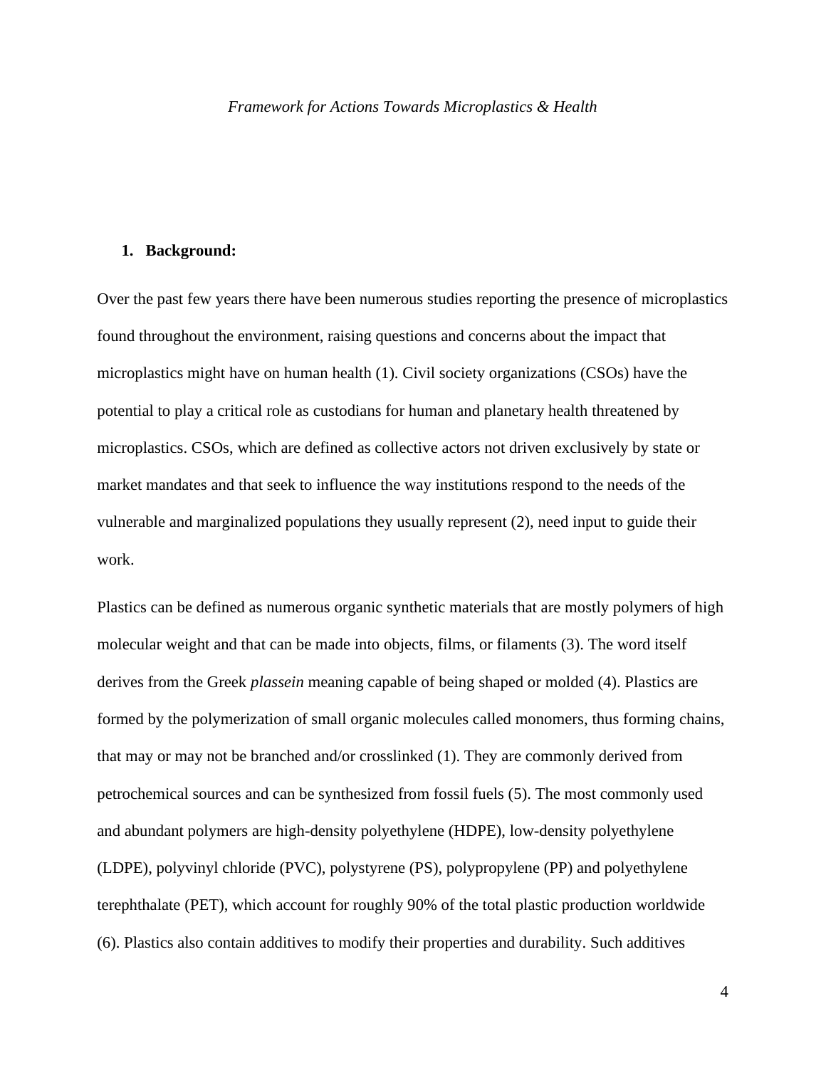*Framework for Actions Towards Microplastics & Health*

## 1. Background:

Over the past few years there have been numerous studies reporting the presence of microplastics found throughout the environment, raising questions and concerns about the impact that microplastics might have on human health (1). Civil society organizations (CSOs) have the potential to play a critical role as custodians for human and planetary health threatened by microplastics. CSOs, which are defined as collective actors not driven exclusively by state or market mandates and that seek to influence the way institutions respond to the needs of the vulnerable and marginalized populations they usually represent (2), need input to guide their work.

Plastics can be defined as numerous organic synthetic materials that are mostly polymers of high molecular weight and that can be made into objects, films, or filaments (3). The word itself derives from the Greek *plassein* meaning capable of being shaped or molded (4). Plastics are formed by the polymerization of small organic molecules called monomers, thus forming chains, that may or may not be branched and/or crosslinked (1). They are commonly derived from petrochemical sources and can be synthesized from fossil fuels (5). The most commonly used and abundant polymers are high-density polyethylene (HDPE), low-density polyethylene (LDPE), polyvinyl chloride (PVC), polystyrene (PS), polypropylene (PP) and polyethylene terephthalate (PET), which account for roughly 90% of the total plastic production worldwide (6). Plastics also contain additives to modify their properties and durability. Such additives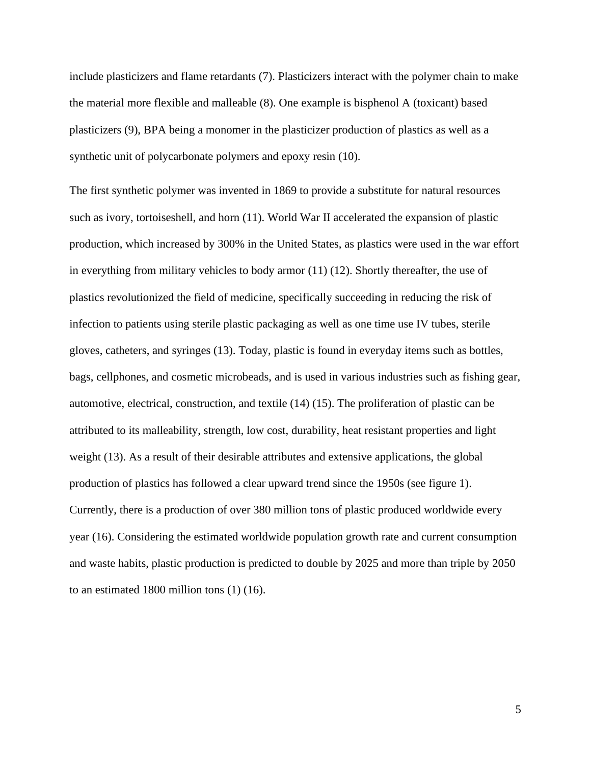include plasticizers and flame retardants (7). Plasticizers interact with the polymer chain to make the material more flexible and malleable (8). One example is bisphenol A (toxicant) based plasticizers (9), BPA being a monomer in the plasticizer production of plastics as well as a synthetic unit of polycarbonate polymers and epoxy resin (10).

The first synthetic polymer was invented in 1869 to provide a substitute for natural resources such as ivory, tortoiseshell, and horn (11). World War II accelerated the expansion of plastic production, which increased by 300% in the United States, as plastics were used in the war effort in everything from military vehicles to body armor (11) (12). Shortly thereafter, the use of plastics revolutionized the field of medicine, specifically succeeding in reducing the risk of infection to patients using sterile plastic packaging as well as one time use IV tubes, sterile gloves, catheters, and syringes (13). Today, plastic is found in everyday items such as bottles, bags, cellphones, and cosmetic microbeads, and is used in various industries such as fishing gear, automotive, electrical, construction, and textile (14) (15). The proliferation of plastic can be attributed to its malleability, strength, low cost, durability, heat resistant properties and light weight (13). As a result of their desirable attributes and extensive applications, the global production of plastics has followed a clear upward trend since the 1950s (see figure 1). Currently, there is a production of over 380 million tons of plastic produced worldwide every year (16). Considering the estimated worldwide population growth rate and current consumption and waste habits, plastic production is predicted to double by 2025 and more than triple by 2050 to an estimated 1800 million tons (1) (16).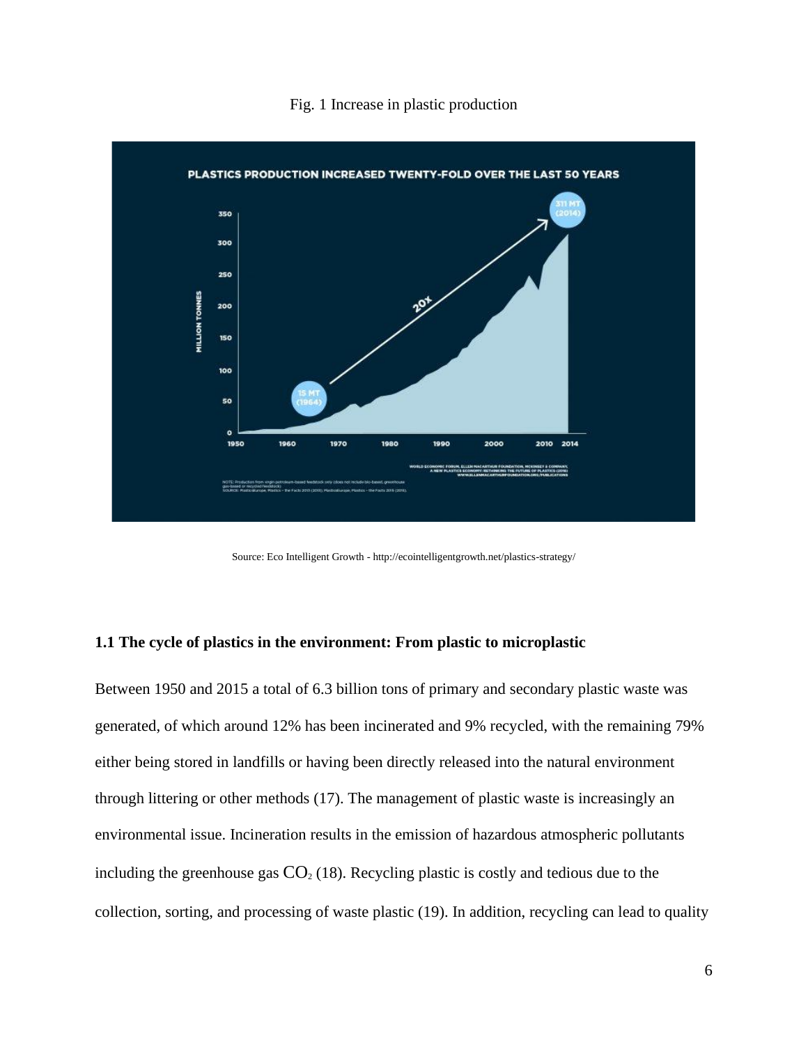Fig. 1 Increase in plastic production

Source: Eco Intelligent Growth - http://ecointelligentgrowth.net/plastics-strategy/

### 1.1 The cycle of plastics in the environment: From plastic to microplastic

Between 1950 and 2015 a total of 6.3 billion tons of primary and secondary plastic waste was generated, of which around 12% has been incinerated and 9% recycled, with the remaining 79% either being stored in landfills or having been directly released into the natural environment through littering or other methods (17). The management of plastic waste is increasingly an environmental issue. Incineration results in the emission of hazardous atmospheric pollutants including the greenhouse gas $CO_2$ (18). Recycling plastic is costly and tedious due to the collection, sorting, and processing of waste plastic (19). In addition, recycling can lead to quality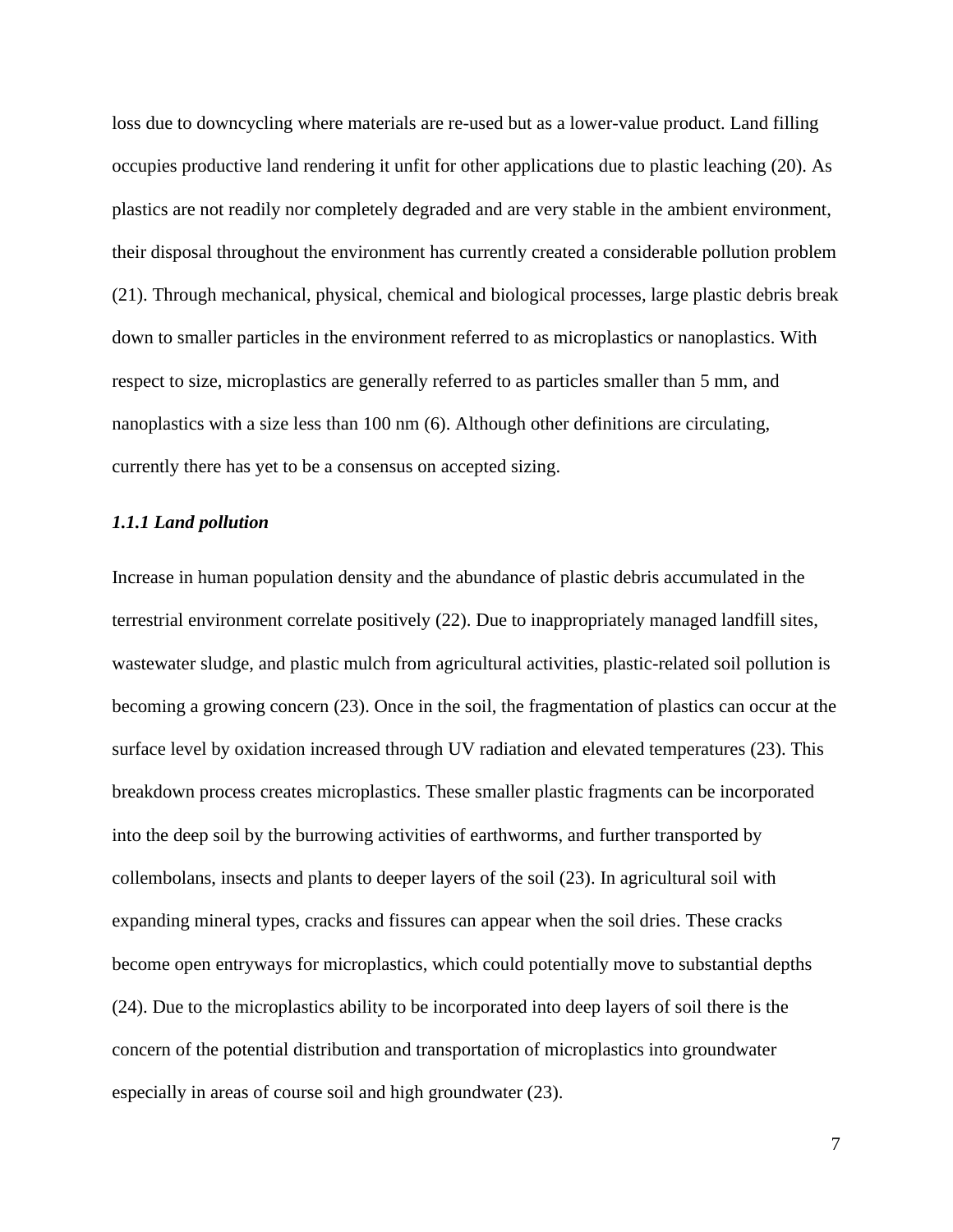loss due to downcycling where materials are re-used but as a lower-value product. Land filling occupies productive land rendering it unfit for other applications due to plastic leaching (20). As plastics are not readily nor completely degraded and are very stable in the ambient environment, their disposal throughout the environment has currently created a considerable pollution problem (21). Through mechanical, physical, chemical and biological processes, large plastic debris break down to smaller particles in the environment referred to as microplastics or nanoplastics. With respect to size, microplastics are generally referred to as particles smaller than 5 mm, and nanoplastics with a size less than 100 nm (6). Although other definitions are circulating, currently there has yet to be a consensus on accepted sizing.

### *1.1.1 Land pollution*

Increase in human population density and the abundance of plastic debris accumulated in the terrestrial environment correlate positively (22). Due to inappropriately managed landfill sites, wastewater sludge, and plastic mulch from agricultural activities, plastic-related soil pollution is becoming a growing concern (23). Once in the soil, the fragmentation of plastics can occur at the surface level by oxidation increased through UV radiation and elevated temperatures (23). This breakdown process creates microplastics. These smaller plastic fragments can be incorporated into the deep soil by the burrowing activities of earthworms, and further transported by collembolans, insects and plants to deeper layers of the soil (23). In agricultural soil with expanding mineral types, cracks and fissures can appear when the soil dries. These cracks become open entryways for microplastics, which could potentially move to substantial depths (24). Due to the microplastics ability to be incorporated into deep layers of soil there is the concern of the potential distribution and transportation of microplastics into groundwater especially in areas of course soil and high groundwater (23).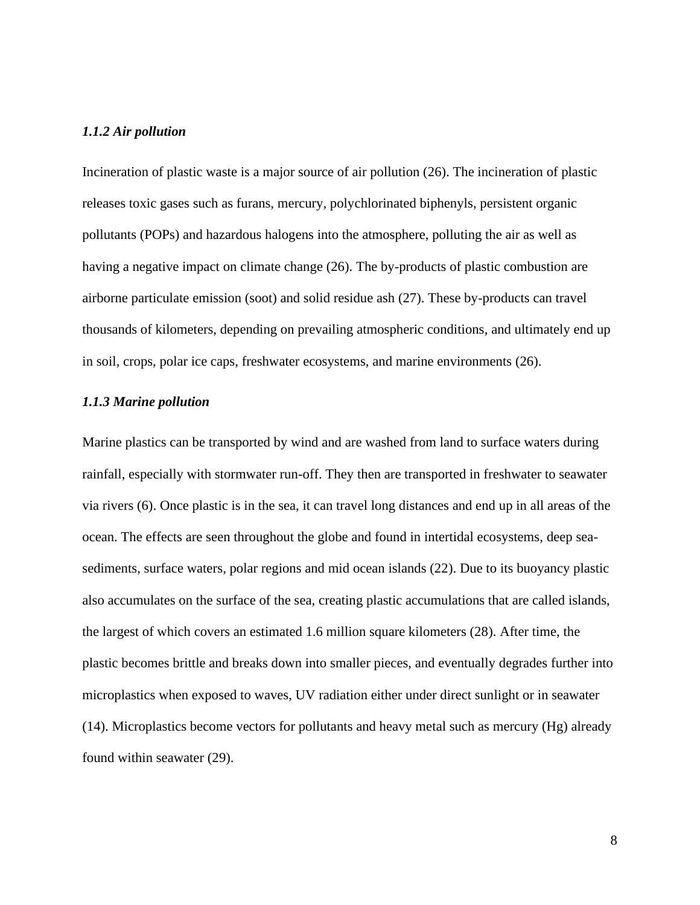### *1.1.2 Air pollution*

Incineration of plastic waste is a major source of air pollution (26). The incineration of plastic releases toxic gases such as furans, mercury, polychlorinated biphenyls, persistent organic pollutants (POPs) and hazardous halogens into the atmosphere, polluting the air as well as having a negative impact on climate change (26). The by-products of plastic combustion are airborne particulate emission (soot) and solid residue ash (27). These by-products can travel thousands of kilometers, depending on prevailing atmospheric conditions, and ultimately end up in soil, crops, polar ice caps, freshwater ecosystems, and marine environments (26).

### *1.1.3 Marine pollution*

Marine plastics can be transported by wind and are washed from land to surface waters during rainfall, especially with stormwater run-off. They then are transported in freshwater to seawater via rivers (6). Once plastic is in the sea, it can travel long distances and end up in all areas of the ocean. The effects are seen throughout the globe and found in intertidal ecosystems, deep sea-sediments, surface waters, polar regions and mid ocean islands (22). Due to its buoyancy plastic also accumulates on the surface of the sea, creating plastic accumulations that are called islands, the largest of which covers an estimated 1.6 million square kilometers (28). After time, the plastic becomes brittle and breaks down into smaller pieces, and eventually degrades further into microplastics when exposed to waves, UV radiation either under direct sunlight or in seawater (14). Microplastics become vectors for pollutants and heavy metal such as mercury (Hg) already found within seawater (29).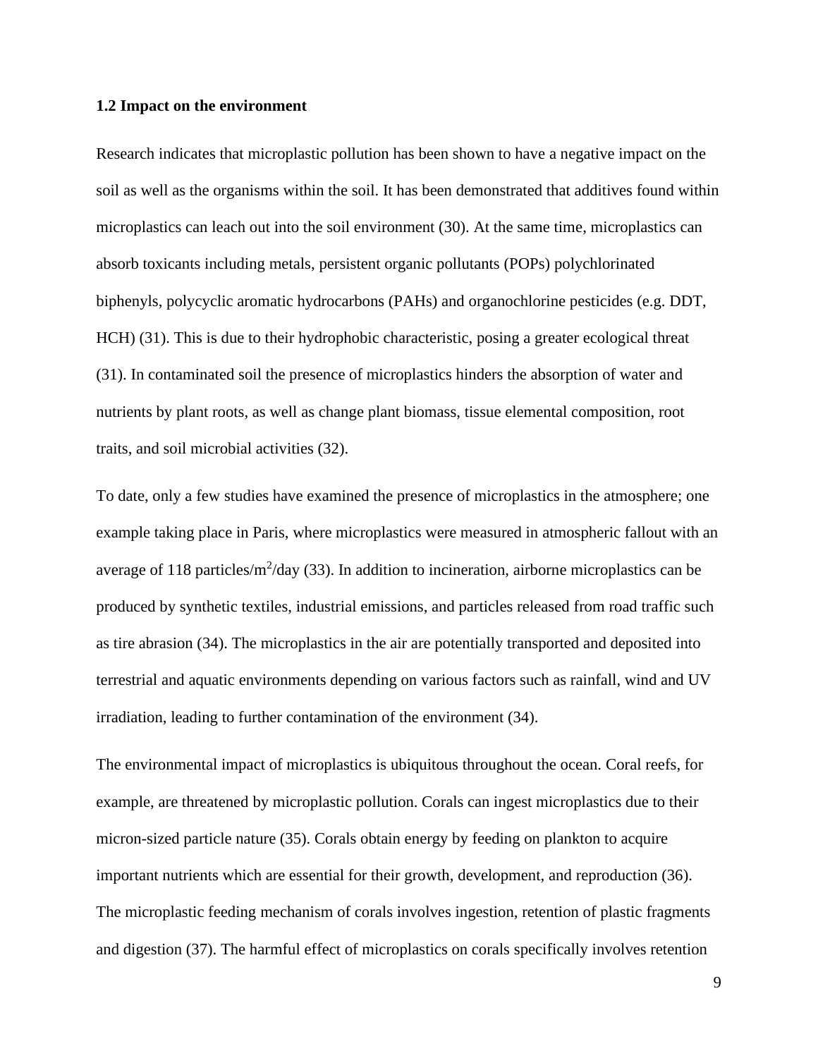### 1.2 Impact on the environment

Research indicates that microplastic pollution has been shown to have a negative impact on the soil as well as the organisms within the soil. It has been demonstrated that additives found within microplastics can leach out into the soil environment (30). At the same time, microplastics can absorb toxicants including metals, persistent organic pollutants (POPs) polychlorinated biphenyls, polycyclic aromatic hydrocarbons (PAHs) and organochlorine pesticides (e.g. DDT, HCH) (31). This is due to their hydrophobic characteristic, posing a greater ecological threat (31). In contaminated soil the presence of microplastics hinders the absorption of water and nutrients by plant roots, as well as change plant biomass, tissue elemental composition, root traits, and soil microbial activities (32).

To date, only a few studies have examined the presence of microplastics in the atmosphere; one example taking place in Paris, where microplastics were measured in atmospheric fallout with an average of 118 particles/$m^2$/day (33). In addition to incineration, airborne microplastics can be produced by synthetic textiles, industrial emissions, and particles released from road traffic such as tire abrasion (34). The microplastics in the air are potentially transported and deposited into terrestrial and aquatic environments depending on various factors such as rainfall, wind and UV irradiation, leading to further contamination of the environment (34).

The environmental impact of microplastics is ubiquitous throughout the ocean. Coral reefs, for example, are threatened by microplastic pollution. Corals can ingest microplastics due to their micron-sized particle nature (35). Corals obtain energy by feeding on plankton to acquire important nutrients which are essential for their growth, development, and reproduction (36). The microplastic feeding mechanism of corals involves ingestion, retention of plastic fragments and digestion (37). The harmful effect of microplastics on corals specifically involves retention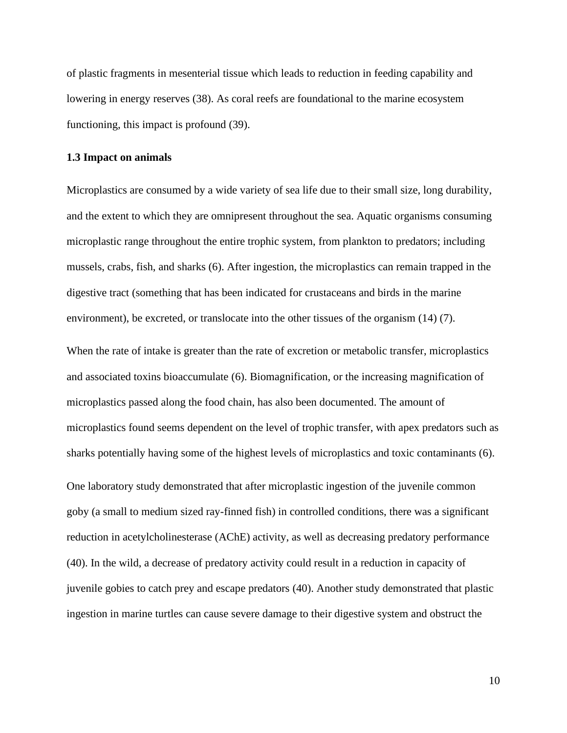of plastic fragments in mesenterial tissue which leads to reduction in feeding capability and lowering in energy reserves (38). As coral reefs are foundational to the marine ecosystem functioning, this impact is profound (39).

### 1.3 Impact on animals

Microplastics are consumed by a wide variety of sea life due to their small size, long durability, and the extent to which they are omnipresent throughout the sea. Aquatic organisms consuming microplastic range throughout the entire trophic system, from plankton to predators; including mussels, crabs, fish, and sharks (6). After ingestion, the microplastics can remain trapped in the digestive tract (something that has been indicated for crustaceans and birds in the marine environment), be excreted, or translocate into the other tissues of the organism (14) (7).

When the rate of intake is greater than the rate of excretion or metabolic transfer, microplastics and associated toxins bioaccumulate (6). Biomagnification, or the increasing magnification of microplastics passed along the food chain, has also been documented. The amount of microplastics found seems dependent on the level of trophic transfer, with apex predators such as sharks potentially having some of the highest levels of microplastics and toxic contaminants (6).

One laboratory study demonstrated that after microplastic ingestion of the juvenile common goby (a small to medium sized ray-finned fish) in controlled conditions, there was a significant reduction in acetylcholinesterase (AChE) activity, as well as decreasing predatory performance (40). In the wild, a decrease of predatory activity could result in a reduction in capacity of juvenile gobies to catch prey and escape predators (40). Another study demonstrated that plastic ingestion in marine turtles can cause severe damage to their digestive system and obstruct the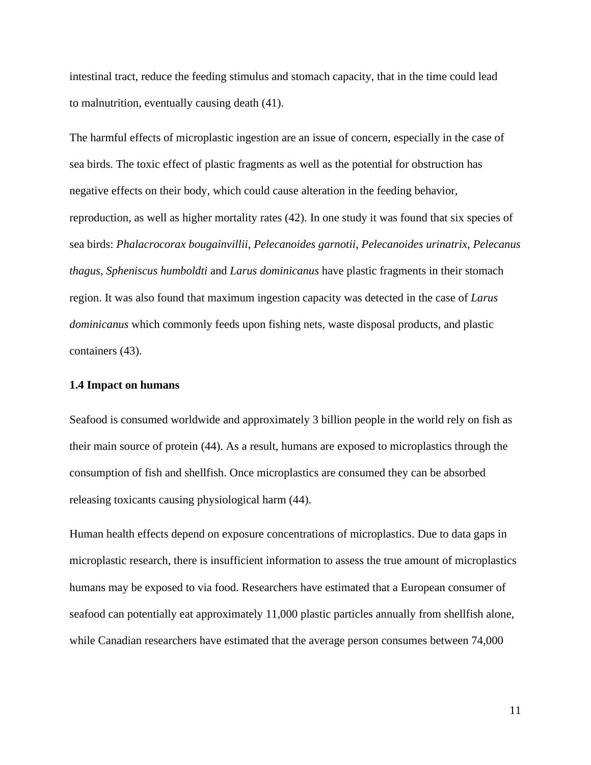intestinal tract, reduce the feeding stimulus and stomach capacity, that in the time could lead to malnutrition, eventually causing death (41).

The harmful effects of microplastic ingestion are an issue of concern, especially in the case of sea birds. The toxic effect of plastic fragments as well as the potential for obstruction has negative effects on their body, which could cause alteration in the feeding behavior, reproduction, as well as higher mortality rates (42). In one study it was found that six species of sea birds: *Phalacrocorax bougainvillii*, *Pelecanoides garnotii*, *Pelecanoides urinatrix*, *Pelecanus thagus*, *Spheniscus humboldti* and *Larus dominicanus* have plastic fragments in their stomach region. It was also found that maximum ingestion capacity was detected in the case of *Larus dominicanus* which commonly feeds upon fishing nets, waste disposal products, and plastic containers (43).

### 1.4 Impact on humans

Seafood is consumed worldwide and approximately 3 billion people in the world rely on fish as their main source of protein (44). As a result, humans are exposed to microplastics through the consumption of fish and shellfish. Once microplastics are consumed they can be absorbed releasing toxicants causing physiological harm (44).

Human health effects depend on exposure concentrations of microplastics. Due to data gaps in microplastic research, there is insufficient information to assess the true amount of microplastics humans may be exposed to via food. Researchers have estimated that a European consumer of seafood can potentially eat approximately 11,000 plastic particles annually from shellfish alone, while Canadian researchers have estimated that the average person consumes between 74,000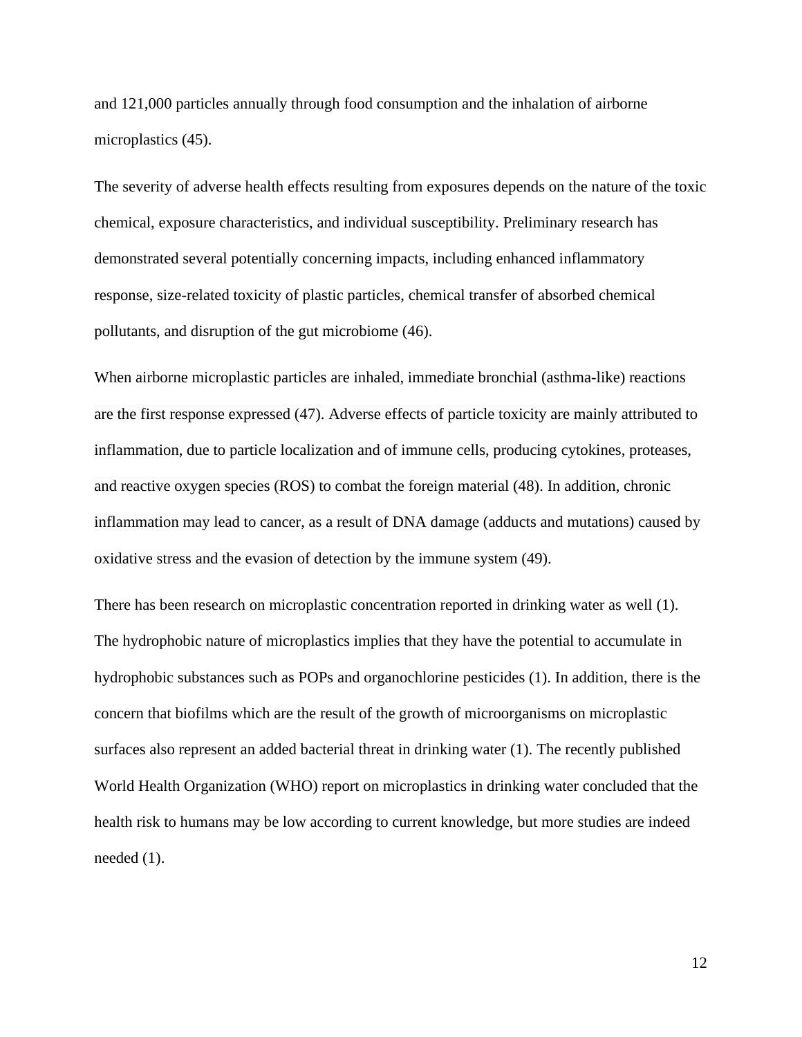and 121,000 particles annually through food consumption and the inhalation of airborne microplastics (45).

The severity of adverse health effects resulting from exposures depends on the nature of the toxic chemical, exposure characteristics, and individual susceptibility. Preliminary research has demonstrated several potentially concerning impacts, including enhanced inflammatory response, size-related toxicity of plastic particles, chemical transfer of absorbed chemical pollutants, and disruption of the gut microbiome (46).

When airborne microplastic particles are inhaled, immediate bronchial (asthma-like) reactions are the first response expressed (47). Adverse effects of particle toxicity are mainly attributed to inflammation, due to particle localization and of immune cells, producing cytokines, proteases, and reactive oxygen species (ROS) to combat the foreign material (48). In addition, chronic inflammation may lead to cancer, as a result of DNA damage (adducts and mutations) caused by oxidative stress and the evasion of detection by the immune system (49).

There has been research on microplastic concentration reported in drinking water as well (1). The hydrophobic nature of microplastics implies that they have the potential to accumulate in hydrophobic substances such as POPs and organochlorine pesticides (1). In addition, there is the concern that biofilms which are the result of the growth of microorganisms on microplastic surfaces also represent an added bacterial threat in drinking water (1). The recently published World Health Organization (WHO) report on microplastics in drinking water concluded that the health risk to humans may be low according to current knowledge, but more studies are indeed needed (1).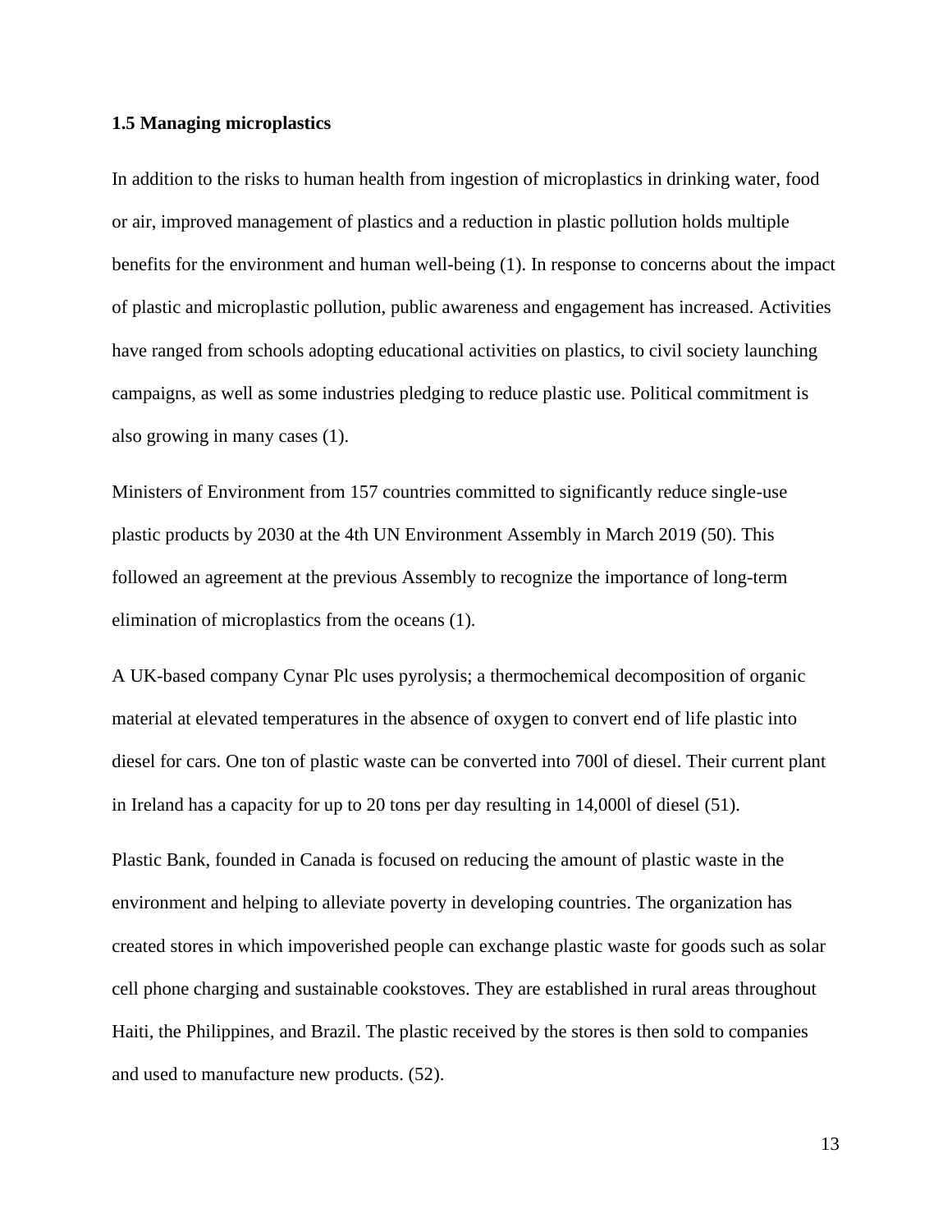### 1.5 Managing microplastics

In addition to the risks to human health from ingestion of microplastics in drinking water, food or air, improved management of plastics and a reduction in plastic pollution holds multiple benefits for the environment and human well-being (1). In response to concerns about the impact of plastic and microplastic pollution, public awareness and engagement has increased. Activities have ranged from schools adopting educational activities on plastics, to civil society launching campaigns, as well as some industries pledging to reduce plastic use. Political commitment is also growing in many cases (1).

Ministers of Environment from 157 countries committed to significantly reduce single-use plastic products by 2030 at the 4th UN Environment Assembly in March 2019 (50). This followed an agreement at the previous Assembly to recognize the importance of long-term elimination of microplastics from the oceans (1).

A UK-based company Cynar Plc uses pyrolysis; a thermochemical decomposition of organic material at elevated temperatures in the absence of oxygen to convert end of life plastic into diesel for cars. One ton of plastic waste can be converted into 700l of diesel. Their current plant in Ireland has a capacity for up to 20 tons per day resulting in 14,000l of diesel (51).

Plastic Bank, founded in Canada is focused on reducing the amount of plastic waste in the environment and helping to alleviate poverty in developing countries. The organization has created stores in which impoverished people can exchange plastic waste for goods such as solar cell phone charging and sustainable cookstoves. They are established in rural areas throughout Haiti, the Philippines, and Brazil. The plastic received by the stores is then sold to companies and used to manufacture new products. (52).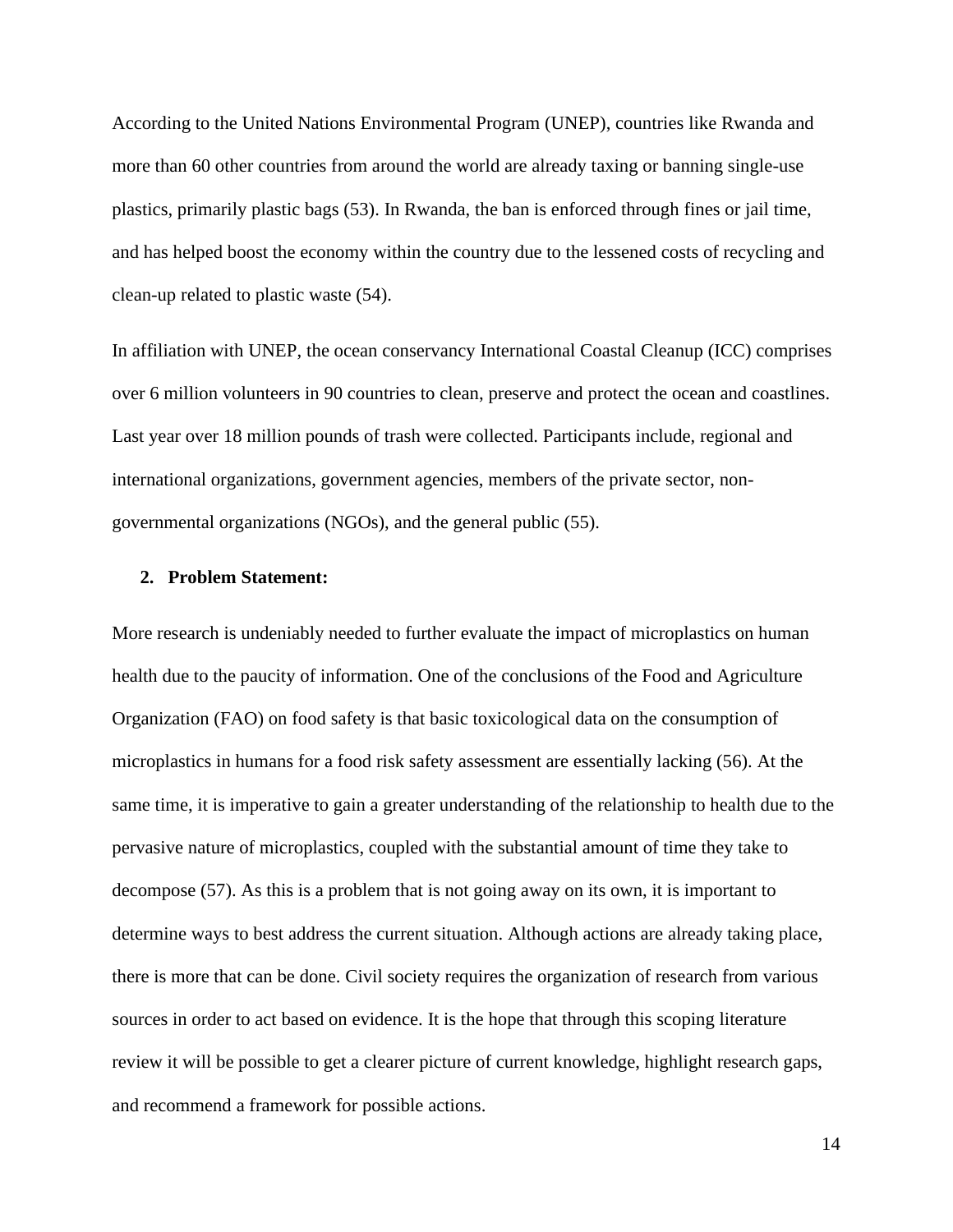According to the United Nations Environmental Program (UNEP), countries like Rwanda and more than 60 other countries from around the world are already taxing or banning single-use plastics, primarily plastic bags (53). In Rwanda, the ban is enforced through fines or jail time, and has helped boost the economy within the country due to the lessened costs of recycling and clean-up related to plastic waste (54).

In affiliation with UNEP, the ocean conservancy International Coastal Cleanup (ICC) comprises over 6 million volunteers in 90 countries to clean, preserve and protect the ocean and coastlines. Last year over 18 million pounds of trash were collected. Participants include, regional and international organizations, government agencies, members of the private sector, non-governmental organizations (NGOs), and the general public (55).

## 2. Problem Statement:

More research is undeniably needed to further evaluate the impact of microplastics on human health due to the paucity of information. One of the conclusions of the Food and Agriculture Organization (FAO) on food safety is that basic toxicological data on the consumption of microplastics in humans for a food risk safety assessment are essentially lacking (56). At the same time, it is imperative to gain a greater understanding of the relationship to health due to the pervasive nature of microplastics, coupled with the substantial amount of time they take to decompose (57). As this is a problem that is not going away on its own, it is important to determine ways to best address the current situation. Although actions are already taking place, there is more that can be done. Civil society requires the organization of research from various sources in order to act based on evidence. It is the hope that through this scoping literature review it will be possible to get a clearer picture of current knowledge, highlight research gaps, and recommend a framework for possible actions.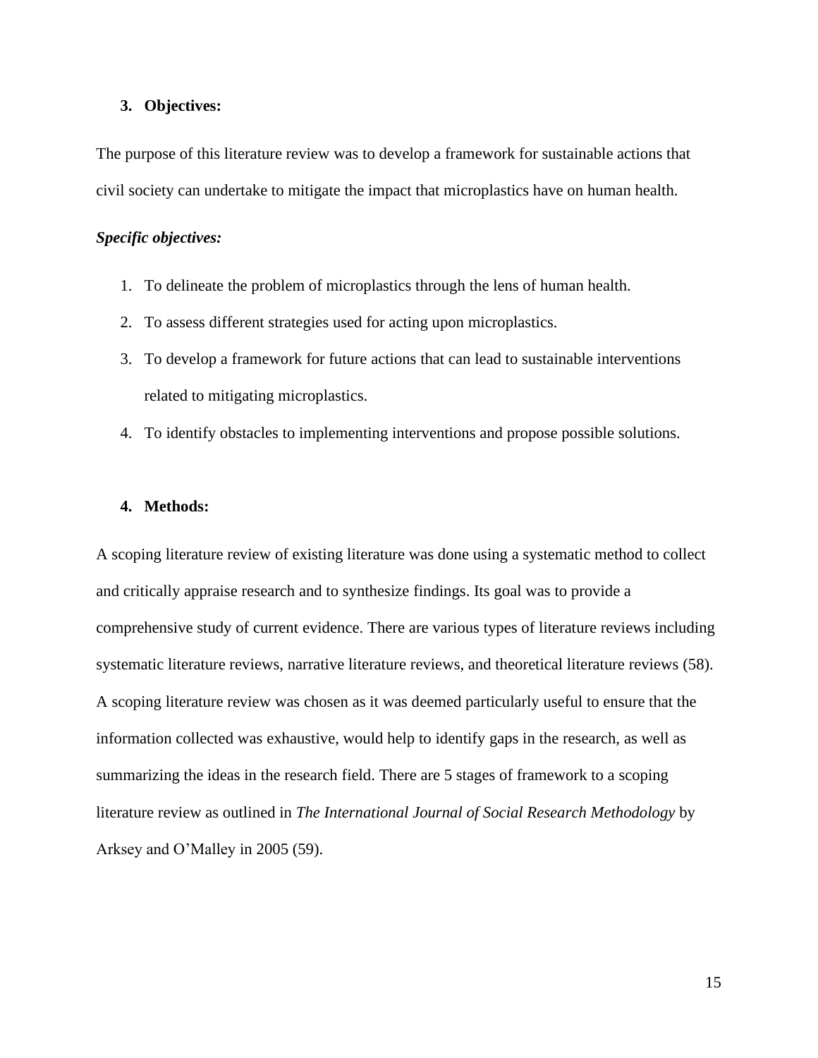## 3. Objectives:

The purpose of this literature review was to develop a framework for sustainable actions that civil society can undertake to mitigate the impact that microplastics have on human health.

***Specific objectives:***

1. To delineate the problem of microplastics through the lens of human health.
2. To assess different strategies used for acting upon microplastics.
3. To develop a framework for future actions that can lead to sustainable interventions related to mitigating microplastics.
4. To identify obstacles to implementing interventions and propose possible solutions.

## 4. Methods:

A scoping literature review of existing literature was done using a systematic method to collect and critically appraise research and to synthesize findings. Its goal was to provide a comprehensive study of current evidence. There are various types of literature reviews including systematic literature reviews, narrative literature reviews, and theoretical literature reviews (58). A scoping literature review was chosen as it was deemed particularly useful to ensure that the information collected was exhaustive, would help to identify gaps in the research, as well as summarizing the ideas in the research field. There are 5 stages of framework to a scoping literature review as outlined in *The International Journal of Social Research Methodology* by Arksey and O'Malley in 2005 (59).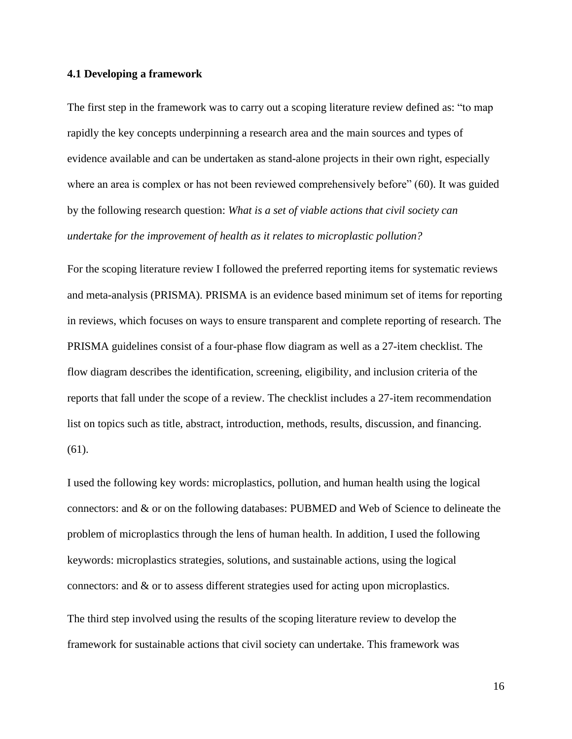### 4.1 Developing a framework

The first step in the framework was to carry out a scoping literature review defined as: "to map rapidly the key concepts underpinning a research area and the main sources and types of evidence available and can be undertaken as stand-alone projects in their own right, especially where an area is complex or has not been reviewed comprehensively before" (60). It was guided by the following research question: *What is a set of viable actions that civil society can undertake for the improvement of health as it relates to microplastic pollution?*

For the scoping literature review I followed the preferred reporting items for systematic reviews and meta-analysis (PRISMA). PRISMA is an evidence based minimum set of items for reporting in reviews, which focuses on ways to ensure transparent and complete reporting of research. The PRISMA guidelines consist of a four-phase flow diagram as well as a 27-item checklist. The flow diagram describes the identification, screening, eligibility, and inclusion criteria of the reports that fall under the scope of a review. The checklist includes a 27-item recommendation list on topics such as title, abstract, introduction, methods, results, discussion, and financing. (61).

I used the following key words: microplastics, pollution, and human health using the logical connectors: and & or on the following databases: PUBMED and Web of Science to delineate the problem of microplastics through the lens of human health. In addition, I used the following keywords: microplastics strategies, solutions, and sustainable actions, using the logical connectors: and & or to assess different strategies used for acting upon microplastics.

The third step involved using the results of the scoping literature review to develop the framework for sustainable actions that civil society can undertake. This framework was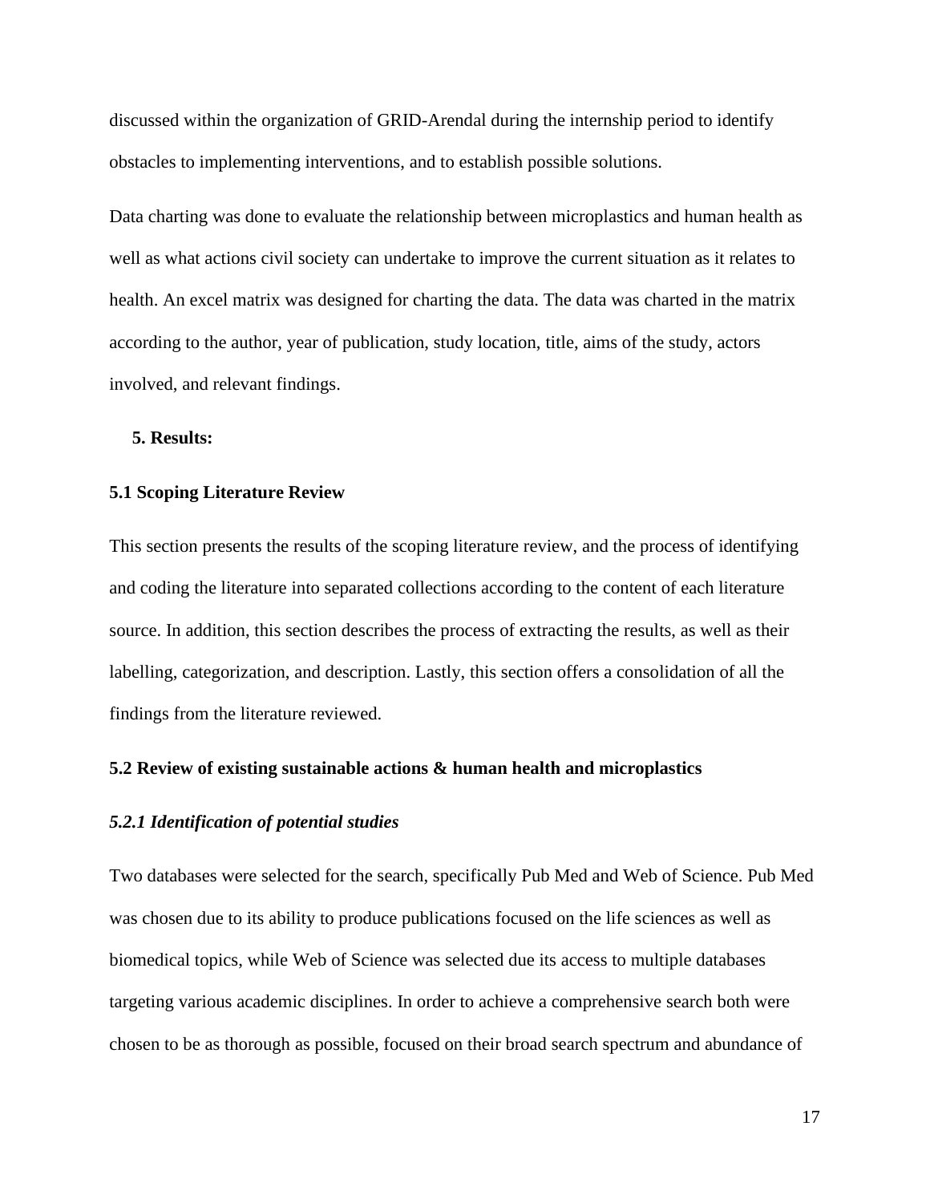discussed within the organization of GRID-Arendal during the internship period to identify obstacles to implementing interventions, and to establish possible solutions.

Data charting was done to evaluate the relationship between microplastics and human health as well as what actions civil society can undertake to improve the current situation as it relates to health. An excel matrix was designed for charting the data. The data was charted in the matrix according to the author, year of publication, study location, title, aims of the study, actors involved, and relevant findings.

## 5. Results:

### 5.1 Scoping Literature Review

This section presents the results of the scoping literature review, and the process of identifying and coding the literature into separated collections according to the content of each literature source. In addition, this section describes the process of extracting the results, as well as their labelling, categorization, and description. Lastly, this section offers a consolidation of all the findings from the literature reviewed.

### 5.2 Review of existing sustainable actions & human health and microplastics

#### *5.2.1 Identification of potential studies*

Two databases were selected for the search, specifically Pub Med and Web of Science. Pub Med was chosen due to its ability to produce publications focused on the life sciences as well as biomedical topics, while Web of Science was selected due its access to multiple databases targeting various academic disciplines. In order to achieve a comprehensive search both were chosen to be as thorough as possible, focused on their broad search spectrum and abundance of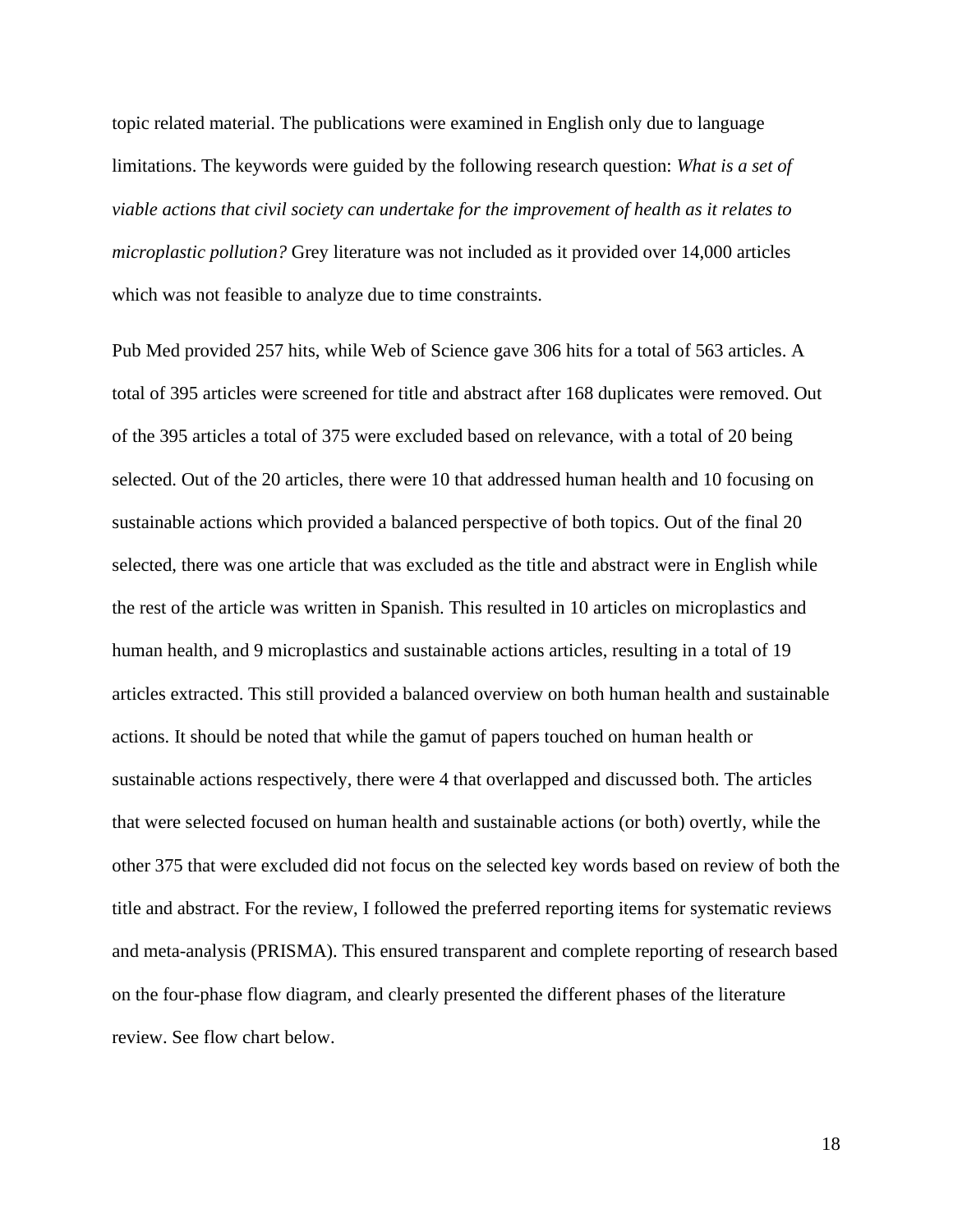topic related material. The publications were examined in English only due to language limitations. The keywords were guided by the following research question: *What is a set of viable actions that civil society can undertake for the improvement of health as it relates to microplastic pollution?* Grey literature was not included as it provided over 14,000 articles which was not feasible to analyze due to time constraints.

Pub Med provided 257 hits, while Web of Science gave 306 hits for a total of 563 articles. A total of 395 articles were screened for title and abstract after 168 duplicates were removed. Out of the 395 articles a total of 375 were excluded based on relevance, with a total of 20 being selected. Out of the 20 articles, there were 10 that addressed human health and 10 focusing on sustainable actions which provided a balanced perspective of both topics. Out of the final 20 selected, there was one article that was excluded as the title and abstract were in English while the rest of the article was written in Spanish. This resulted in 10 articles on microplastics and human health, and 9 microplastics and sustainable actions articles, resulting in a total of 19 articles extracted. This still provided a balanced overview on both human health and sustainable actions. It should be noted that while the gamut of papers touched on human health or sustainable actions respectively, there were 4 that overlapped and discussed both. The articles that were selected focused on human health and sustainable actions (or both) overtly, while the other 375 that were excluded did not focus on the selected key words based on review of both the title and abstract. For the review, I followed the preferred reporting items for systematic reviews and meta-analysis (PRISMA). This ensured transparent and complete reporting of research based on the four-phase flow diagram, and clearly presented the different phases of the literature review. See flow chart below.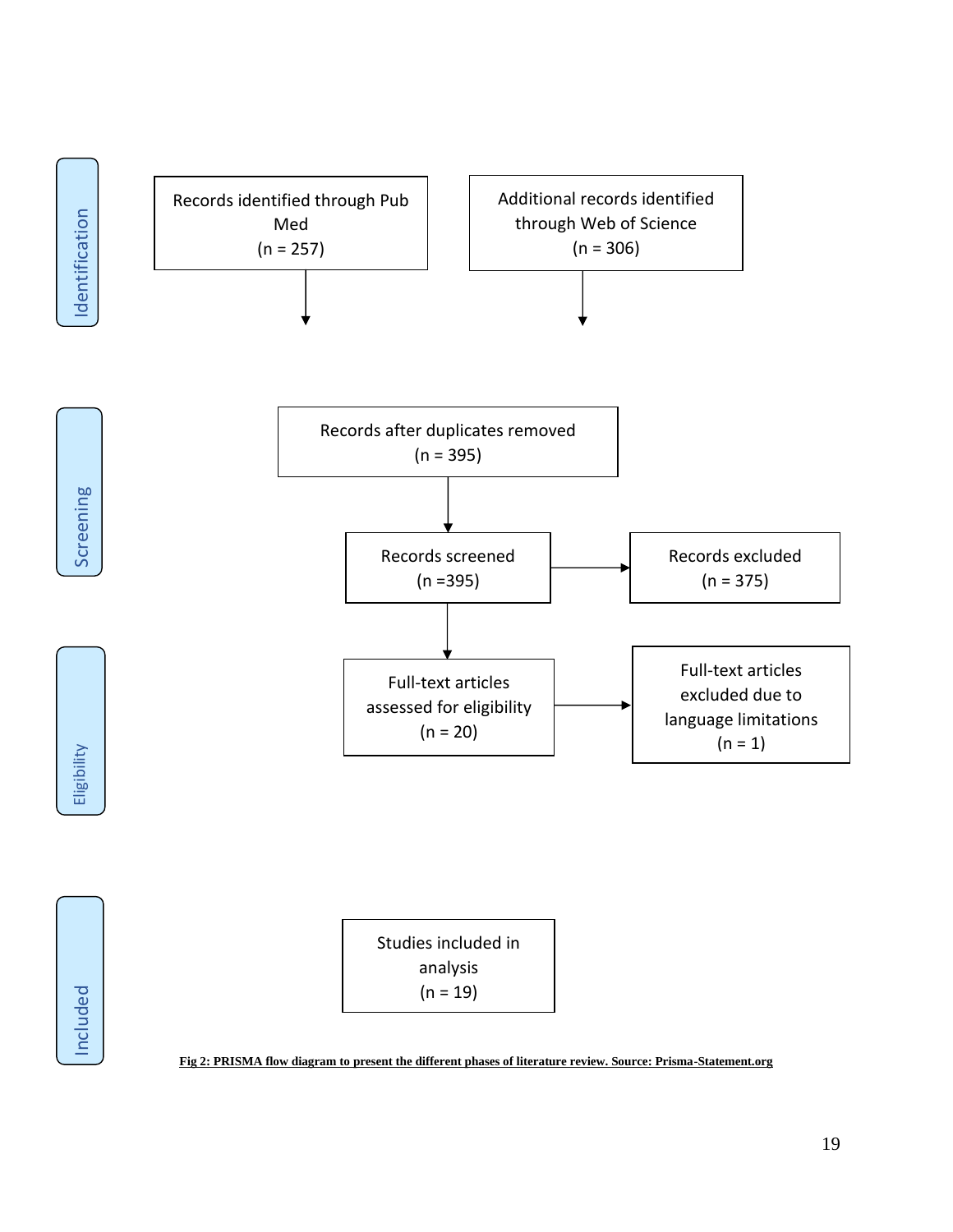**Identification**

Records identified through Pub Med
(n = 257)

Additional records identified through Web of Science
(n = 306)

**Screening**

Records after duplicates removed
(n = 395)

Records screened
(n =395)

Records excluded
(n = 375)

**Eligibility**

Full-text articles assessed for eligibility
(n = 20)

Full-text articles excluded due to language limitations
(n = 1)

**Included**

Studies included in analysis
(n = 19)

**Fig 2: PRISMA flow diagram to present the different phases of literature review. Source: Prisma-Statement.org**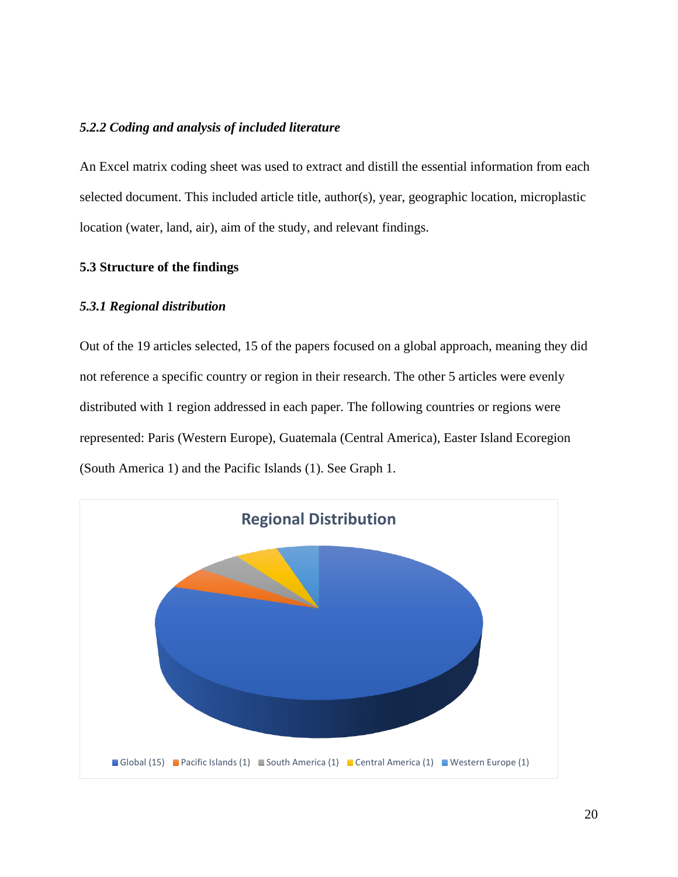### *5.2.2 Coding and analysis of included literature*

An Excel matrix coding sheet was used to extract and distill the essential information from each selected document. This included article title, author(s), year, geographic location, microplastic location (water, land, air), aim of the study, and relevant findings.

## 5.3 Structure of the findings

### *5.3.1 Regional distribution*

Out of the 19 articles selected, 15 of the papers focused on a global approach, meaning they did not reference a specific country or region in their research. The other 5 articles were evenly distributed with 1 region addressed in each paper. The following countries or regions were represented: Paris (Western Europe), Guatemala (Central America), Easter Island Ecoregion (South America 1) and the Pacific Islands (1). See Graph 1.

**Regional Distribution**

Global (15) Pacific Islands (1) South America (1) Central America (1) Western Europe (1)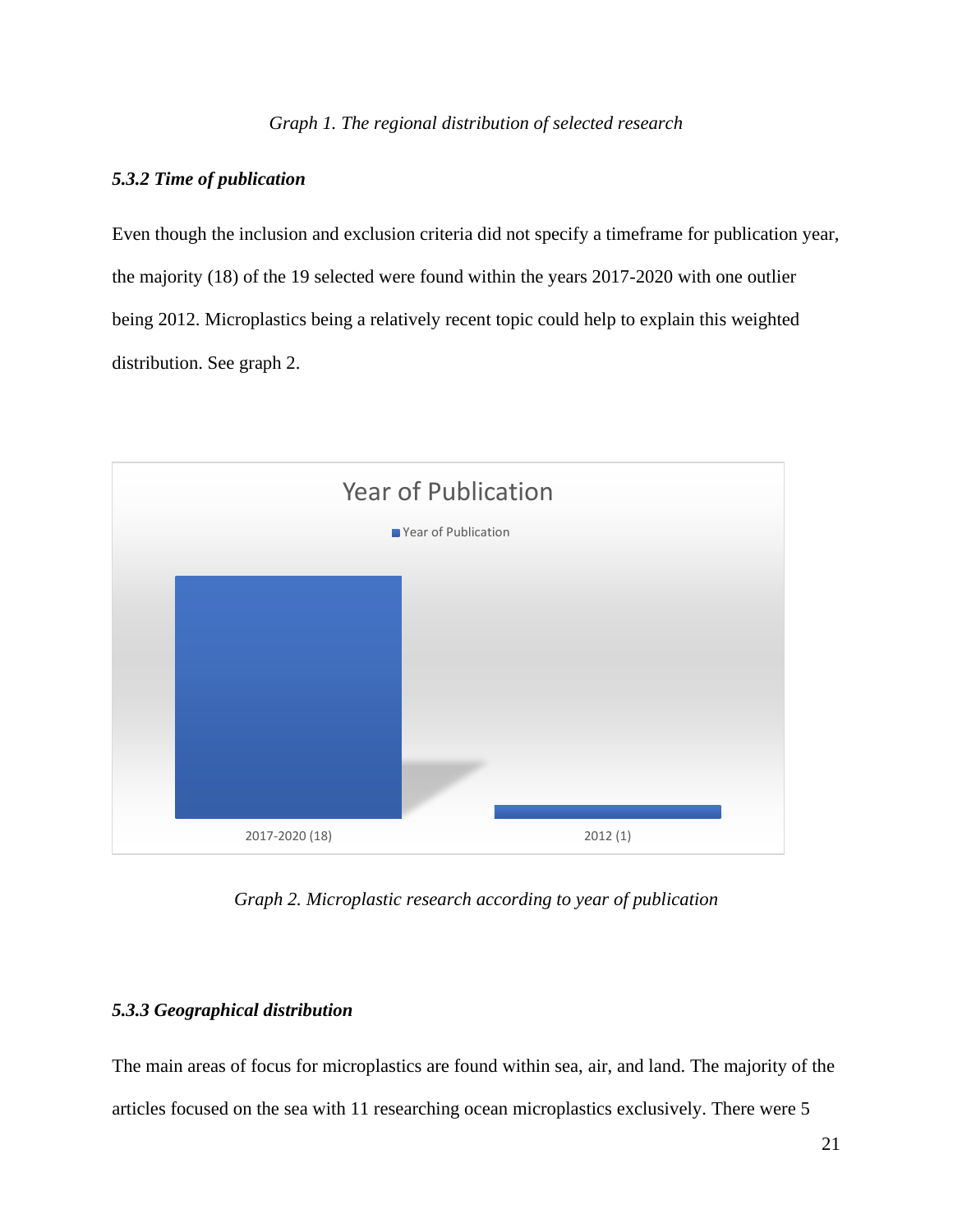*Graph 1. The regional distribution of selected research*

### *5.3.2 Time of publication*

Even though the inclusion and exclusion criteria did not specify a timeframe for publication year, the majority (18) of the 19 selected were found within the years 2017-2020 with one outlier being 2012. Microplastics being a relatively recent topic could help to explain this weighted distribution. See graph 2.

*Graph 2. Microplastic research according to year of publication*

### *5.3.3 Geographical distribution*

The main areas of focus for microplastics are found within sea, air, and land. The majority of the articles focused on the sea with 11 researching ocean microplastics exclusively. There were 5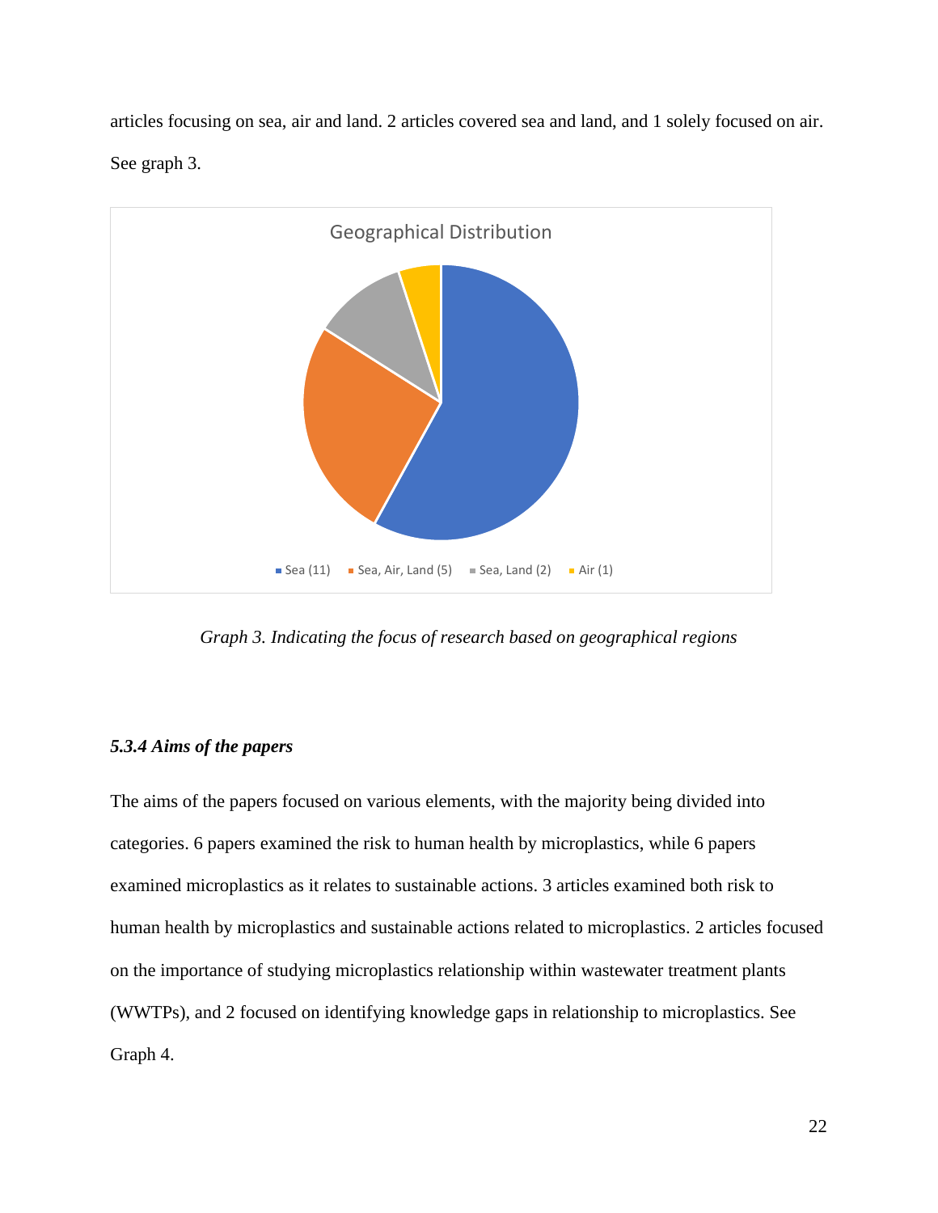articles focusing on sea, air and land. 2 articles covered sea and land, and 1 solely focused on air. See graph 3.

*Graph 3. Indicating the focus of research based on geographical regions*

#### *5.3.4 Aims of the papers*

The aims of the papers focused on various elements, with the majority being divided into categories. 6 papers examined the risk to human health by microplastics, while 6 papers examined microplastics as it relates to sustainable actions. 3 articles examined both risk to human health by microplastics and sustainable actions related to microplastics. 2 articles focused on the importance of studying microplastics relationship within wastewater treatment plants (WWTPs), and 2 focused on identifying knowledge gaps in relationship to microplastics. See Graph 4.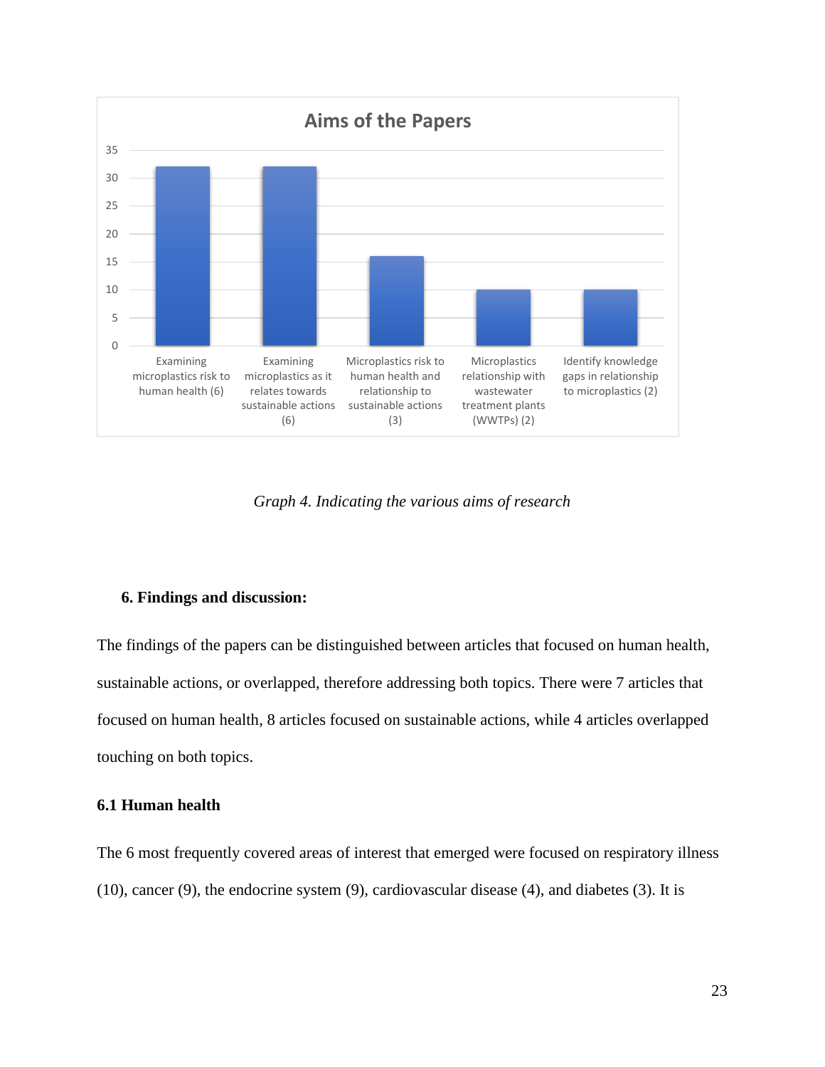Graph 4. Indicating the various aims of research

## 6. Findings and discussion:

The findings of the papers can be distinguished between articles that focused on human health, sustainable actions, or overlapped, therefore addressing both topics. There were 7 articles that focused on human health, 8 articles focused on sustainable actions, while 4 articles overlapped touching on both topics.

### 6.1 Human health

The 6 most frequently covered areas of interest that emerged were focused on respiratory illness (10), cancer (9), the endocrine system (9), cardiovascular disease (4), and diabetes (3). It is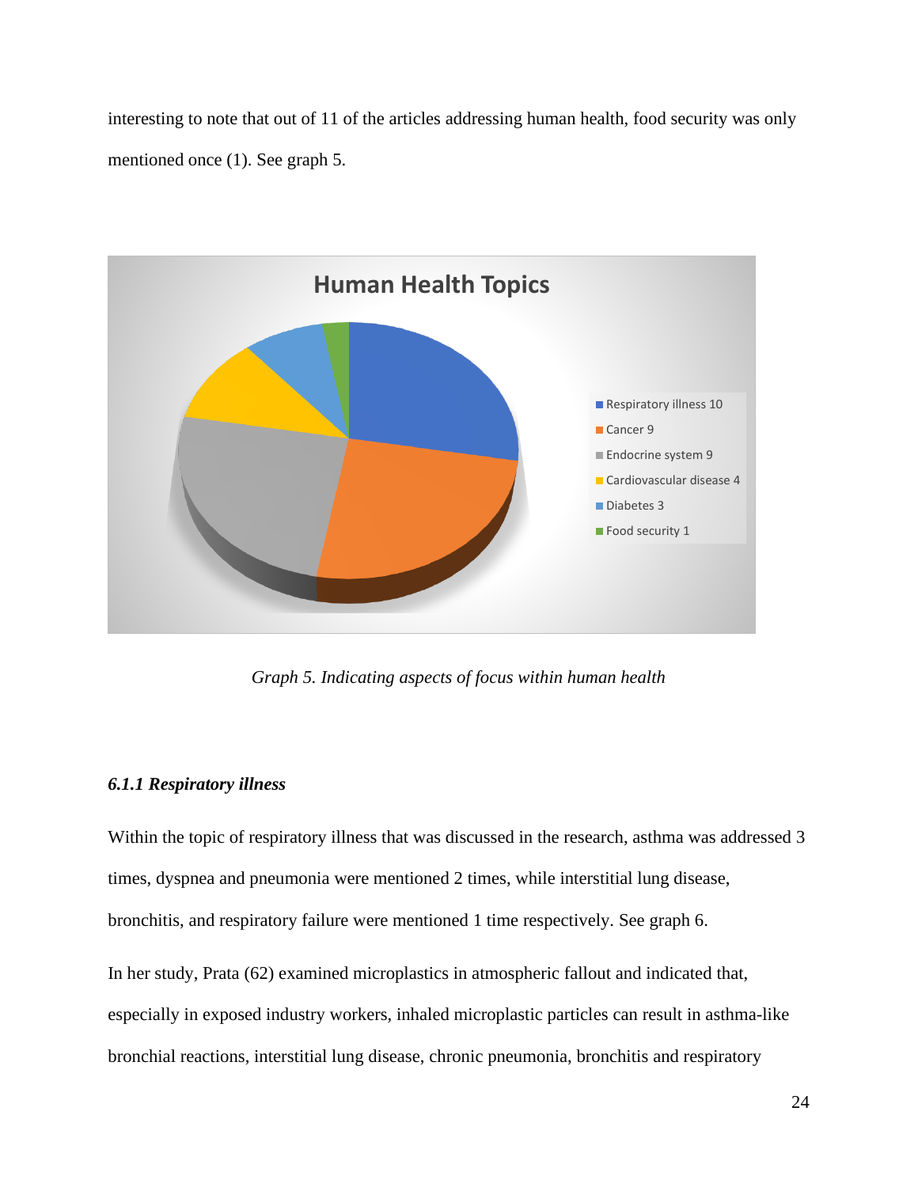interesting to note that out of 11 of the articles addressing human health, food security was only mentioned once (1). See graph 5.

Graph 5. Indicating aspects of focus within human health

### *6.1.1 Respiratory illness*

Within the topic of respiratory illness that was discussed in the research, asthma was addressed 3 times, dyspnea and pneumonia were mentioned 2 times, while interstitial lung disease, bronchitis, and respiratory failure were mentioned 1 time respectively. See graph 6.

In her study, Prata (62) examined microplastics in atmospheric fallout and indicated that, especially in exposed industry workers, inhaled microplastic particles can result in asthma-like bronchial reactions, interstitial lung disease, chronic pneumonia, bronchitis and respiratory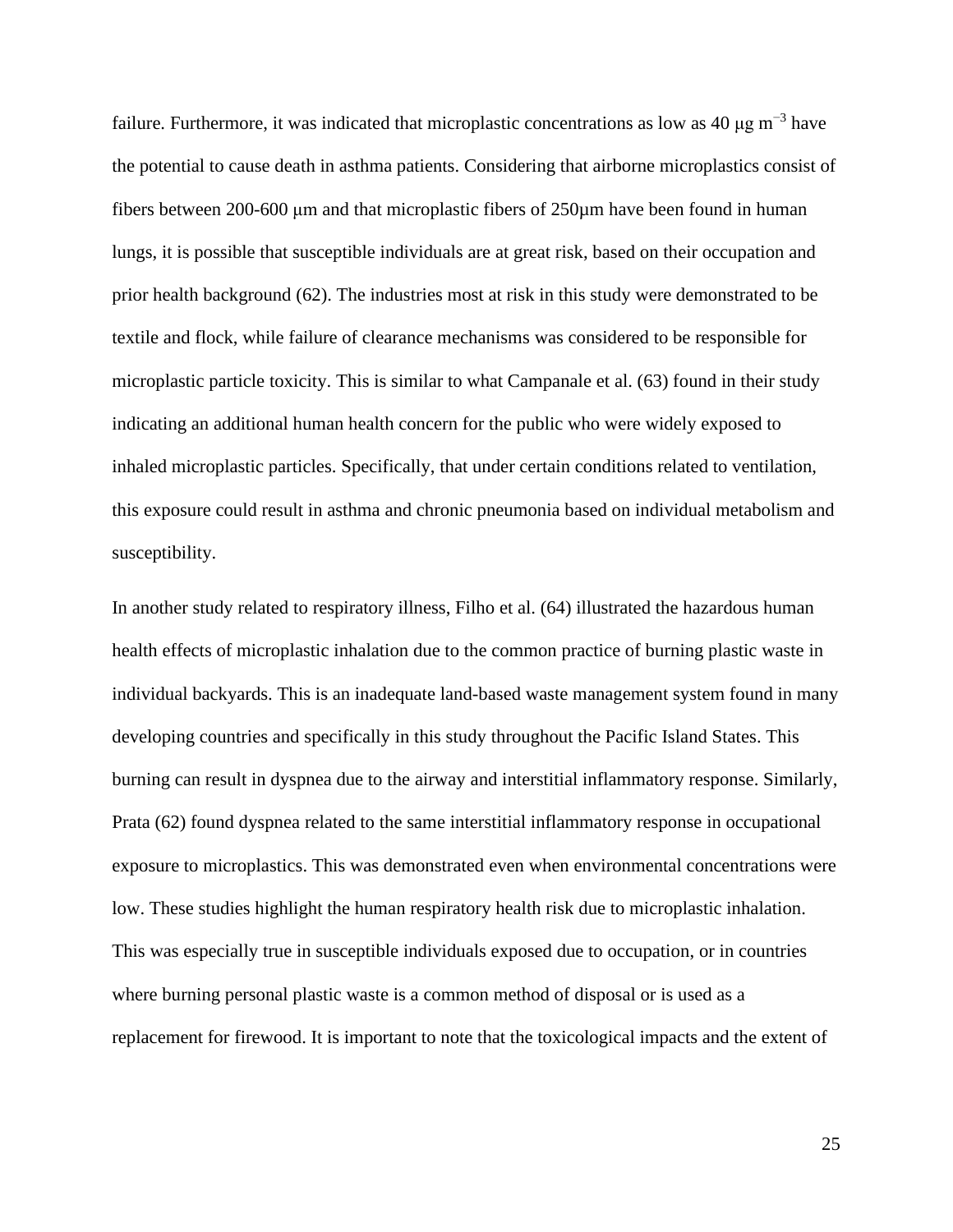failure. Furthermore, it was indicated that microplastic concentrations as low as 40 μg $m^{-3}$ have the potential to cause death in asthma patients. Considering that airborne microplastics consist of fibers between 200-600 μm and that microplastic fibers of 250μm have been found in human lungs, it is possible that susceptible individuals are at great risk, based on their occupation and prior health background (62). The industries most at risk in this study were demonstrated to be textile and flock, while failure of clearance mechanisms was considered to be responsible for microplastic particle toxicity. This is similar to what Campanale et al. (63) found in their study indicating an additional human health concern for the public who were widely exposed to inhaled microplastic particles. Specifically, that under certain conditions related to ventilation, this exposure could result in asthma and chronic pneumonia based on individual metabolism and susceptibility.

In another study related to respiratory illness, Filho et al. (64) illustrated the hazardous human health effects of microplastic inhalation due to the common practice of burning plastic waste in individual backyards. This is an inadequate land-based waste management system found in many developing countries and specifically in this study throughout the Pacific Island States. This burning can result in dyspnea due to the airway and interstitial inflammatory response. Similarly, Prata (62) found dyspnea related to the same interstitial inflammatory response in occupational exposure to microplastics. This was demonstrated even when environmental concentrations were low. These studies highlight the human respiratory health risk due to microplastic inhalation. This was especially true in susceptible individuals exposed due to occupation, or in countries where burning personal plastic waste is a common method of disposal or is used as a replacement for firewood. It is important to note that the toxicological impacts and the extent of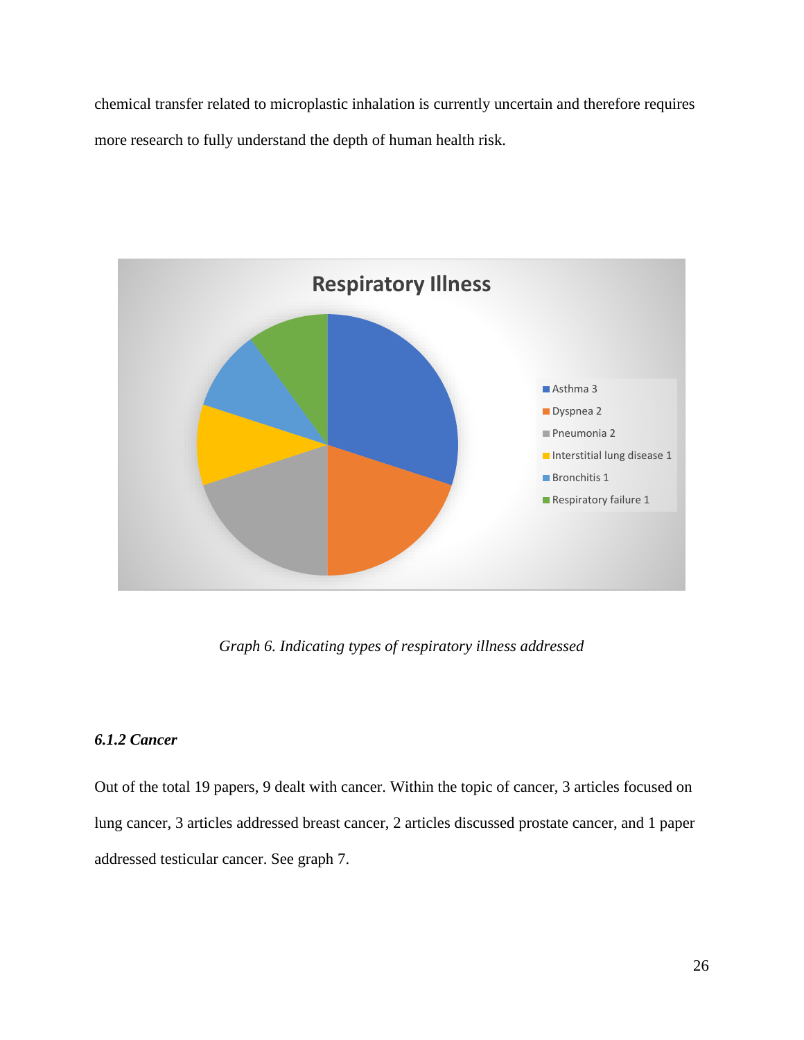chemical transfer related to microplastic inhalation is currently uncertain and therefore requires more research to fully understand the depth of human health risk.

*Graph 6. Indicating types of respiratory illness addressed*

#### *6.1.2 Cancer*

Out of the total 19 papers, 9 dealt with cancer. Within the topic of cancer, 3 articles focused on lung cancer, 3 articles addressed breast cancer, 2 articles discussed prostate cancer, and 1 paper addressed testicular cancer. See graph 7.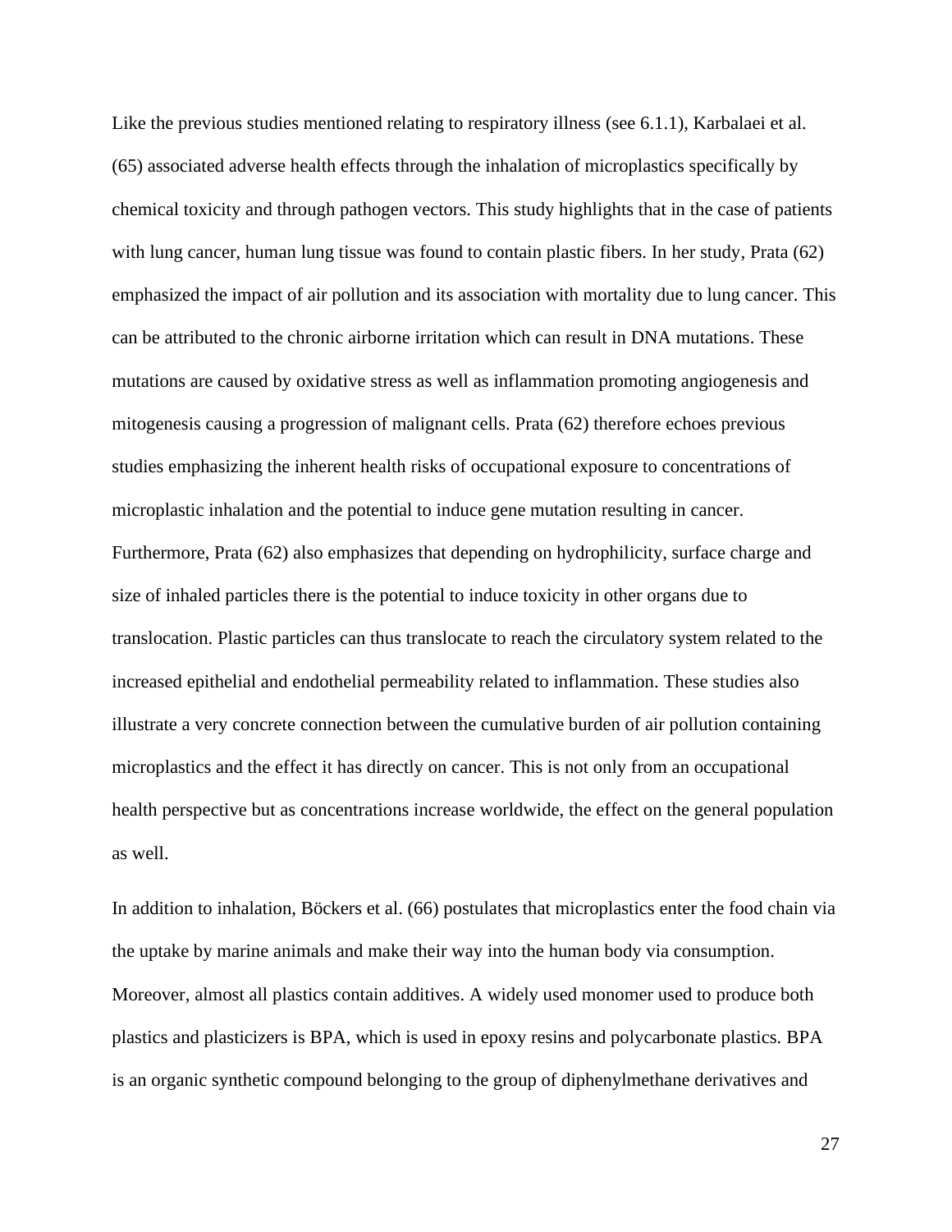Like the previous studies mentioned relating to respiratory illness (see 6.1.1), Karbalaei et al. (65) associated adverse health effects through the inhalation of microplastics specifically by chemical toxicity and through pathogen vectors. This study highlights that in the case of patients with lung cancer, human lung tissue was found to contain plastic fibers. In her study, Prata (62) emphasized the impact of air pollution and its association with mortality due to lung cancer. This can be attributed to the chronic airborne irritation which can result in DNA mutations. These mutations are caused by oxidative stress as well as inflammation promoting angiogenesis and mitogenesis causing a progression of malignant cells. Prata (62) therefore echoes previous studies emphasizing the inherent health risks of occupational exposure to concentrations of microplastic inhalation and the potential to induce gene mutation resulting in cancer. Furthermore, Prata (62) also emphasizes that depending on hydrophilicity, surface charge and size of inhaled particles there is the potential to induce toxicity in other organs due to translocation. Plastic particles can thus translocate to reach the circulatory system related to the increased epithelial and endothelial permeability related to inflammation. These studies also illustrate a very concrete connection between the cumulative burden of air pollution containing microplastics and the effect it has directly on cancer. This is not only from an occupational health perspective but as concentrations increase worldwide, the effect on the general population as well.

In addition to inhalation, Böckers et al. (66) postulates that microplastics enter the food chain via the uptake by marine animals and make their way into the human body via consumption. Moreover, almost all plastics contain additives. A widely used monomer used to produce both plastics and plasticizers is BPA, which is used in epoxy resins and polycarbonate plastics. BPA is an organic synthetic compound belonging to the group of diphenylmethane derivatives and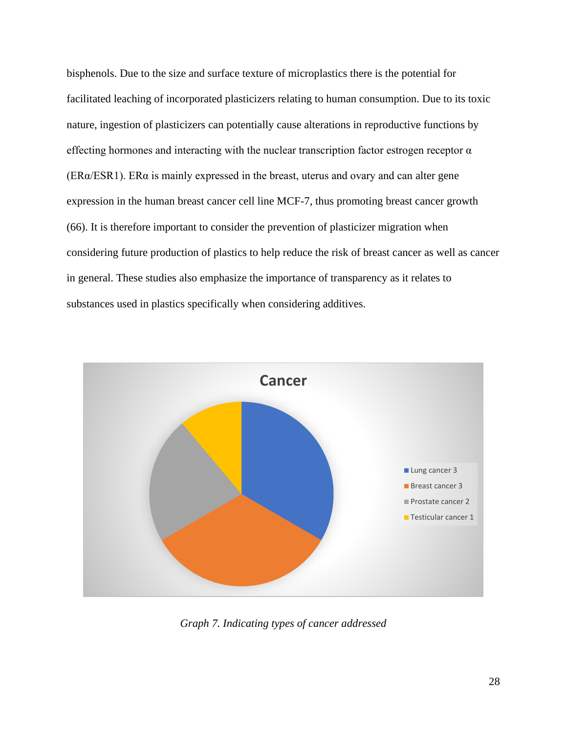bisphenols. Due to the size and surface texture of microplastics there is the potential for facilitated leaching of incorporated plasticizers relating to human consumption. Due to its toxic nature, ingestion of plasticizers can potentially cause alterations in reproductive functions by effecting hormones and interacting with the nuclear transcription factor estrogen receptor α (ERα/ESR1). ERα is mainly expressed in the breast, uterus and ovary and can alter gene expression in the human breast cancer cell line MCF-7, thus promoting breast cancer growth (66). It is therefore important to consider the prevention of plasticizer migration when considering future production of plastics to help reduce the risk of breast cancer as well as cancer in general. These studies also emphasize the importance of transparency as it relates to substances used in plastics specifically when considering additives.

**Cancer**

| Type | Count |
|---|---|
| Lung cancer | 3 |
| Breast cancer | 3 |
| Prostate cancer | 2 |
| Testicular cancer | 1 |

*Graph 7. Indicating types of cancer addressed*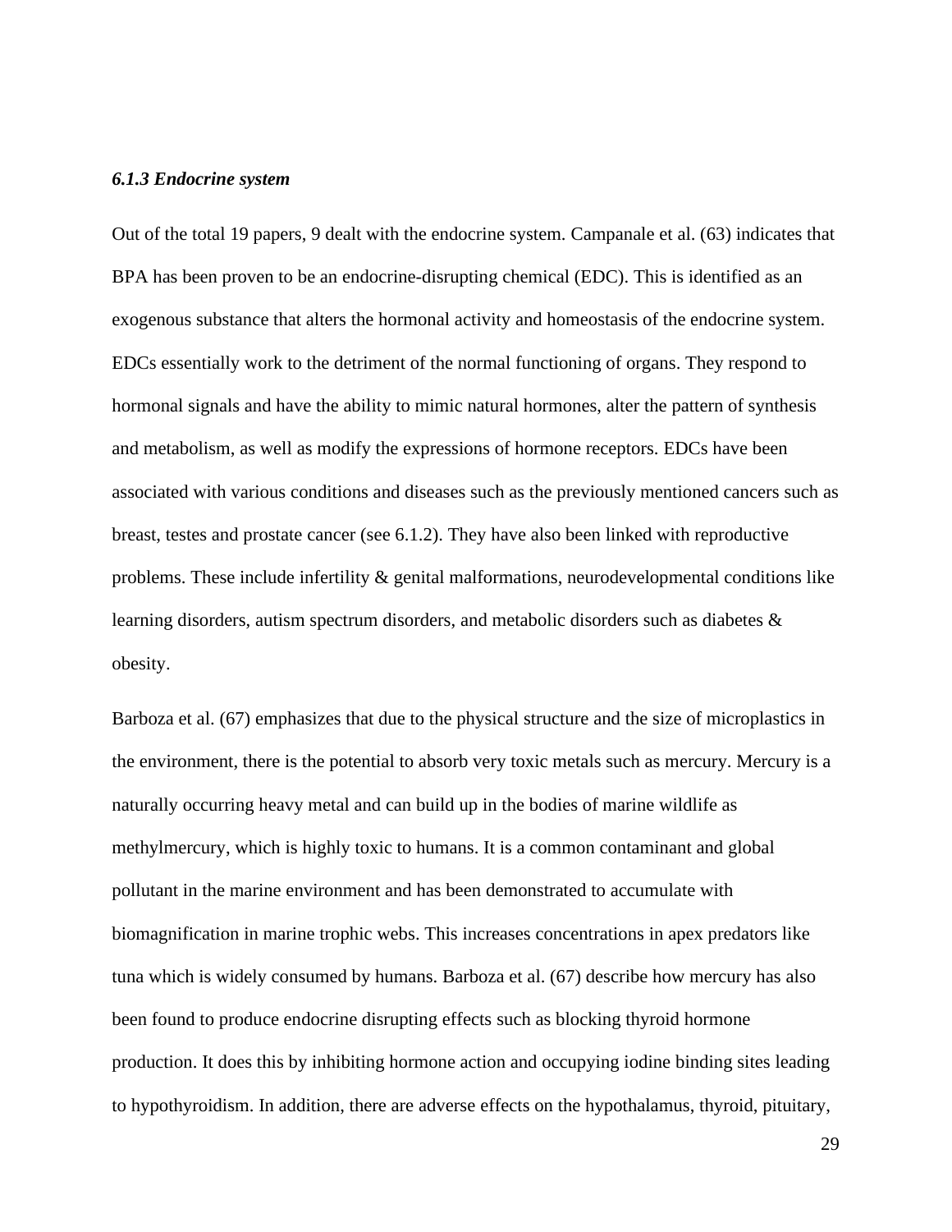### *6.1.3 Endocrine system*

Out of the total 19 papers, 9 dealt with the endocrine system. Campanale et al. (63) indicates that BPA has been proven to be an endocrine-disrupting chemical (EDC). This is identified as an exogenous substance that alters the hormonal activity and homeostasis of the endocrine system. EDCs essentially work to the detriment of the normal functioning of organs. They respond to hormonal signals and have the ability to mimic natural hormones, alter the pattern of synthesis and metabolism, as well as modify the expressions of hormone receptors. EDCs have been associated with various conditions and diseases such as the previously mentioned cancers such as breast, testes and prostate cancer (see 6.1.2). They have also been linked with reproductive problems. These include infertility & genital malformations, neurodevelopmental conditions like learning disorders, autism spectrum disorders, and metabolic disorders such as diabetes & obesity.

Barboza et al. (67) emphasizes that due to the physical structure and the size of microplastics in the environment, there is the potential to absorb very toxic metals such as mercury. Mercury is a naturally occurring heavy metal and can build up in the bodies of marine wildlife as methylmercury, which is highly toxic to humans. It is a common contaminant and global pollutant in the marine environment and has been demonstrated to accumulate with biomagnification in marine trophic webs. This increases concentrations in apex predators like tuna which is widely consumed by humans. Barboza et al. (67) describe how mercury has also been found to produce endocrine disrupting effects such as blocking thyroid hormone production. It does this by inhibiting hormone action and occupying iodine binding sites leading to hypothyroidism. In addition, there are adverse effects on the hypothalamus, thyroid, pituitary,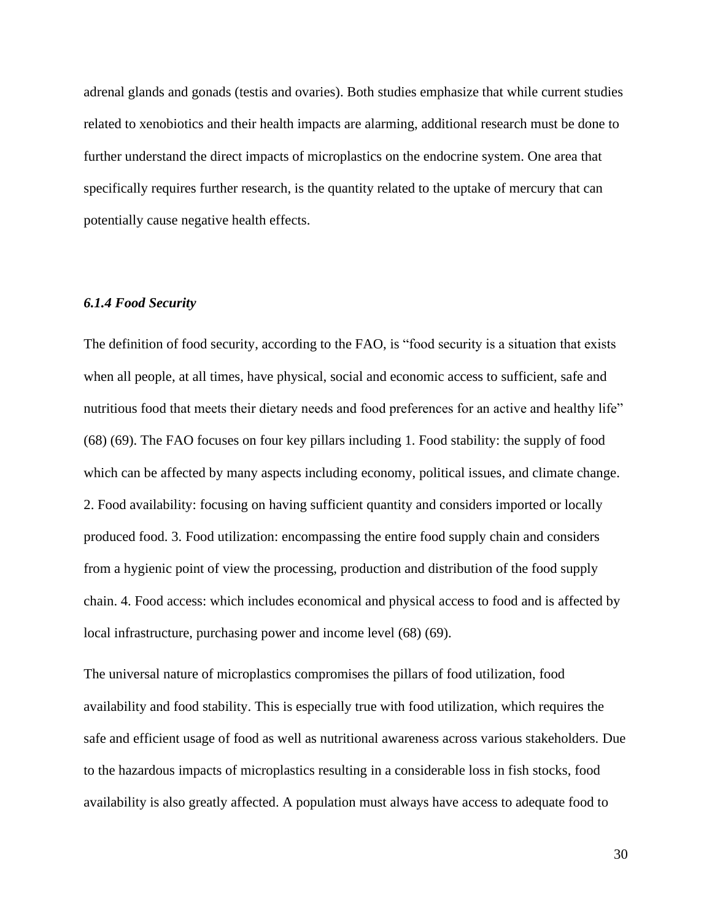adrenal glands and gonads (testis and ovaries). Both studies emphasize that while current studies related to xenobiotics and their health impacts are alarming, additional research must be done to further understand the direct impacts of microplastics on the endocrine system. One area that specifically requires further research, is the quantity related to the uptake of mercury that can potentially cause negative health effects.

#### *6.1.4 Food Security*

The definition of food security, according to the FAO, is "food security is a situation that exists when all people, at all times, have physical, social and economic access to sufficient, safe and nutritious food that meets their dietary needs and food preferences for an active and healthy life" (68) (69). The FAO focuses on four key pillars including 1. Food stability: the supply of food which can be affected by many aspects including economy, political issues, and climate change. 2. Food availability: focusing on having sufficient quantity and considers imported or locally produced food. 3. Food utilization: encompassing the entire food supply chain and considers from a hygienic point of view the processing, production and distribution of the food supply chain. 4. Food access: which includes economical and physical access to food and is affected by local infrastructure, purchasing power and income level (68) (69).

The universal nature of microplastics compromises the pillars of food utilization, food availability and food stability. This is especially true with food utilization, which requires the safe and efficient usage of food as well as nutritional awareness across various stakeholders. Due to the hazardous impacts of microplastics resulting in a considerable loss in fish stocks, food availability is also greatly affected. A population must always have access to adequate food to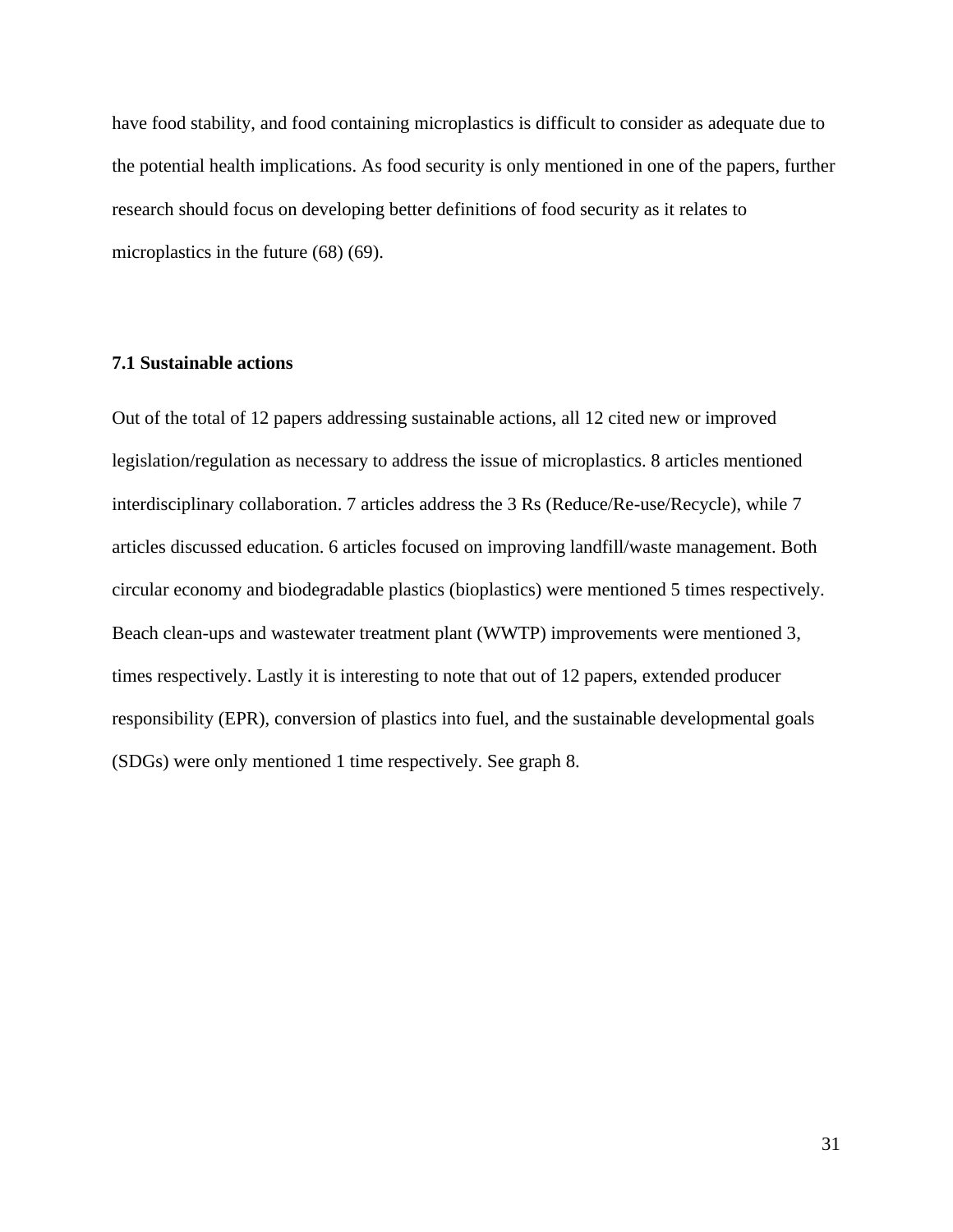have food stability, and food containing microplastics is difficult to consider as adequate due to the potential health implications. As food security is only mentioned in one of the papers, further research should focus on developing better definitions of food security as it relates to microplastics in the future (68) (69).

### 7.1 Sustainable actions

Out of the total of 12 papers addressing sustainable actions, all 12 cited new or improved legislation/regulation as necessary to address the issue of microplastics. 8 articles mentioned interdisciplinary collaboration. 7 articles address the 3 Rs (Reduce/Re-use/Recycle), while 7 articles discussed education. 6 articles focused on improving landfill/waste management. Both circular economy and biodegradable plastics (bioplastics) were mentioned 5 times respectively. Beach clean-ups and wastewater treatment plant (WWTP) improvements were mentioned 3, times respectively. Lastly it is interesting to note that out of 12 papers, extended producer responsibility (EPR), conversion of plastics into fuel, and the sustainable developmental goals (SDGs) were only mentioned 1 time respectively. See graph 8.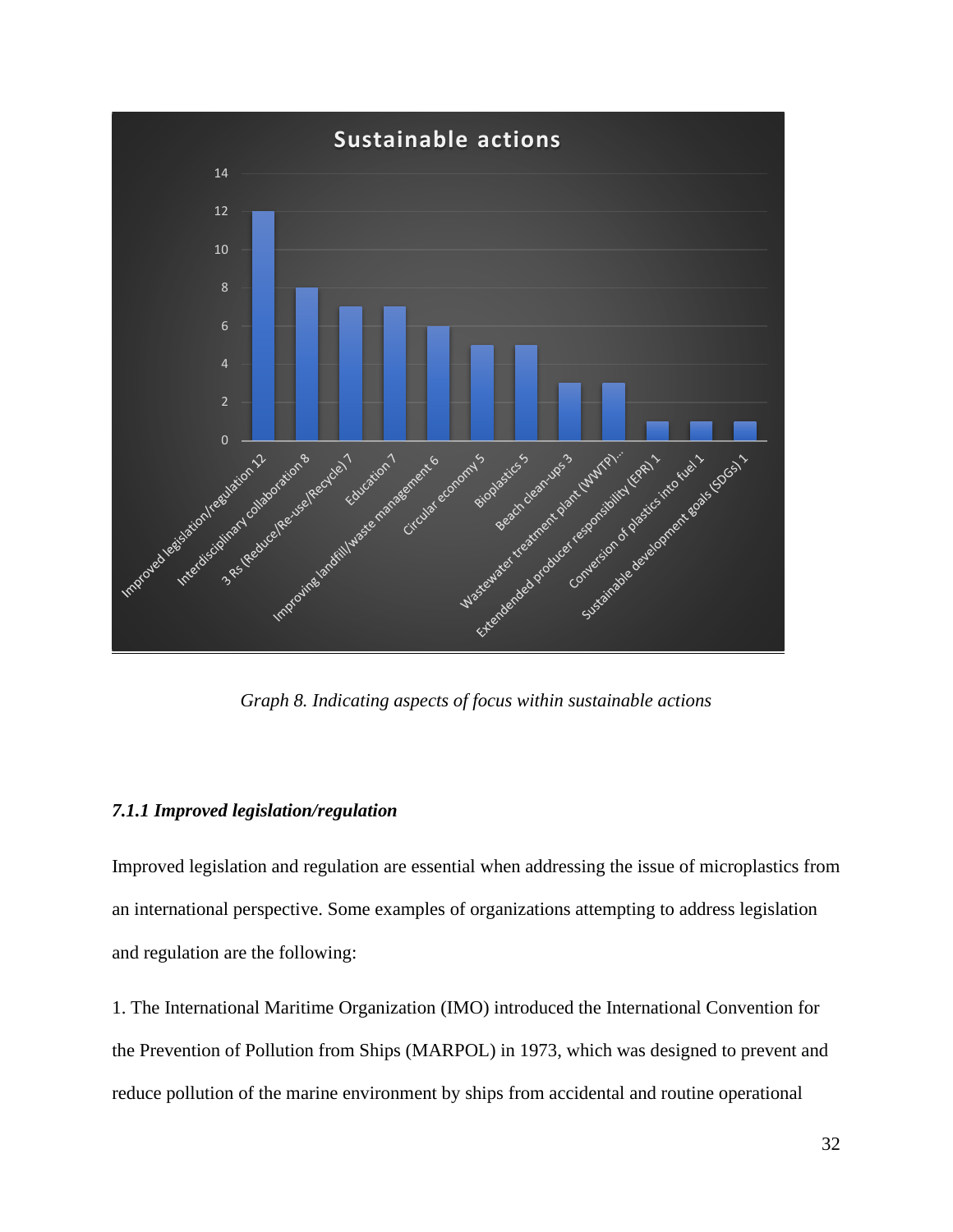*Graph 8. Indicating aspects of focus within sustainable actions*

### *7.1.1 Improved legislation/regulation*

Improved legislation and regulation are essential when addressing the issue of microplastics from an international perspective. Some examples of organizations attempting to address legislation and regulation are the following:

1. The International Maritime Organization (IMO) introduced the International Convention for the Prevention of Pollution from Ships (MARPOL) in 1973, which was designed to prevent and reduce pollution of the marine environment by ships from accidental and routine operational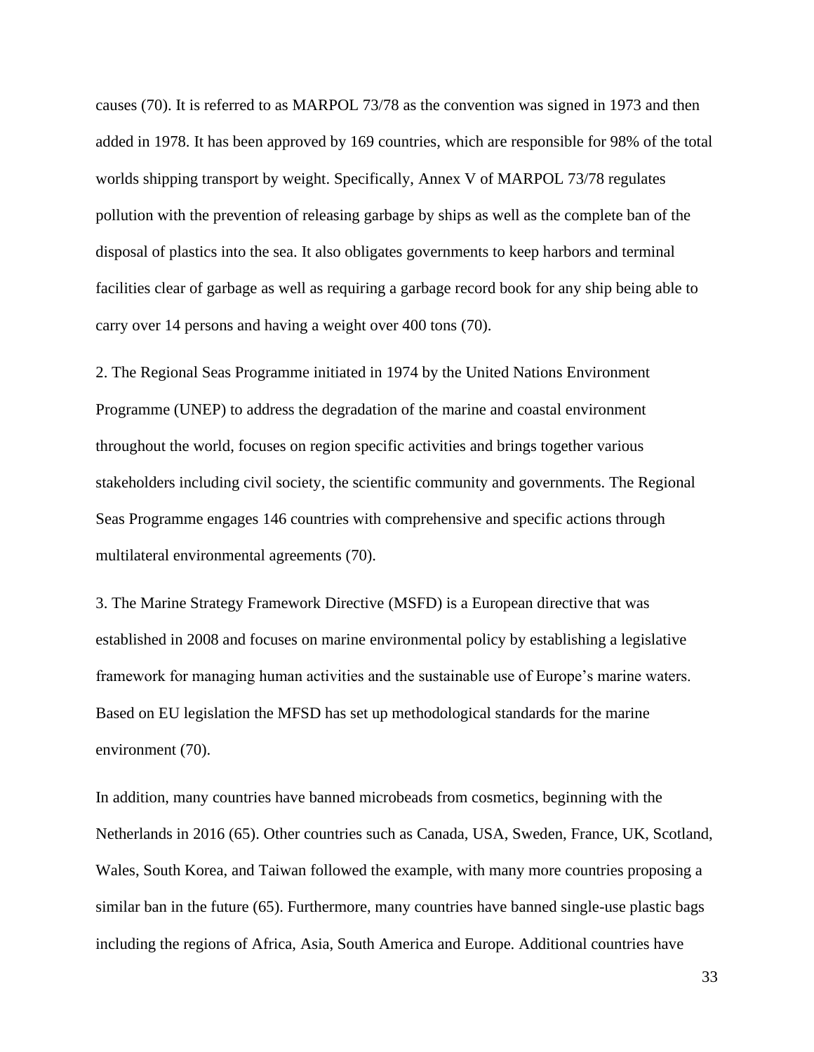causes (70). It is referred to as MARPOL 73/78 as the convention was signed in 1973 and then added in 1978. It has been approved by 169 countries, which are responsible for 98% of the total worlds shipping transport by weight. Specifically, Annex V of MARPOL 73/78 regulates pollution with the prevention of releasing garbage by ships as well as the complete ban of the disposal of plastics into the sea. It also obligates governments to keep harbors and terminal facilities clear of garbage as well as requiring a garbage record book for any ship being able to carry over 14 persons and having a weight over 400 tons (70).

2. The Regional Seas Programme initiated in 1974 by the United Nations Environment Programme (UNEP) to address the degradation of the marine and coastal environment throughout the world, focuses on region specific activities and brings together various stakeholders including civil society, the scientific community and governments. The Regional Seas Programme engages 146 countries with comprehensive and specific actions through multilateral environmental agreements (70).

3. The Marine Strategy Framework Directive (MSFD) is a European directive that was established in 2008 and focuses on marine environmental policy by establishing a legislative framework for managing human activities and the sustainable use of Europe's marine waters. Based on EU legislation the MFSD has set up methodological standards for the marine environment (70).

In addition, many countries have banned microbeads from cosmetics, beginning with the Netherlands in 2016 (65). Other countries such as Canada, USA, Sweden, France, UK, Scotland, Wales, South Korea, and Taiwan followed the example, with many more countries proposing a similar ban in the future (65). Furthermore, many countries have banned single-use plastic bags including the regions of Africa, Asia, South America and Europe. Additional countries have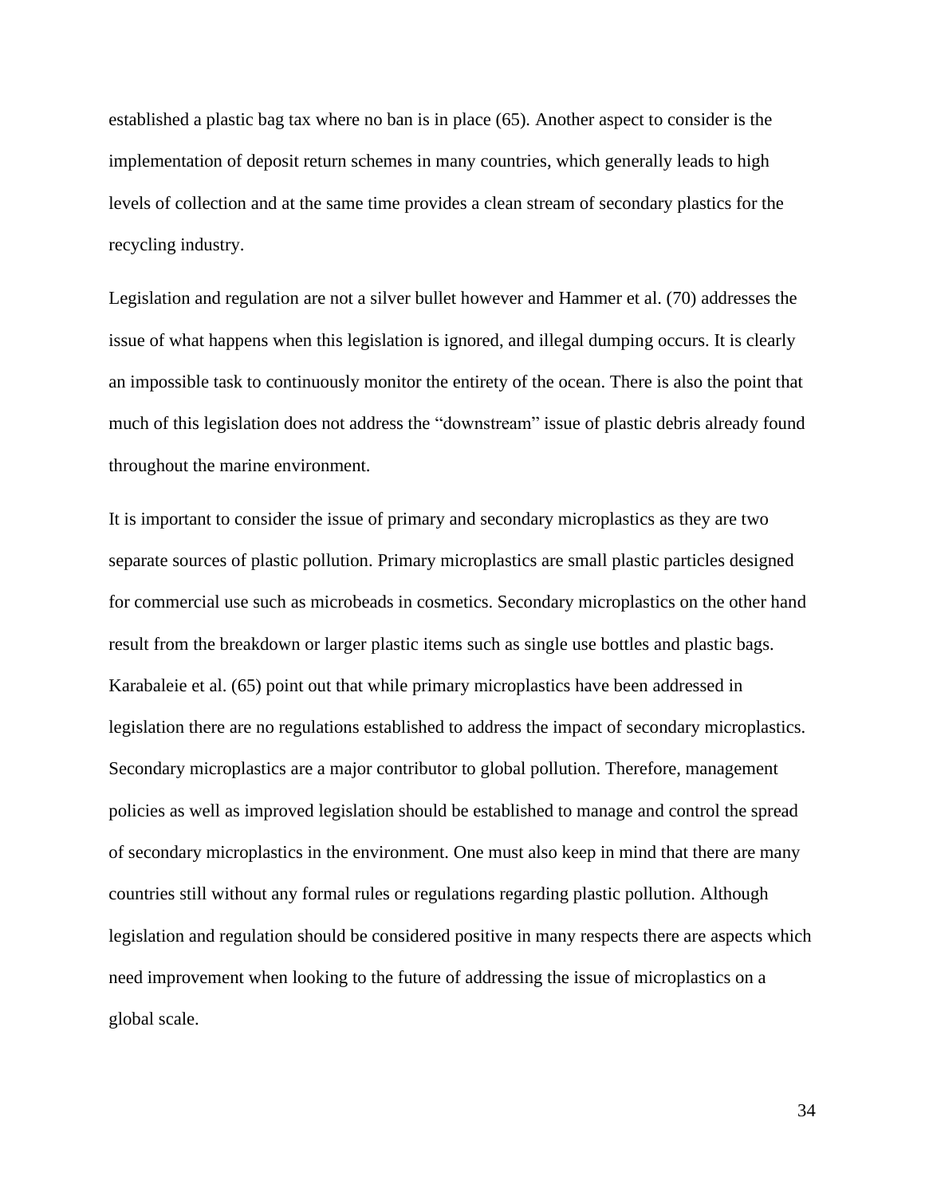established a plastic bag tax where no ban is in place (65). Another aspect to consider is the implementation of deposit return schemes in many countries, which generally leads to high levels of collection and at the same time provides a clean stream of secondary plastics for the recycling industry.

Legislation and regulation are not a silver bullet however and Hammer et al. (70) addresses the issue of what happens when this legislation is ignored, and illegal dumping occurs. It is clearly an impossible task to continuously monitor the entirety of the ocean. There is also the point that much of this legislation does not address the "downstream" issue of plastic debris already found throughout the marine environment.

It is important to consider the issue of primary and secondary microplastics as they are two separate sources of plastic pollution. Primary microplastics are small plastic particles designed for commercial use such as microbeads in cosmetics. Secondary microplastics on the other hand result from the breakdown or larger plastic items such as single use bottles and plastic bags. Karabaleie et al. (65) point out that while primary microplastics have been addressed in legislation there are no regulations established to address the impact of secondary microplastics. Secondary microplastics are a major contributor to global pollution. Therefore, management policies as well as improved legislation should be established to manage and control the spread of secondary microplastics in the environment. One must also keep in mind that there are many countries still without any formal rules or regulations regarding plastic pollution. Although legislation and regulation should be considered positive in many respects there are aspects which need improvement when looking to the future of addressing the issue of microplastics on a global scale.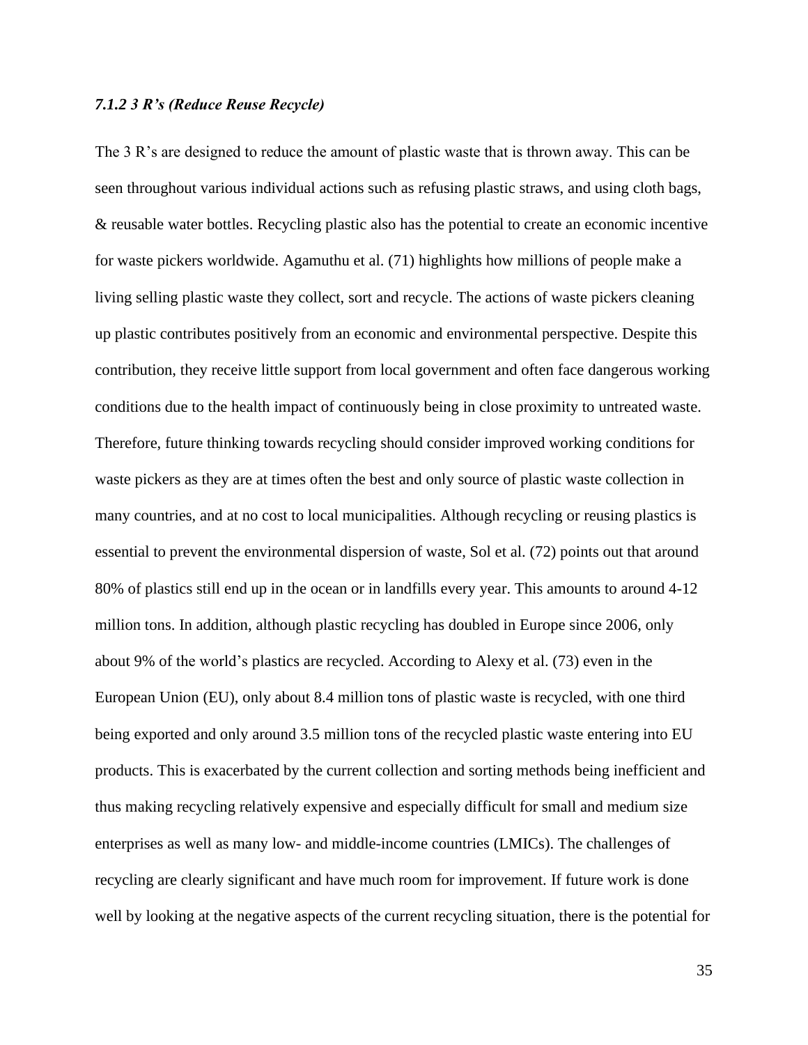#### *7.1.2 3 R's (Reduce Reuse Recycle)*

The 3 R's are designed to reduce the amount of plastic waste that is thrown away. This can be seen throughout various individual actions such as refusing plastic straws, and using cloth bags, & reusable water bottles. Recycling plastic also has the potential to create an economic incentive for waste pickers worldwide. Agamuthu et al. (71) highlights how millions of people make a living selling plastic waste they collect, sort and recycle. The actions of waste pickers cleaning up plastic contributes positively from an economic and environmental perspective. Despite this contribution, they receive little support from local government and often face dangerous working conditions due to the health impact of continuously being in close proximity to untreated waste. Therefore, future thinking towards recycling should consider improved working conditions for waste pickers as they are at times often the best and only source of plastic waste collection in many countries, and at no cost to local municipalities. Although recycling or reusing plastics is essential to prevent the environmental dispersion of waste, Sol et al. (72) points out that around 80% of plastics still end up in the ocean or in landfills every year. This amounts to around 4-12 million tons. In addition, although plastic recycling has doubled in Europe since 2006, only about 9% of the world's plastics are recycled. According to Alexy et al. (73) even in the European Union (EU), only about 8.4 million tons of plastic waste is recycled, with one third being exported and only around 3.5 million tons of the recycled plastic waste entering into EU products. This is exacerbated by the current collection and sorting methods being inefficient and thus making recycling relatively expensive and especially difficult for small and medium size enterprises as well as many low- and middle-income countries (LMICs). The challenges of recycling are clearly significant and have much room for improvement. If future work is done well by looking at the negative aspects of the current recycling situation, there is the potential for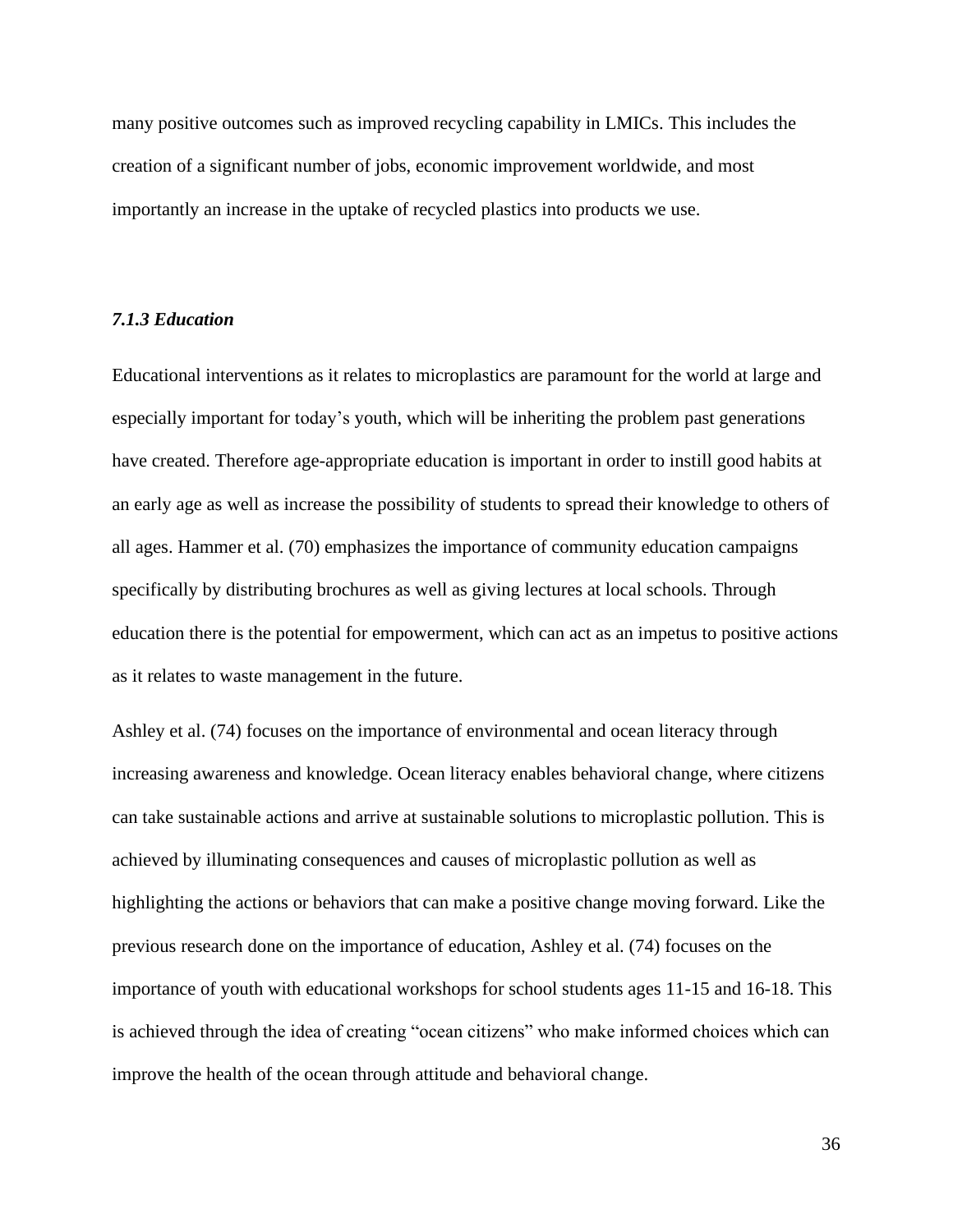many positive outcomes such as improved recycling capability in LMICs. This includes the creation of a significant number of jobs, economic improvement worldwide, and most importantly an increase in the uptake of recycled plastics into products we use.

#### *7.1.3 Education*

Educational interventions as it relates to microplastics are paramount for the world at large and especially important for today's youth, which will be inheriting the problem past generations have created. Therefore age-appropriate education is important in order to instill good habits at an early age as well as increase the possibility of students to spread their knowledge to others of all ages. Hammer et al. (70) emphasizes the importance of community education campaigns specifically by distributing brochures as well as giving lectures at local schools. Through education there is the potential for empowerment, which can act as an impetus to positive actions as it relates to waste management in the future.

Ashley et al. (74) focuses on the importance of environmental and ocean literacy through increasing awareness and knowledge. Ocean literacy enables behavioral change, where citizens can take sustainable actions and arrive at sustainable solutions to microplastic pollution. This is achieved by illuminating consequences and causes of microplastic pollution as well as highlighting the actions or behaviors that can make a positive change moving forward. Like the previous research done on the importance of education, Ashley et al. (74) focuses on the importance of youth with educational workshops for school students ages 11-15 and 16-18. This is achieved through the idea of creating "ocean citizens" who make informed choices which can improve the health of the ocean through attitude and behavioral change.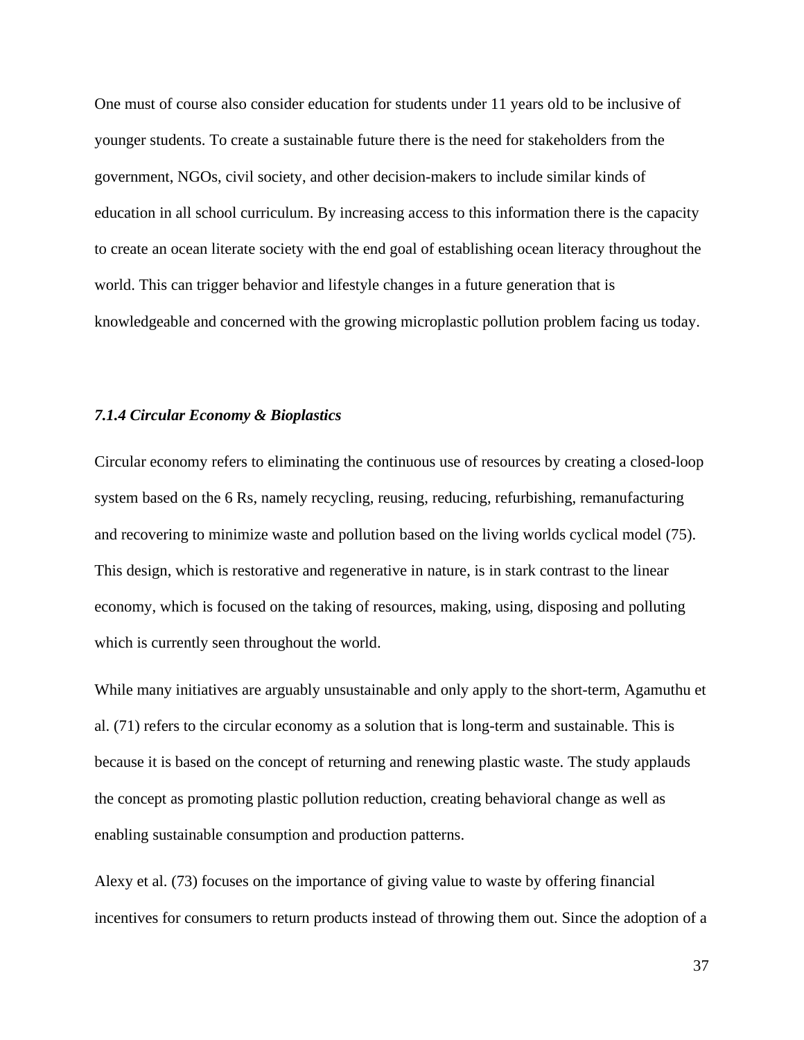One must of course also consider education for students under 11 years old to be inclusive of younger students. To create a sustainable future there is the need for stakeholders from the government, NGOs, civil society, and other decision-makers to include similar kinds of education in all school curriculum. By increasing access to this information there is the capacity to create an ocean literate society with the end goal of establishing ocean literacy throughout the world. This can trigger behavior and lifestyle changes in a future generation that is knowledgeable and concerned with the growing microplastic pollution problem facing us today.

#### *7.1.4 Circular Economy & Bioplastics*

Circular economy refers to eliminating the continuous use of resources by creating a closed-loop system based on the 6 Rs, namely recycling, reusing, reducing, refurbishing, remanufacturing and recovering to minimize waste and pollution based on the living worlds cyclical model (75). This design, which is restorative and regenerative in nature, is in stark contrast to the linear economy, which is focused on the taking of resources, making, using, disposing and polluting which is currently seen throughout the world.

While many initiatives are arguably unsustainable and only apply to the short-term, Agamuthu et al. (71) refers to the circular economy as a solution that is long-term and sustainable. This is because it is based on the concept of returning and renewing plastic waste. The study applauds the concept as promoting plastic pollution reduction, creating behavioral change as well as enabling sustainable consumption and production patterns.

Alexy et al. (73) focuses on the importance of giving value to waste by offering financial incentives for consumers to return products instead of throwing them out. Since the adoption of a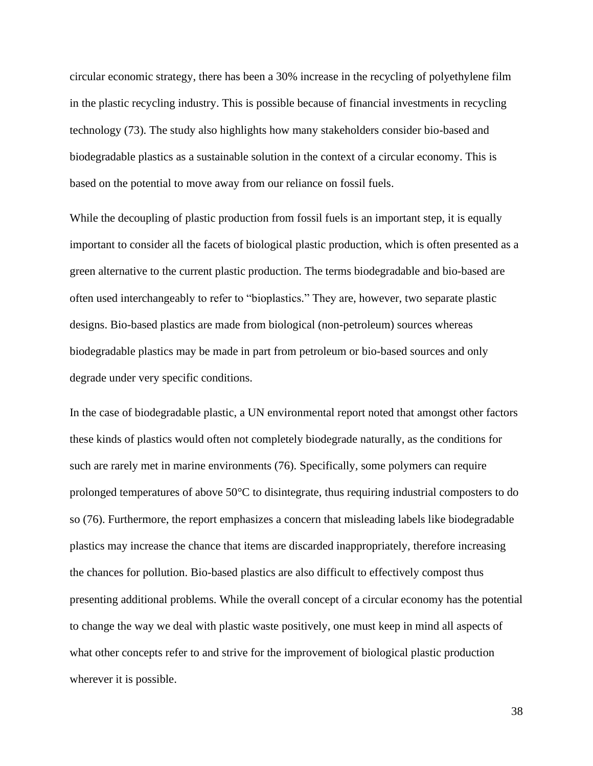circular economic strategy, there has been a 30% increase in the recycling of polyethylene film in the plastic recycling industry. This is possible because of financial investments in recycling technology (73). The study also highlights how many stakeholders consider bio-based and biodegradable plastics as a sustainable solution in the context of a circular economy. This is based on the potential to move away from our reliance on fossil fuels.

While the decoupling of plastic production from fossil fuels is an important step, it is equally important to consider all the facets of biological plastic production, which is often presented as a green alternative to the current plastic production. The terms biodegradable and bio-based are often used interchangeably to refer to "bioplastics." They are, however, two separate plastic designs. Bio-based plastics are made from biological (non-petroleum) sources whereas biodegradable plastics may be made in part from petroleum or bio-based sources and only degrade under very specific conditions.

In the case of biodegradable plastic, a UN environmental report noted that amongst other factors these kinds of plastics would often not completely biodegrade naturally, as the conditions for such are rarely met in marine environments (76). Specifically, some polymers can require prolonged temperatures of above 50°C to disintegrate, thus requiring industrial composters to do so (76). Furthermore, the report emphasizes a concern that misleading labels like biodegradable plastics may increase the chance that items are discarded inappropriately, therefore increasing the chances for pollution. Bio-based plastics are also difficult to effectively compost thus presenting additional problems. While the overall concept of a circular economy has the potential to change the way we deal with plastic waste positively, one must keep in mind all aspects of what other concepts refer to and strive for the improvement of biological plastic production wherever it is possible.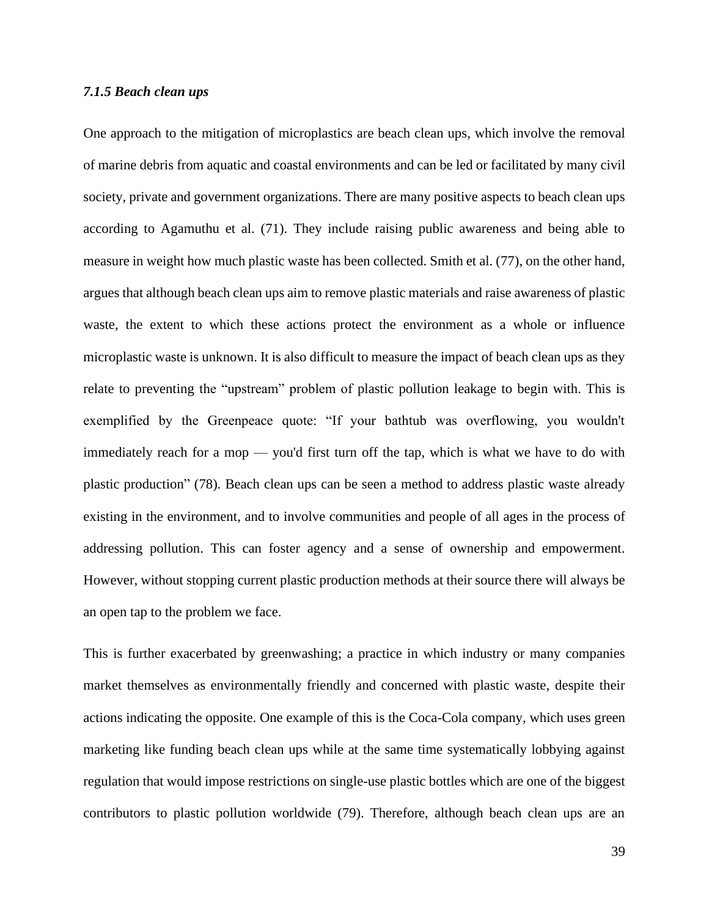#### *7.1.5 Beach clean ups*

One approach to the mitigation of microplastics are beach clean ups, which involve the removal of marine debris from aquatic and coastal environments and can be led or facilitated by many civil society, private and government organizations. There are many positive aspects to beach clean ups according to Agamuthu et al. (71). They include raising public awareness and being able to measure in weight how much plastic waste has been collected. Smith et al. (77), on the other hand, argues that although beach clean ups aim to remove plastic materials and raise awareness of plastic waste, the extent to which these actions protect the environment as a whole or influence microplastic waste is unknown. It is also difficult to measure the impact of beach clean ups as they relate to preventing the "upstream" problem of plastic pollution leakage to begin with. This is exemplified by the Greenpeace quote: "If your bathtub was overflowing, you wouldn't immediately reach for a mop — you'd first turn off the tap, which is what we have to do with plastic production" (78). Beach clean ups can be seen a method to address plastic waste already existing in the environment, and to involve communities and people of all ages in the process of addressing pollution. This can foster agency and a sense of ownership and empowerment. However, without stopping current plastic production methods at their source there will always be an open tap to the problem we face.

This is further exacerbated by greenwashing; a practice in which industry or many companies market themselves as environmentally friendly and concerned with plastic waste, despite their actions indicating the opposite. One example of this is the Coca-Cola company, which uses green marketing like funding beach clean ups while at the same time systematically lobbying against regulation that would impose restrictions on single-use plastic bottles which are one of the biggest contributors to plastic pollution worldwide (79). Therefore, although beach clean ups are an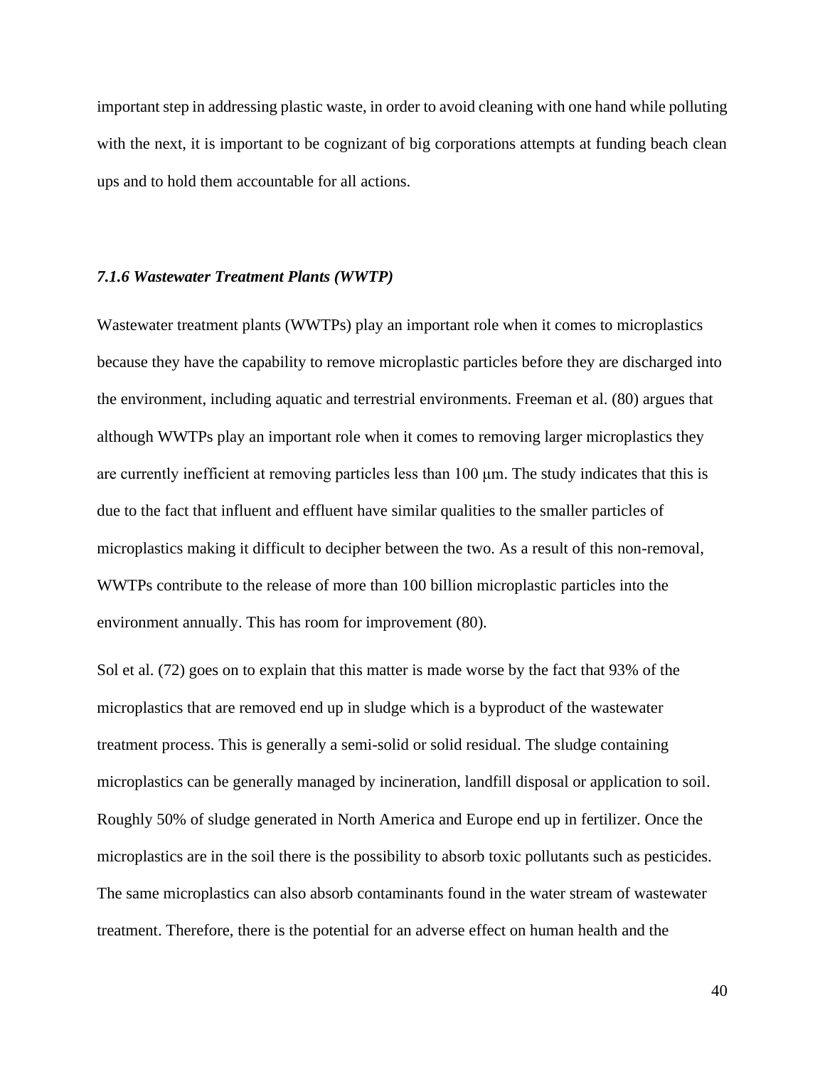important step in addressing plastic waste, in order to avoid cleaning with one hand while polluting with the next, it is important to be cognizant of big corporations attempts at funding beach clean ups and to hold them accountable for all actions.

### *7.1.6 Wastewater Treatment Plants (WWTP)*

Wastewater treatment plants (WWTPs) play an important role when it comes to microplastics because they have the capability to remove microplastic particles before they are discharged into the environment, including aquatic and terrestrial environments. Freeman et al. (80) argues that although WWTPs play an important role when it comes to removing larger microplastics they are currently inefficient at removing particles less than 100 μm. The study indicates that this is due to the fact that influent and effluent have similar qualities to the smaller particles of microplastics making it difficult to decipher between the two. As a result of this non-removal, WWTPs contribute to the release of more than 100 billion microplastic particles into the environment annually. This has room for improvement (80).

Sol et al. (72) goes on to explain that this matter is made worse by the fact that 93% of the microplastics that are removed end up in sludge which is a byproduct of the wastewater treatment process. This is generally a semi-solid or solid residual. The sludge containing microplastics can be generally managed by incineration, landfill disposal or application to soil. Roughly 50% of sludge generated in North America and Europe end up in fertilizer. Once the microplastics are in the soil there is the possibility to absorb toxic pollutants such as pesticides. The same microplastics can also absorb contaminants found in the water stream of wastewater treatment. Therefore, there is the potential for an adverse effect on human health and the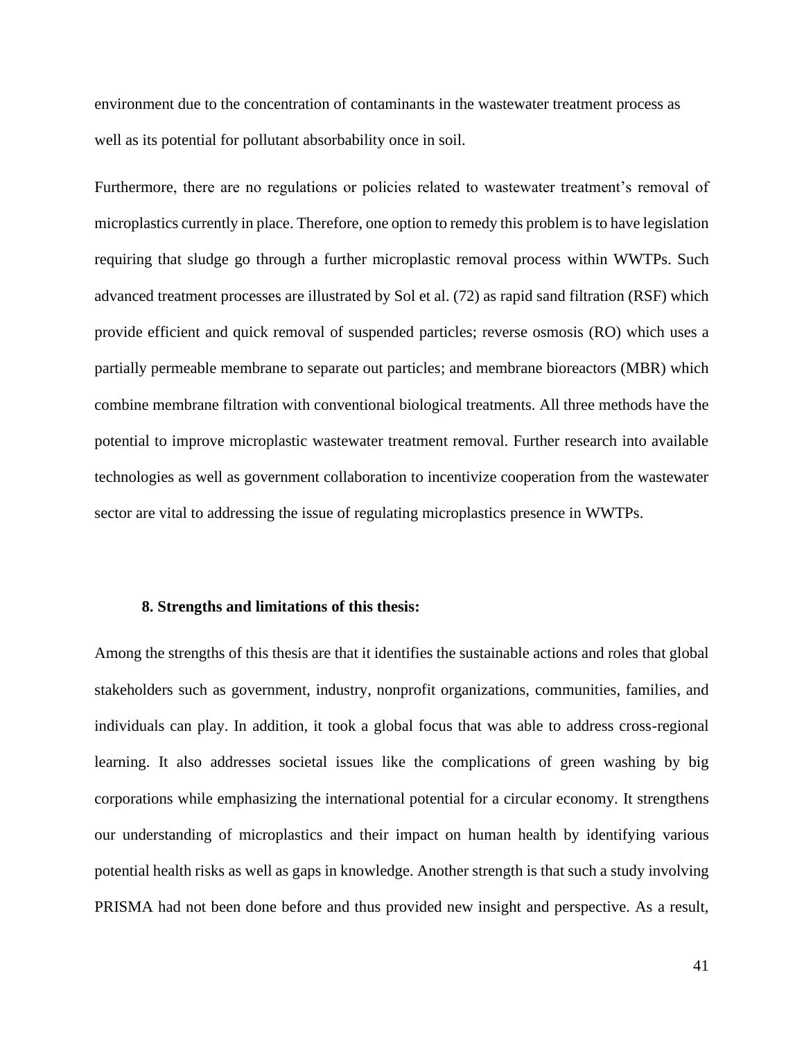environment due to the concentration of contaminants in the wastewater treatment process as well as its potential for pollutant absorbability once in soil.

Furthermore, there are no regulations or policies related to wastewater treatment's removal of microplastics currently in place. Therefore, one option to remedy this problem is to have legislation requiring that sludge go through a further microplastic removal process within WWTPs. Such advanced treatment processes are illustrated by Sol et al. (72) as rapid sand filtration (RSF) which provide efficient and quick removal of suspended particles; reverse osmosis (RO) which uses a partially permeable membrane to separate out particles; and membrane bioreactors (MBR) which combine membrane filtration with conventional biological treatments. All three methods have the potential to improve microplastic wastewater treatment removal. Further research into available technologies as well as government collaboration to incentivize cooperation from the wastewater sector are vital to addressing the issue of regulating microplastics presence in WWTPs.

## 8. Strengths and limitations of this thesis:

Among the strengths of this thesis are that it identifies the sustainable actions and roles that global stakeholders such as government, industry, nonprofit organizations, communities, families, and individuals can play. In addition, it took a global focus that was able to address cross-regional learning. It also addresses societal issues like the complications of green washing by big corporations while emphasizing the international potential for a circular economy. It strengthens our understanding of microplastics and their impact on human health by identifying various potential health risks as well as gaps in knowledge. Another strength is that such a study involving PRISMA had not been done before and thus provided new insight and perspective. As a result,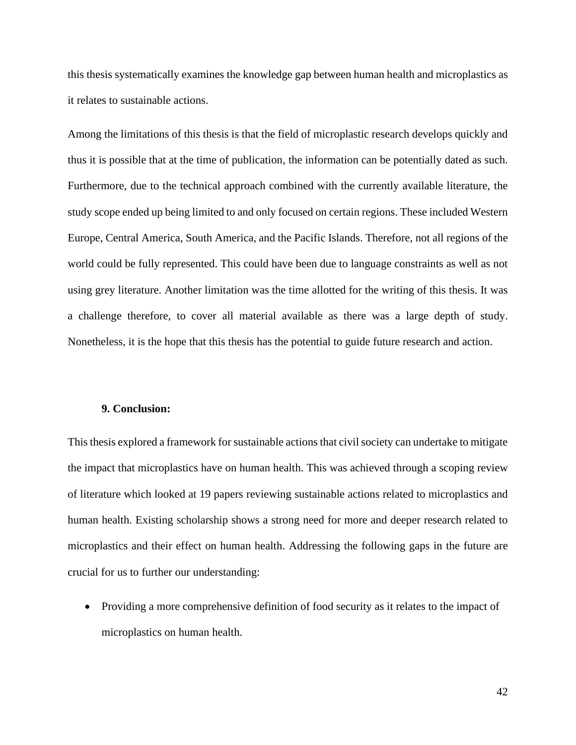this thesis systematically examines the knowledge gap between human health and microplastics as it relates to sustainable actions.

Among the limitations of this thesis is that the field of microplastic research develops quickly and thus it is possible that at the time of publication, the information can be potentially dated as such. Furthermore, due to the technical approach combined with the currently available literature, the study scope ended up being limited to and only focused on certain regions. These included Western Europe, Central America, South America, and the Pacific Islands. Therefore, not all regions of the world could be fully represented. This could have been due to language constraints as well as not using grey literature. Another limitation was the time allotted for the writing of this thesis. It was a challenge therefore, to cover all material available as there was a large depth of study. Nonetheless, it is the hope that this thesis has the potential to guide future research and action.

## 9. Conclusion:

This thesis explored a framework for sustainable actions that civil society can undertake to mitigate the impact that microplastics have on human health. This was achieved through a scoping review of literature which looked at 19 papers reviewing sustainable actions related to microplastics and human health. Existing scholarship shows a strong need for more and deeper research related to microplastics and their effect on human health. Addressing the following gaps in the future are crucial for us to further our understanding:

- Providing a more comprehensive definition of food security as it relates to the impact of microplastics on human health.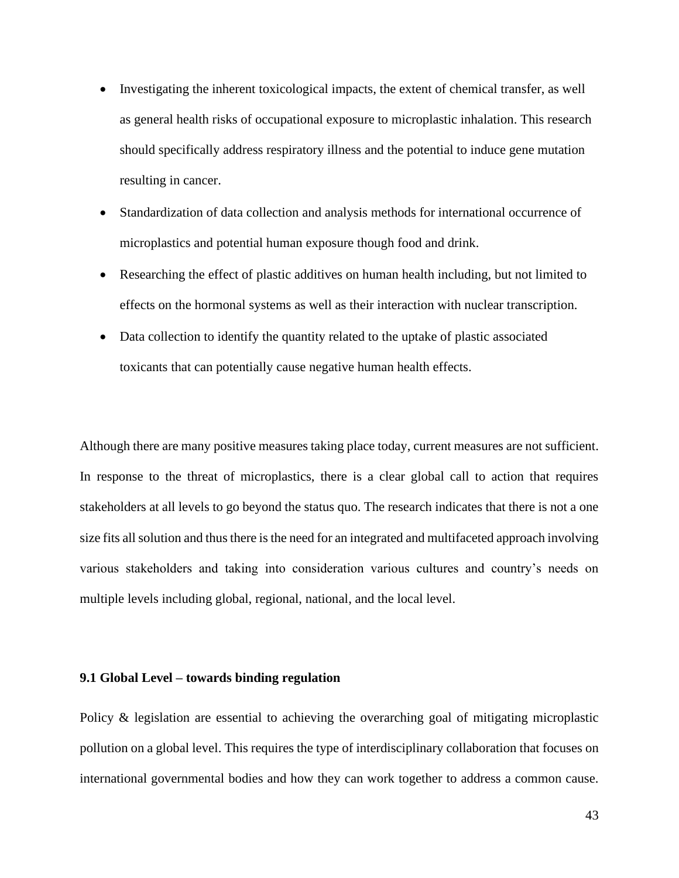- Investigating the inherent toxicological impacts, the extent of chemical transfer, as well as general health risks of occupational exposure to microplastic inhalation. This research should specifically address respiratory illness and the potential to induce gene mutation resulting in cancer.
- Standardization of data collection and analysis methods for international occurrence of microplastics and potential human exposure though food and drink.
- Researching the effect of plastic additives on human health including, but not limited to effects on the hormonal systems as well as their interaction with nuclear transcription.
- Data collection to identify the quantity related to the uptake of plastic associated toxicants that can potentially cause negative human health effects.

Although there are many positive measures taking place today, current measures are not sufficient. In response to the threat of microplastics, there is a clear global call to action that requires stakeholders at all levels to go beyond the status quo. The research indicates that there is not a one size fits all solution and thus there is the need for an integrated and multifaceted approach involving various stakeholders and taking into consideration various cultures and country's needs on multiple levels including global, regional, national, and the local level.

### 9.1 Global Level – towards binding regulation

Policy & legislation are essential to achieving the overarching goal of mitigating microplastic pollution on a global level. This requires the type of interdisciplinary collaboration that focuses on international governmental bodies and how they can work together to address a common cause.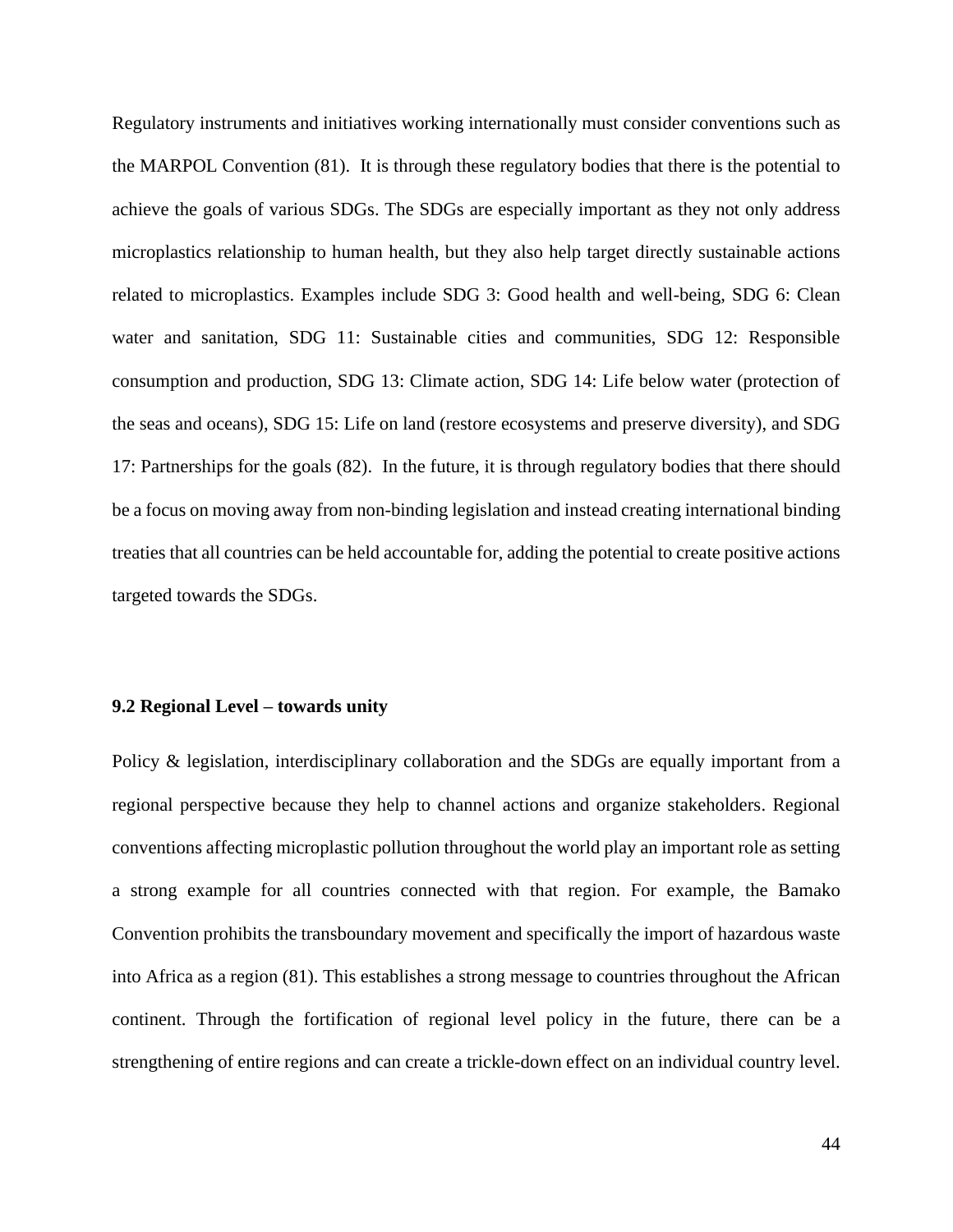Regulatory instruments and initiatives working internationally must consider conventions such as the MARPOL Convention (81). It is through these regulatory bodies that there is the potential to achieve the goals of various SDGs. The SDGs are especially important as they not only address microplastics relationship to human health, but they also help target directly sustainable actions related to microplastics. Examples include SDG 3: Good health and well-being, SDG 6: Clean water and sanitation, SDG 11: Sustainable cities and communities, SDG 12: Responsible consumption and production, SDG 13: Climate action, SDG 14: Life below water (protection of the seas and oceans), SDG 15: Life on land (restore ecosystems and preserve diversity), and SDG 17: Partnerships for the goals (82). In the future, it is through regulatory bodies that there should be a focus on moving away from non-binding legislation and instead creating international binding treaties that all countries can be held accountable for, adding the potential to create positive actions targeted towards the SDGs.

### 9.2 Regional Level – towards unity

Policy & legislation, interdisciplinary collaboration and the SDGs are equally important from a regional perspective because they help to channel actions and organize stakeholders. Regional conventions affecting microplastic pollution throughout the world play an important role as setting a strong example for all countries connected with that region. For example, the Bamako Convention prohibits the transboundary movement and specifically the import of hazardous waste into Africa as a region (81). This establishes a strong message to countries throughout the African continent. Through the fortification of regional level policy in the future, there can be a strengthening of entire regions and can create a trickle-down effect on an individual country level.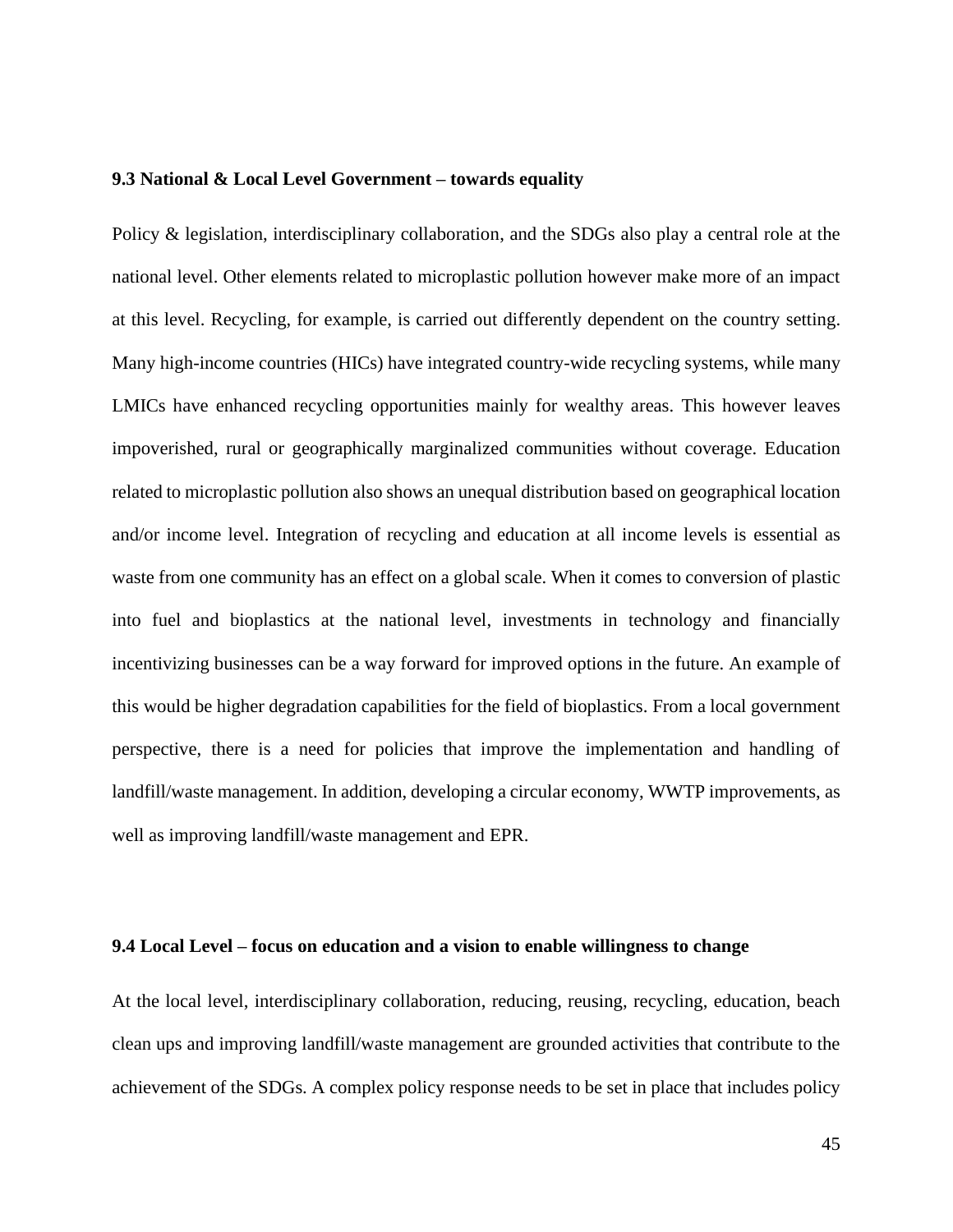### 9.3 National & Local Level Government – towards equality

Policy & legislation, interdisciplinary collaboration, and the SDGs also play a central role at the national level. Other elements related to microplastic pollution however make more of an impact at this level. Recycling, for example, is carried out differently dependent on the country setting. Many high-income countries (HICs) have integrated country-wide recycling systems, while many LMICs have enhanced recycling opportunities mainly for wealthy areas. This however leaves impoverished, rural or geographically marginalized communities without coverage. Education related to microplastic pollution also shows an unequal distribution based on geographical location and/or income level. Integration of recycling and education at all income levels is essential as waste from one community has an effect on a global scale. When it comes to conversion of plastic into fuel and bioplastics at the national level, investments in technology and financially incentivizing businesses can be a way forward for improved options in the future. An example of this would be higher degradation capabilities for the field of bioplastics. From a local government perspective, there is a need for policies that improve the implementation and handling of landfill/waste management. In addition, developing a circular economy, WWTP improvements, as well as improving landfill/waste management and EPR.

### 9.4 Local Level – focus on education and a vision to enable willingness to change

At the local level, interdisciplinary collaboration, reducing, reusing, recycling, education, beach clean ups and improving landfill/waste management are grounded activities that contribute to the achievement of the SDGs. A complex policy response needs to be set in place that includes policy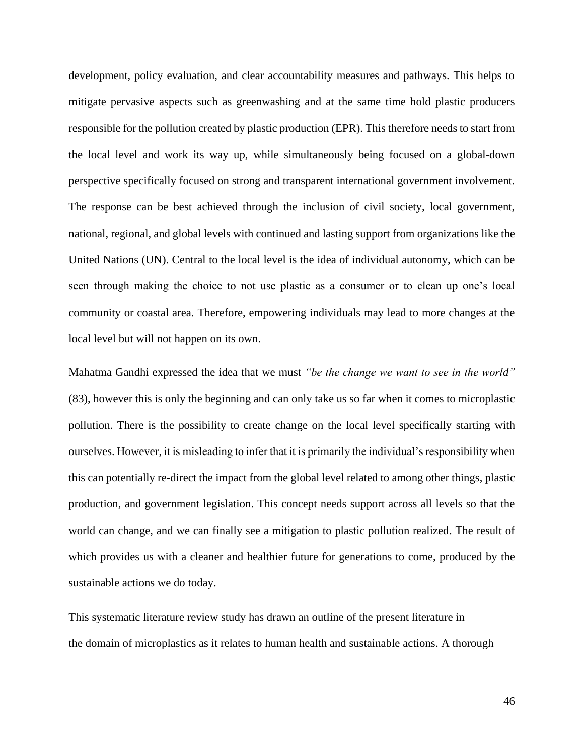development, policy evaluation, and clear accountability measures and pathways. This helps to mitigate pervasive aspects such as greenwashing and at the same time hold plastic producers responsible for the pollution created by plastic production (EPR). This therefore needs to start from the local level and work its way up, while simultaneously being focused on a global-down perspective specifically focused on strong and transparent international government involvement. The response can be best achieved through the inclusion of civil society, local government, national, regional, and global levels with continued and lasting support from organizations like the United Nations (UN). Central to the local level is the idea of individual autonomy, which can be seen through making the choice to not use plastic as a consumer or to clean up one's local community or coastal area. Therefore, empowering individuals may lead to more changes at the local level but will not happen on its own.

Mahatma Gandhi expressed the idea that we must *"be the change we want to see in the world"* (83), however this is only the beginning and can only take us so far when it comes to microplastic pollution. There is the possibility to create change on the local level specifically starting with ourselves. However, it is misleading to infer that it is primarily the individual's responsibility when this can potentially re-direct the impact from the global level related to among other things, plastic production, and government legislation. This concept needs support across all levels so that the world can change, and we can finally see a mitigation to plastic pollution realized. The result of which provides us with a cleaner and healthier future for generations to come, produced by the sustainable actions we do today.

This systematic literature review study has drawn an outline of the present literature in the domain of microplastics as it relates to human health and sustainable actions. A thorough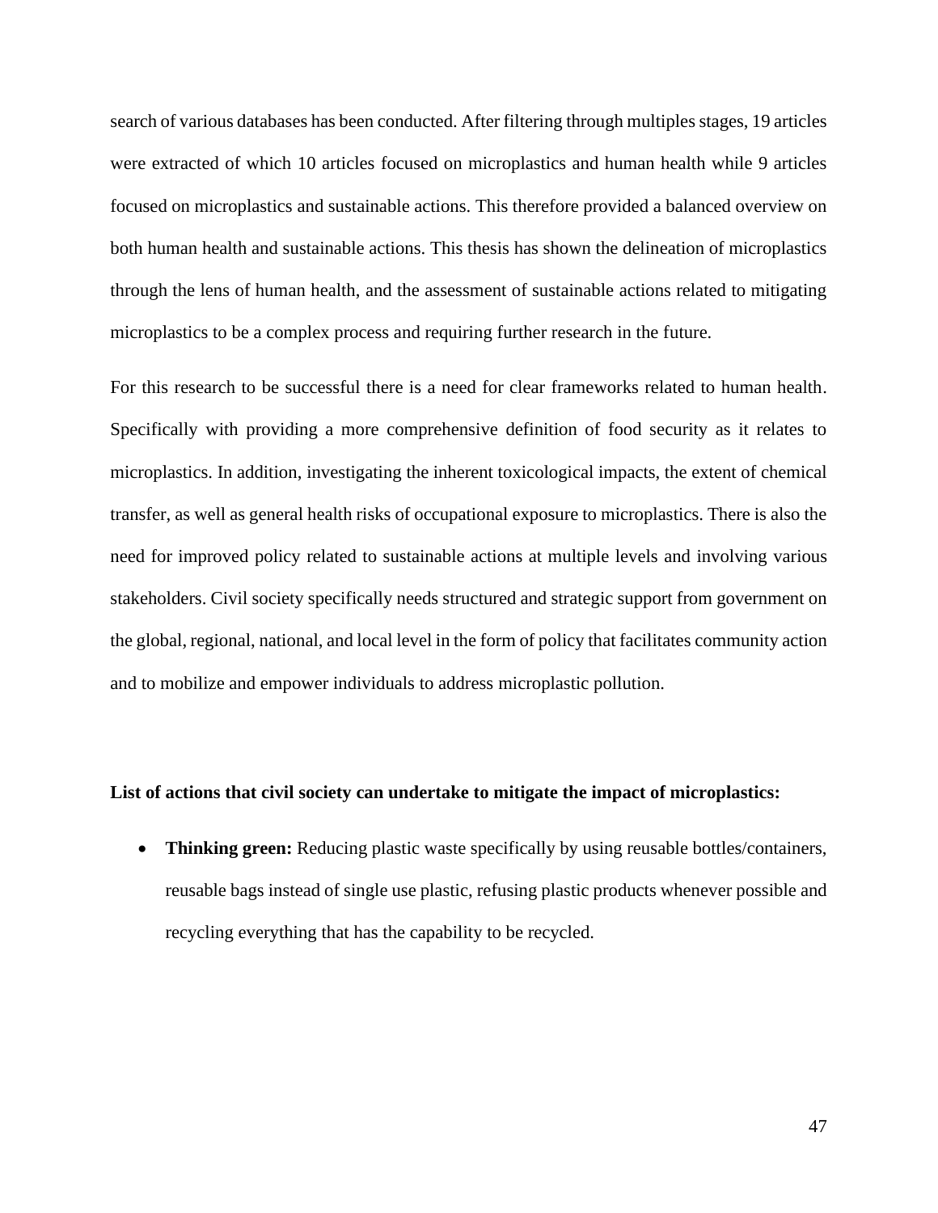search of various databases has been conducted. After filtering through multiples stages, 19 articles were extracted of which 10 articles focused on microplastics and human health while 9 articles focused on microplastics and sustainable actions. This therefore provided a balanced overview on both human health and sustainable actions. This thesis has shown the delineation of microplastics through the lens of human health, and the assessment of sustainable actions related to mitigating microplastics to be a complex process and requiring further research in the future.

For this research to be successful there is a need for clear frameworks related to human health. Specifically with providing a more comprehensive definition of food security as it relates to microplastics. In addition, investigating the inherent toxicological impacts, the extent of chemical transfer, as well as general health risks of occupational exposure to microplastics. There is also the need for improved policy related to sustainable actions at multiple levels and involving various stakeholders. Civil society specifically needs structured and strategic support from government on the global, regional, national, and local level in the form of policy that facilitates community action and to mobilize and empower individuals to address microplastic pollution.

**List of actions that civil society can undertake to mitigate the impact of microplastics:**

- **Thinking green:** Reducing plastic waste specifically by using reusable bottles/containers, reusable bags instead of single use plastic, refusing plastic products whenever possible and recycling everything that has the capability to be recycled.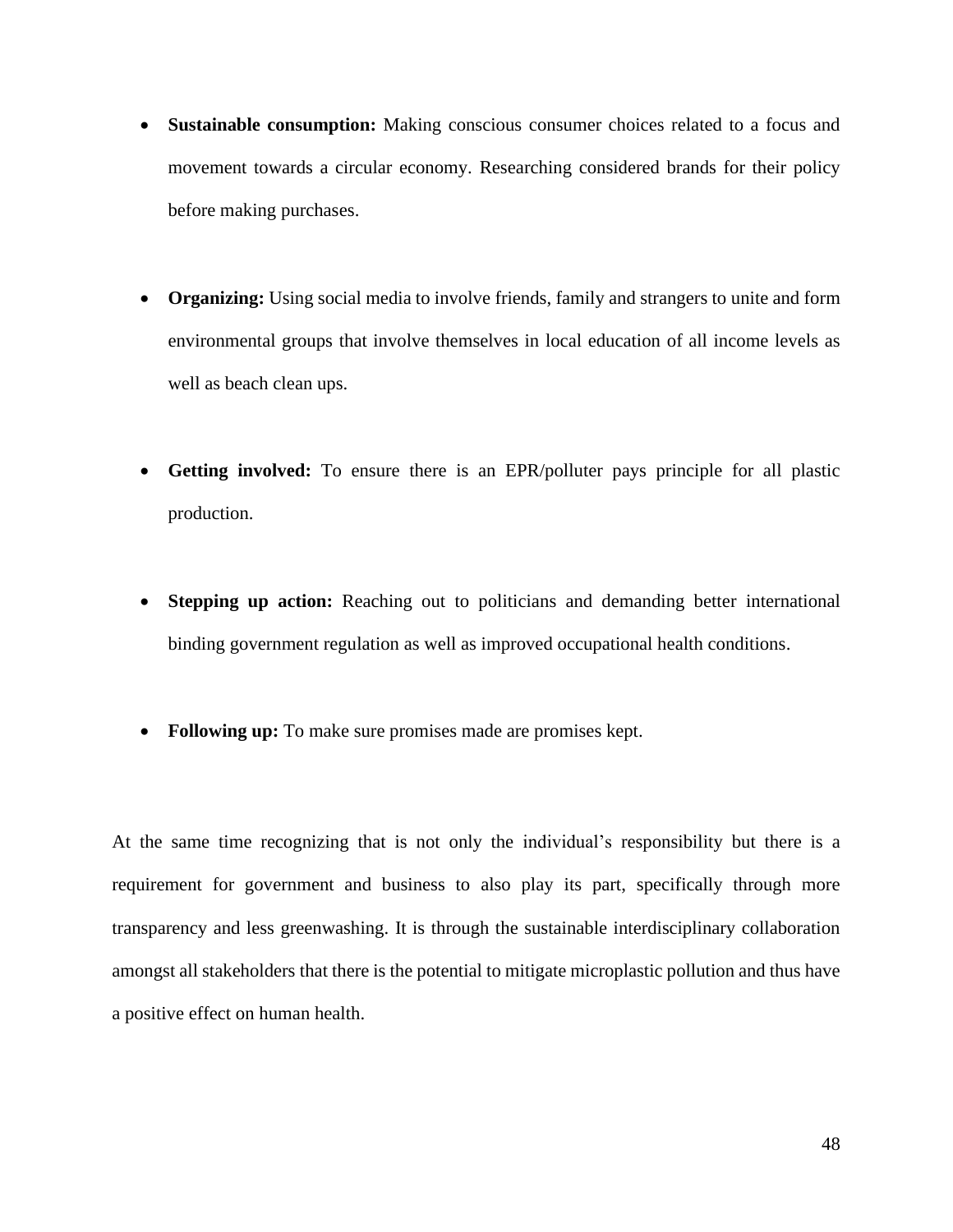- **Sustainable consumption:** Making conscious consumer choices related to a focus and movement towards a circular economy. Researching considered brands for their policy before making purchases.

- **Organizing:** Using social media to involve friends, family and strangers to unite and form environmental groups that involve themselves in local education of all income levels as well as beach clean ups.

- **Getting involved:** To ensure there is an EPR/polluter pays principle for all plastic production.

- **Stepping up action:** Reaching out to politicians and demanding better international binding government regulation as well as improved occupational health conditions.

- **Following up:** To make sure promises made are promises kept.

At the same time recognizing that is not only the individual's responsibility but there is a requirement for government and business to also play its part, specifically through more transparency and less greenwashing. It is through the sustainable interdisciplinary collaboration amongst all stakeholders that there is the potential to mitigate microplastic pollution and thus have a positive effect on human health.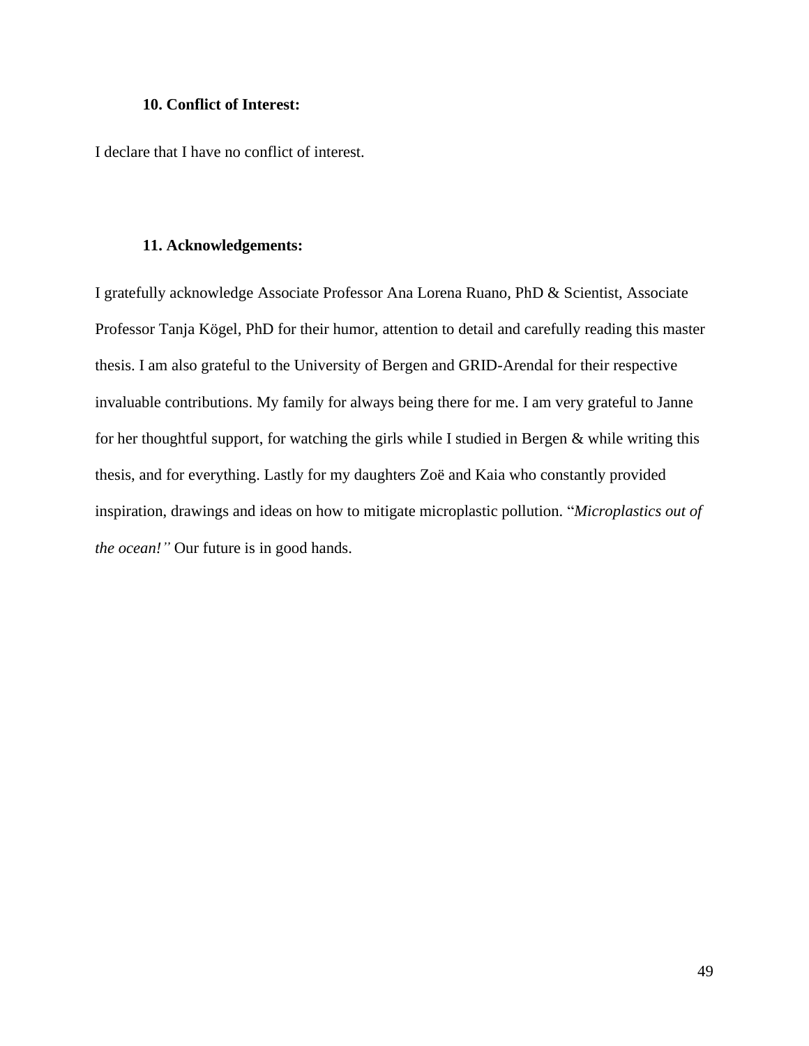## 10. Conflict of Interest:

I declare that I have no conflict of interest.

## 11. Acknowledgements:

I gratefully acknowledge Associate Professor Ana Lorena Ruano, PhD & Scientist, Associate Professor Tanja Kögel, PhD for their humor, attention to detail and carefully reading this master thesis. I am also grateful to the University of Bergen and GRID-Arendal for their respective invaluable contributions. My family for always being there for me. I am very grateful to Janne for her thoughtful support, for watching the girls while I studied in Bergen & while writing this thesis, and for everything. Lastly for my daughters Zoë and Kaia who constantly provided inspiration, drawings and ideas on how to mitigate microplastic pollution. "*Microplastics out of the ocean!"* Our future is in good hands.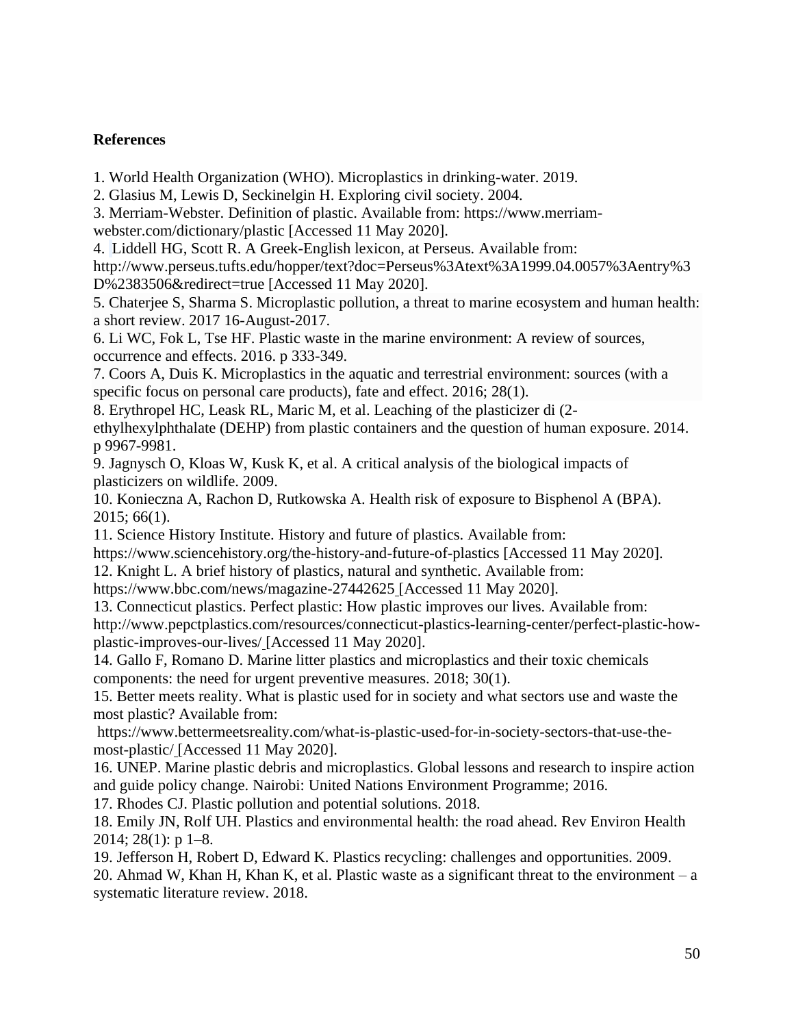**References**

1. World Health Organization (WHO). Microplastics in drinking-water. 2019.
2. Glasius M, Lewis D, Seckinelgin H. Exploring civil society. 2004.
3. Merriam-Webster. Definition of plastic. Available from: https://www.merriam-webster.com/dictionary/plastic [Accessed 11 May 2020].
4. Liddell HG, Scott R. A Greek-English lexicon, at Perseus. Available from: http://www.perseus.tufts.edu/hopper/text?doc=Perseus%3Atext%3A1999.04.0057%3Aentry%3D%2383506&redirect=true [Accessed 11 May 2020].
5. Chaterjee S, Sharma S. Microplastic pollution, a threat to marine ecosystem and human health: a short review. 2017 16-August-2017.
6. Li WC, Fok L, Tse HF. Plastic waste in the marine environment: A review of sources, occurrence and effects. 2016. p 333-349.
7. Coors A, Duis K. Microplastics in the aquatic and terrestrial environment: sources (with a specific focus on personal care products), fate and effect. 2016; 28(1).
8. Erythropel HC, Leask RL, Maric M, et al. Leaching of the plasticizer di (2-ethylhexylphthalate (DEHP) from plastic containers and the question of human exposure. 2014. p 9967-9981.
9. Jagnysch O, Kloas W, Kusk K, et al. A critical analysis of the biological impacts of plasticizers on wildlife. 2009.
10. Konieczna A, Rachon D, Rutkowska A. Health risk of exposure to Bisphenol A (BPA). 2015; 66(1).
11. Science History Institute. History and future of plastics. Available from: https://www.sciencehistory.org/the-history-and-future-of-plastics [Accessed 11 May 2020].
12. Knight L. A brief history of plastics, natural and synthetic. Available from: https://www.bbc.com/news/magazine-27442625 [Accessed 11 May 2020].
13. Connecticut plastics. Perfect plastic: How plastic improves our lives. Available from: http://www.pepctplastics.com/resources/connecticut-plastics-learning-center/perfect-plastic-how-plastic-improves-our-lives/ [Accessed 11 May 2020].
14. Gallo F, Romano D. Marine litter plastics and microplastics and their toxic chemicals components: the need for urgent preventive measures. 2018; 30(1).
15. Better meets reality. What is plastic used for in society and what sectors use and waste the most plastic? Available from: https://www.bettermeetsreality.com/what-is-plastic-used-for-in-society-sectors-that-use-the-most-plastic/ [Accessed 11 May 2020].
16. UNEP. Marine plastic debris and microplastics. Global lessons and research to inspire action and guide policy change. Nairobi: United Nations Environment Programme; 2016.
17. Rhodes CJ. Plastic pollution and potential solutions. 2018.
18. Emily JN, Rolf UH. Plastics and environmental health: the road ahead. Rev Environ Health 2014; 28(1): p 1–8.
19. Jefferson H, Robert D, Edward K. Plastics recycling: challenges and opportunities. 2009.
20. Ahmad W, Khan H, Khan K, et al. Plastic waste as a significant threat to the environment – a systematic literature review. 2018.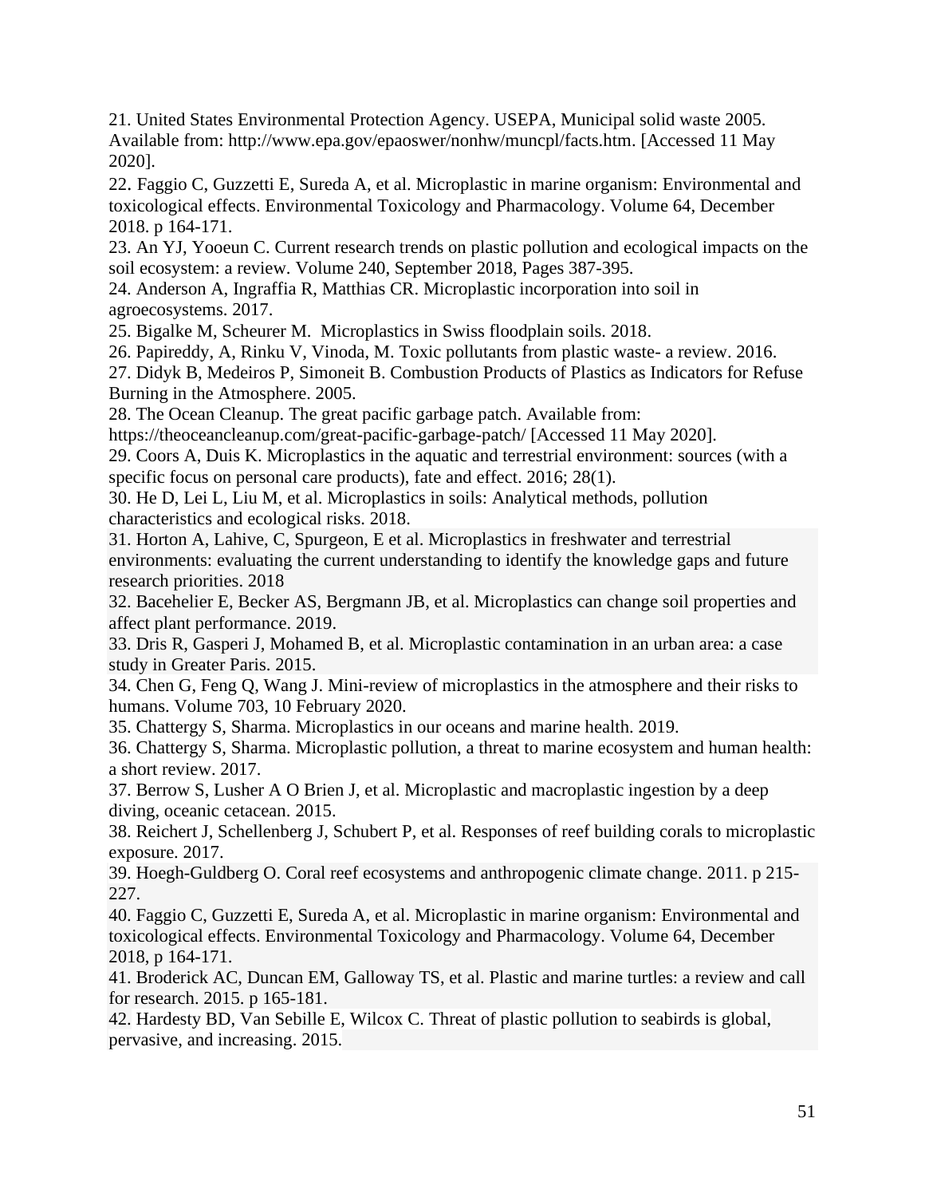21. United States Environmental Protection Agency. USEPA, Municipal solid waste 2005. Available from: http://www.epa.gov/epaoswer/nonhw/muncpl/facts.htm. [Accessed 11 May 2020].

22. Faggio C, Guzzetti E, Sureda A, et al. Microplastic in marine organism: Environmental and toxicological effects. Environmental Toxicology and Pharmacology. Volume 64, December 2018. p 164-171.

23. An YJ, Yooeun C. Current research trends on plastic pollution and ecological impacts on the soil ecosystem: a review. Volume 240, September 2018, Pages 387-395.

24. Anderson A, Ingraffia R, Matthias CR. Microplastic incorporation into soil in agroecosystems. 2017.

25. Bigalke M, Scheurer M. Microplastics in Swiss floodplain soils. 2018.

26. Papireddy, A, Rinku V, Vinoda, M. Toxic pollutants from plastic waste- a review. 2016.

27. Didyk B, Medeiros P, Simoneit B. Combustion Products of Plastics as Indicators for Refuse Burning in the Atmosphere. 2005.

28. The Ocean Cleanup. The great pacific garbage patch. Available from: https://theoceancleanup.com/great-pacific-garbage-patch/ [Accessed 11 May 2020].

29. Coors A, Duis K. Microplastics in the aquatic and terrestrial environment: sources (with a specific focus on personal care products), fate and effect. 2016; 28(1).

30. He D, Lei L, Liu M, et al. Microplastics in soils: Analytical methods, pollution characteristics and ecological risks. 2018.

31. Horton A, Lahive, C, Spurgeon, E et al. Microplastics in freshwater and terrestrial environments: evaluating the current understanding to identify the knowledge gaps and future research priorities. 2018

32. Bacehelier E, Becker AS, Bergmann JB, et al. Microplastics can change soil properties and affect plant performance. 2019.

33. Dris R, Gasperi J, Mohamed B, et al. Microplastic contamination in an urban area: a case study in Greater Paris. 2015.

34. Chen G, Feng Q, Wang J. Mini-review of microplastics in the atmosphere and their risks to humans. Volume 703, 10 February 2020.

35. Chattergy S, Sharma. Microplastics in our oceans and marine health. 2019.

36. Chattergy S, Sharma. Microplastic pollution, a threat to marine ecosystem and human health: a short review. 2017.

37. Berrow S, Lusher A O Brien J, et al. Microplastic and macroplastic ingestion by a deep diving, oceanic cetacean. 2015.

38. Reichert J, Schellenberg J, Schubert P, et al. Responses of reef building corals to microplastic exposure. 2017.

39. Hoegh-Guldberg O. Coral reef ecosystems and anthropogenic climate change. 2011. p 215-227.

40. Faggio C, Guzzetti E, Sureda A, et al. Microplastic in marine organism: Environmental and toxicological effects. Environmental Toxicology and Pharmacology. Volume 64, December 2018, p 164-171.

41. Broderick AC, Duncan EM, Galloway TS, et al. Plastic and marine turtles: a review and call for research. 2015. p 165-181.

42. Hardesty BD, Van Sebille E, Wilcox C. Threat of plastic pollution to seabirds is global, pervasive, and increasing. 2015.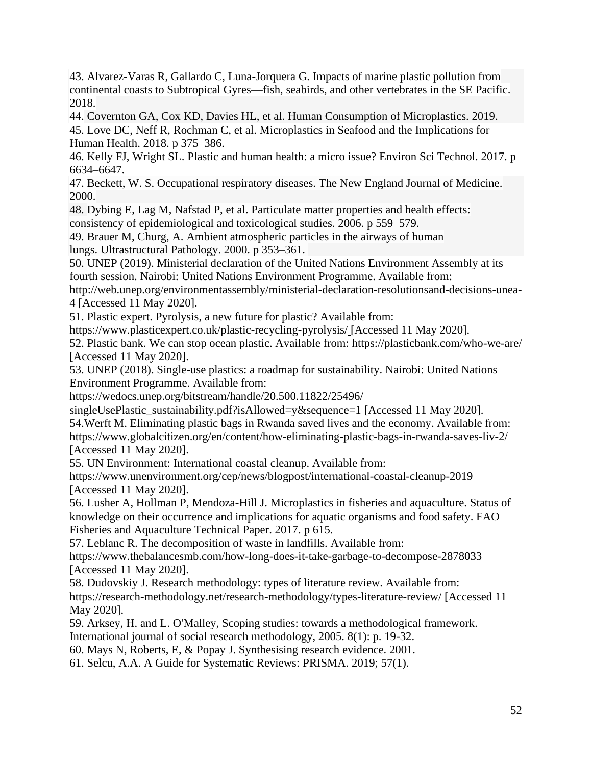43. Alvarez-Varas R, Gallardo C, Luna-Jorquera G. Impacts of marine plastic pollution from continental coasts to Subtropical Gyres—fish, seabirds, and other vertebrates in the SE Pacific. 2018.
44. Covernton GA, Cox KD, Davies HL, et al. Human Consumption of Microplastics. 2019.
45. Love DC, Neff R, Rochman C, et al. Microplastics in Seafood and the Implications for Human Health. 2018. p 375–386.
46. Kelly FJ, Wright SL. Plastic and human health: a micro issue? Environ Sci Technol. 2017. p 6634–6647.
47. Beckett, W. S. Occupational respiratory diseases. The New England Journal of Medicine. 2000.
48. Dybing E, Lag M, Nafstad P, et al. Particulate matter properties and health effects: consistency of epidemiological and toxicological studies. 2006. p 559–579.
49. Brauer M, Churg, A. Ambient atmospheric particles in the airways of human lungs. Ultrastructural Pathology. 2000. p 353–361.
50. UNEP (2019). Ministerial declaration of the United Nations Environment Assembly at its fourth session. Nairobi: United Nations Environment Programme. Available from: http://web.unep.org/environmentassembly/ministerial-declaration-resolutionsand-decisions-unea-4 [Accessed 11 May 2020].
51. Plastic expert. Pyrolysis, a new future for plastic? Available from: https://www.plasticexpert.co.uk/plastic-recycling-pyrolysis/ [Accessed 11 May 2020].
52. Plastic bank. We can stop ocean plastic. Available from: https://plasticbank.com/who-we-are/ [Accessed 11 May 2020].
53. UNEP (2018). Single-use plastics: a roadmap for sustainability. Nairobi: United Nations Environment Programme. Available from: https://wedocs.unep.org/bitstream/handle/20.500.11822/25496/singleUsePlastic_sustainability.pdf?isAllowed=y&sequence=1 [Accessed 11 May 2020].
54.Werft M. Eliminating plastic bags in Rwanda saved lives and the economy. Available from: https://www.globalcitizen.org/en/content/how-eliminating-plastic-bags-in-rwanda-saves-liv-2/ [Accessed 11 May 2020].
55. UN Environment: International coastal cleanup. Available from: https://www.unenvironment.org/cep/news/blogpost/international-coastal-cleanup-2019 [Accessed 11 May 2020].
56. Lusher A, Hollman P, Mendoza-Hill J. Microplastics in fisheries and aquaculture. Status of knowledge on their occurrence and implications for aquatic organisms and food safety. FAO Fisheries and Aquaculture Technical Paper. 2017. p 615.
57. Leblanc R. The decomposition of waste in landfills. Available from: https://www.thebalancesmb.com/how-long-does-it-take-garbage-to-decompose-2878033 [Accessed 11 May 2020].
58. Dudovskiy J. Research methodology: types of literature review. Available from: https://research-methodology.net/research-methodology/types-literature-review/ [Accessed 11 May 2020].
59. Arksey, H. and L. O'Malley, Scoping studies: towards a methodological framework. International journal of social research methodology, 2005. 8(1): p. 19-32.
60. Mays N, Roberts, E, & Popay J. Synthesising research evidence. 2001.
61. Selcu, A.A. A Guide for Systematic Reviews: PRISMA. 2019; 57(1).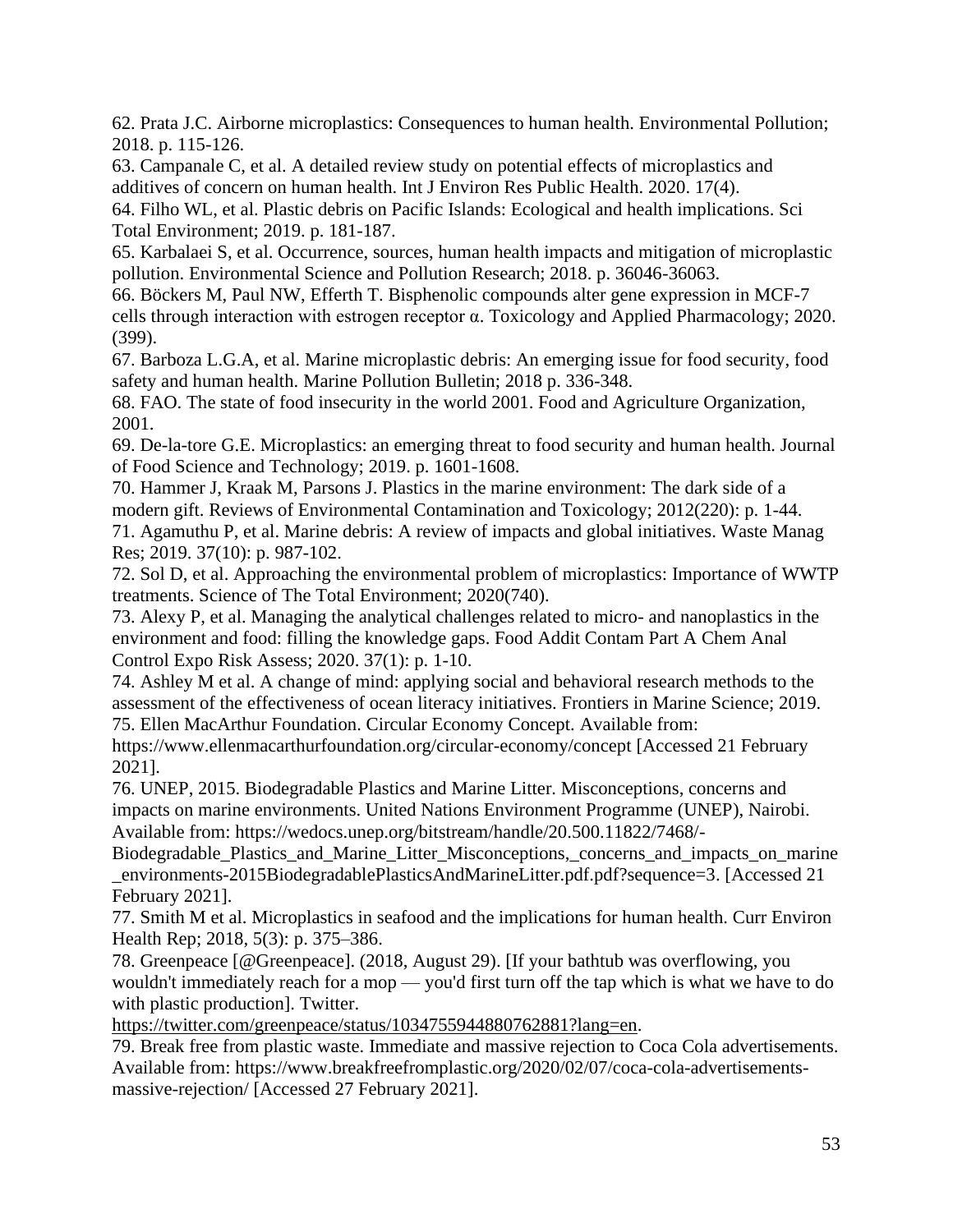62. Prata J.C. Airborne microplastics: Consequences to human health. Environmental Pollution; 2018. p. 115-126.
63. Campanale C, et al. A detailed review study on potential effects of microplastics and additives of concern on human health. Int J Environ Res Public Health. 2020. 17(4).
64. Filho WL, et al. Plastic debris on Pacific Islands: Ecological and health implications. Sci Total Environment; 2019. p. 181-187.
65. Karbalaei S, et al. Occurrence, sources, human health impacts and mitigation of microplastic pollution. Environmental Science and Pollution Research; 2018. p. 36046-36063.
66. Böckers M, Paul NW, Efferth T. Bisphenolic compounds alter gene expression in MCF-7 cells through interaction with estrogen receptor α. Toxicology and Applied Pharmacology; 2020. (399).
67. Barboza L.G.A, et al. Marine microplastic debris: An emerging issue for food security, food safety and human health. Marine Pollution Bulletin; 2018 p. 336-348.
68. FAO. The state of food insecurity in the world 2001. Food and Agriculture Organization, 2001.
69. De-la-tore G.E. Microplastics: an emerging threat to food security and human health. Journal of Food Science and Technology; 2019. p. 1601-1608.
70. Hammer J, Kraak M, Parsons J. Plastics in the marine environment: The dark side of a modern gift. Reviews of Environmental Contamination and Toxicology; 2012(220): p. 1-44.
71. Agamuthu P, et al. Marine debris: A review of impacts and global initiatives. Waste Manag Res; 2019. 37(10): p. 987-102.
72. Sol D, et al. Approaching the environmental problem of microplastics: Importance of WWTP treatments. Science of The Total Environment; 2020(740).
73. Alexy P, et al. Managing the analytical challenges related to micro- and nanoplastics in the environment and food: filling the knowledge gaps. Food Addit Contam Part A Chem Anal Control Expo Risk Assess; 2020. 37(1): p. 1-10.
74. Ashley M et al. A change of mind: applying social and behavioral research methods to the assessment of the effectiveness of ocean literacy initiatives. Frontiers in Marine Science; 2019.
75. Ellen MacArthur Foundation. Circular Economy Concept. Available from: https://www.ellenmacarthurfoundation.org/circular-economy/concept [Accessed 21 February 2021].
76. UNEP, 2015. Biodegradable Plastics and Marine Litter. Misconceptions, concerns and impacts on marine environments. United Nations Environment Programme (UNEP), Nairobi. Available from: https://wedocs.unep.org/bitstream/handle/20.500.11822/7468/-Biodegradable_Plastics_and_Marine_Litter_Misconceptions,_concerns_and_impacts_on_marine_environments-2015BiodegradablePlasticsAndMarineLitter.pdf.pdf?sequence=3. [Accessed 21 February 2021].
77. Smith M et al. Microplastics in seafood and the implications for human health. Curr Environ Health Rep; 2018, 5(3): p. 375–386.
78. Greenpeace [@Greenpeace]. (2018, August 29). [If your bathtub was overflowing, you wouldn't immediately reach for a mop — you'd first turn off the tap which is what we have to do with plastic production]. Twitter. https://twitter.com/greenpeace/status/1034755944880762881?lang=en.
79. Break free from plastic waste. Immediate and massive rejection to Coca Cola advertisements. Available from: https://www.breakfreefromplastic.org/2020/02/07/coca-cola-advertisements-massive-rejection/ [Accessed 27 February 2021].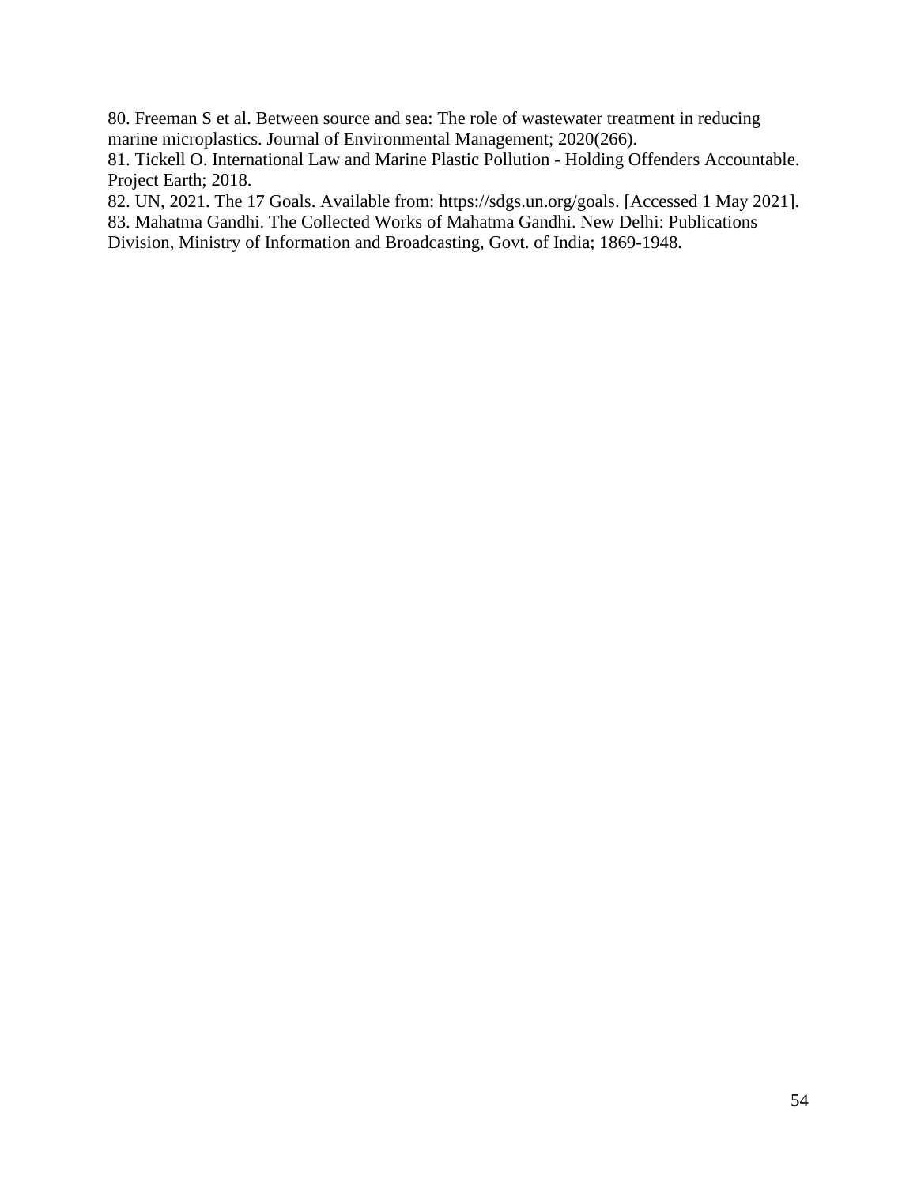80. Freeman S et al. Between source and sea: The role of wastewater treatment in reducing marine microplastics. Journal of Environmental Management; 2020(266).

81. Tickell O. International Law and Marine Plastic Pollution - Holding Offenders Accountable. Project Earth; 2018.

82. UN, 2021. The 17 Goals. Available from: https://sdgs.un.org/goals. [Accessed 1 May 2021].

83. Mahatma Gandhi. The Collected Works of Mahatma Gandhi. New Delhi: Publications Division, Ministry of Information and Broadcasting, Govt. of India; 1869-1948.